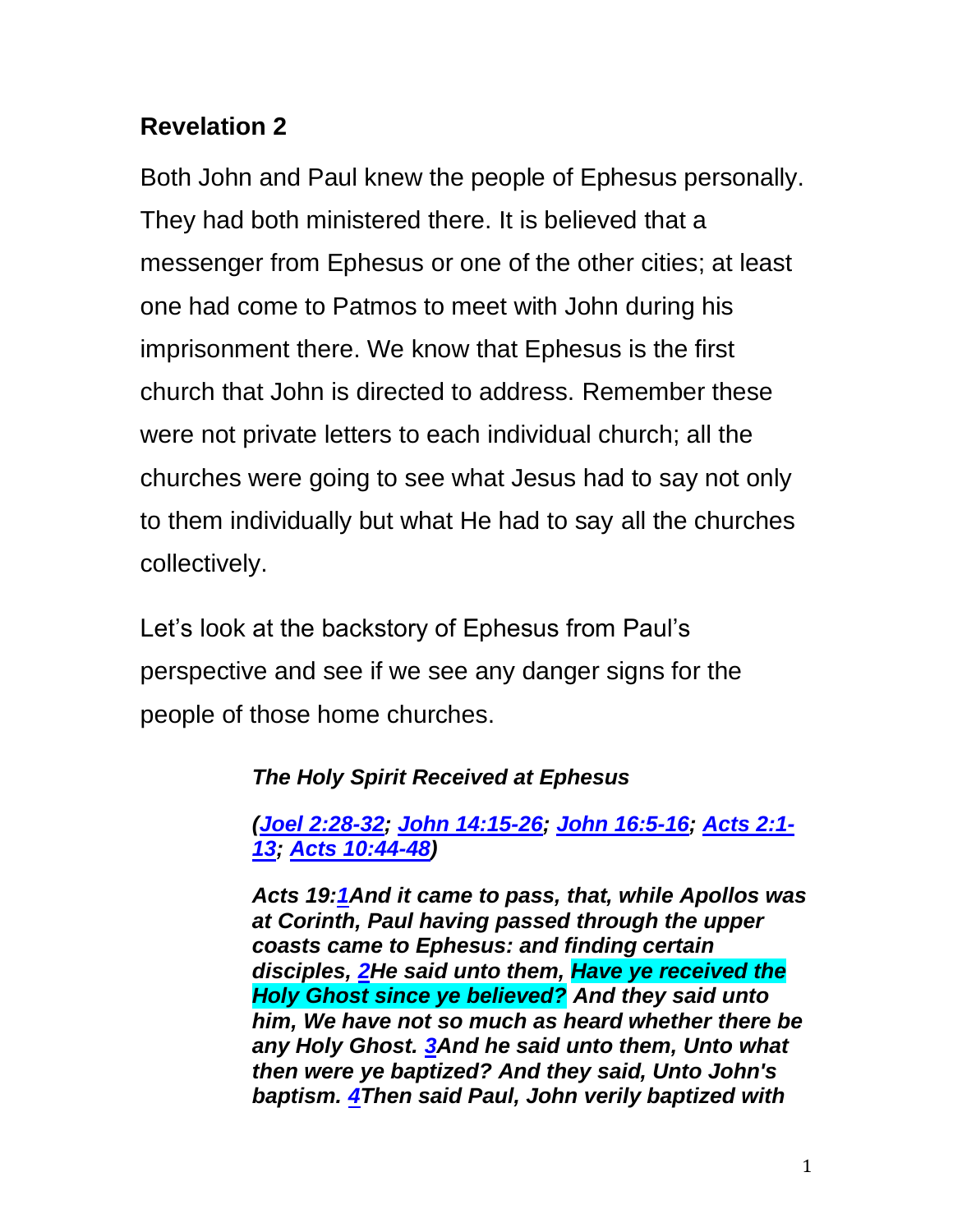## Revelation 2

Both John and Paul knew the people of Ephesus personally. They had both ministered there. It is believed that a messenger from Ephesus or one of the other cities; at least one had come to Patmos to meet with John during his imprisonment there. We know that Ephesus is the first church that John is directed to address. Remember these were not private letters to each individual church; all the churches were going to see what Jesus had to say not only to them individually but what He had to say all the churches collectively.

Let's look at the backstory of Ephesus from Paul's perspective and see if we see any danger signs for the people of those home churches.

> ***The Holy Spirit Received at Ephesus***
>
> ***(Joel 2:28-32; John 14:15-26; John 16:5-16; Acts 2:1-13; Acts 10:44-48)***
>
> ***Acts 19:1And it came to pass, that, while Apollos was at Corinth, Paul having passed through the upper coasts came to Ephesus: and finding certain disciples, 2He said unto them, Have ye received the Holy Ghost since ye believed? And they said unto him, We have not so much as heard whether there be any Holy Ghost. 3And he said unto them, Unto what then were ye baptized? And they said, Unto John's baptism. 4Then said Paul, John verily baptized with***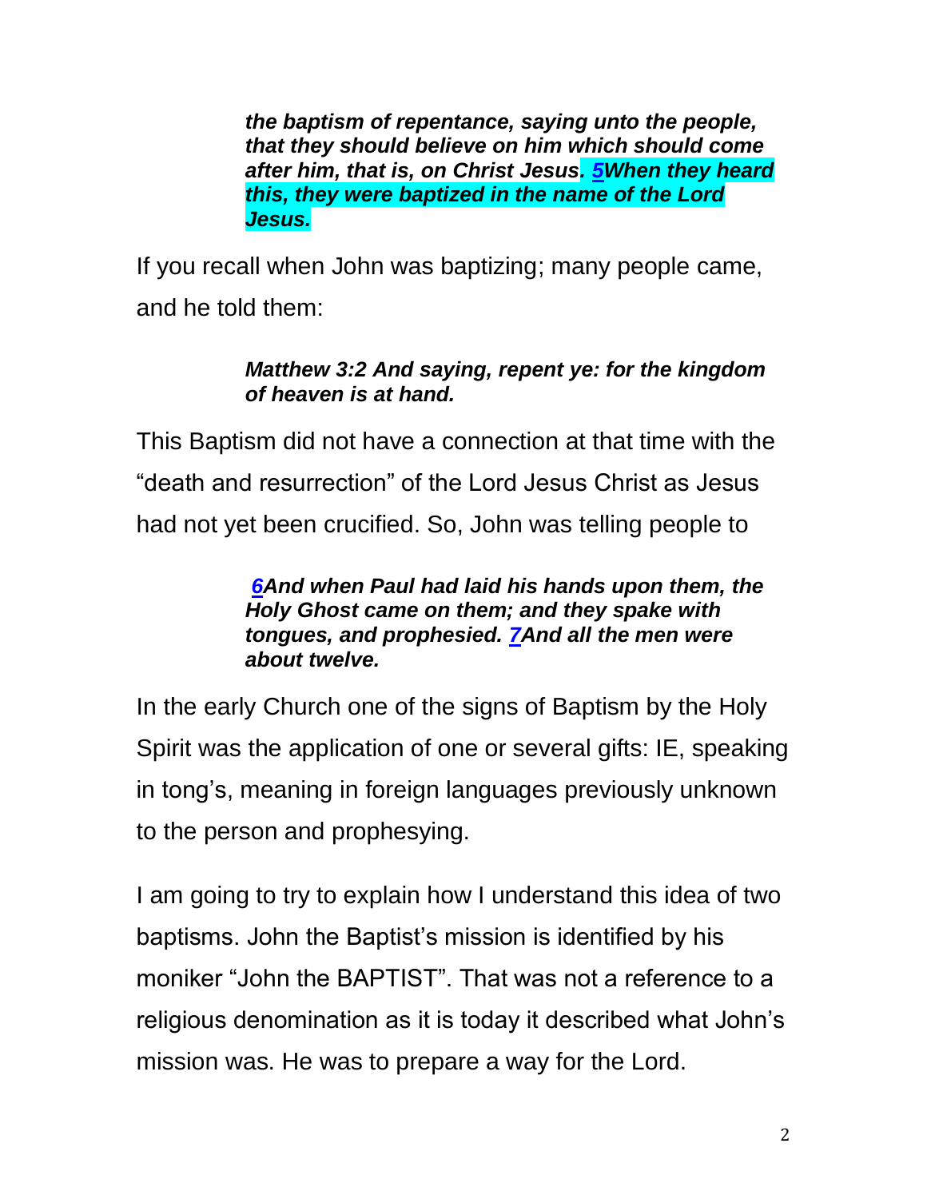> ***the baptism of repentance, saying unto the people, that they should believe on him which should come after him, that is, on Christ Jesus. 5When they heard this, they were baptized in the name of the Lord Jesus.***

If you recall when John was baptizing; many people came, and he told them:

> ***Matthew 3:2 And saying, repent ye: for the kingdom of heaven is at hand.***

This Baptism did not have a connection at that time with the "death and resurrection" of the Lord Jesus Christ as Jesus had not yet been crucified. So, John was telling people to

> ***6And when Paul had laid his hands upon them, the Holy Ghost came on them; and they spake with tongues, and prophesied. 7And all the men were about twelve.***

In the early Church one of the signs of Baptism by the Holy Spirit was the application of one or several gifts: IE, speaking in tong's, meaning in foreign languages previously unknown to the person and prophesying.

I am going to try to explain how I understand this idea of two baptisms. John the Baptist's mission is identified by his moniker "John the BAPTIST". That was not a reference to a religious denomination as it is today it described what John's mission was. He was to prepare a way for the Lord.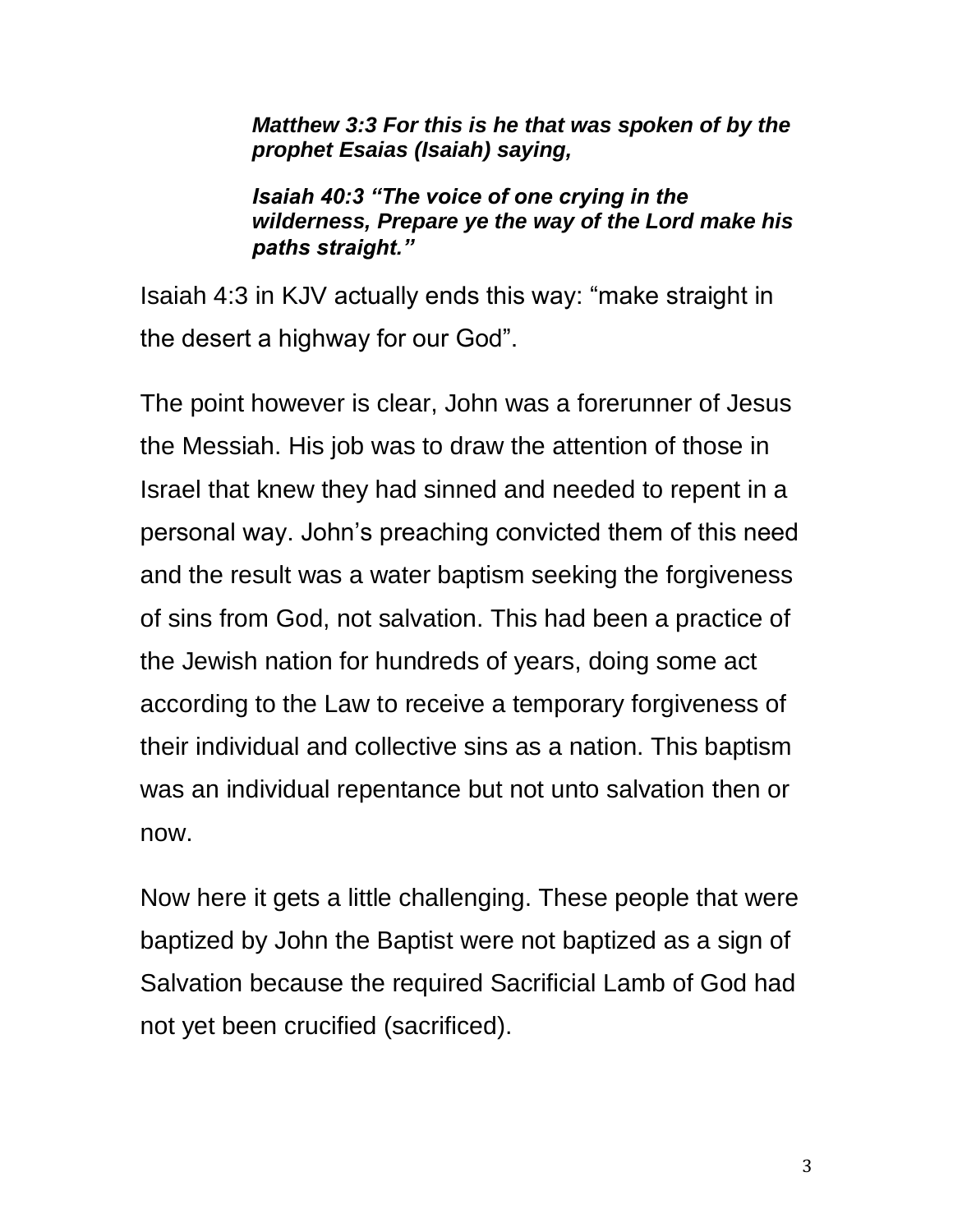> ***Matthew 3:3 For this is he that was spoken of by the prophet Esaias (Isaiah) saying,***
>
> ***Isaiah 40:3 "The voice of one crying in the wilderness, Prepare ye the way of the Lord make his paths straight."***

Isaiah 4:3 in KJV actually ends this way: "make straight in the desert a highway for our God".

The point however is clear, John was a forerunner of Jesus the Messiah. His job was to draw the attention of those in Israel that knew they had sinned and needed to repent in a personal way. John's preaching convicted them of this need and the result was a water baptism seeking the forgiveness of sins from God, not salvation. This had been a practice of the Jewish nation for hundreds of years, doing some act according to the Law to receive a temporary forgiveness of their individual and collective sins as a nation. This baptism was an individual repentance but not unto salvation then or now.

Now here it gets a little challenging. These people that were baptized by John the Baptist were not baptized as a sign of Salvation because the required Sacrificial Lamb of God had not yet been crucified (sacrificed).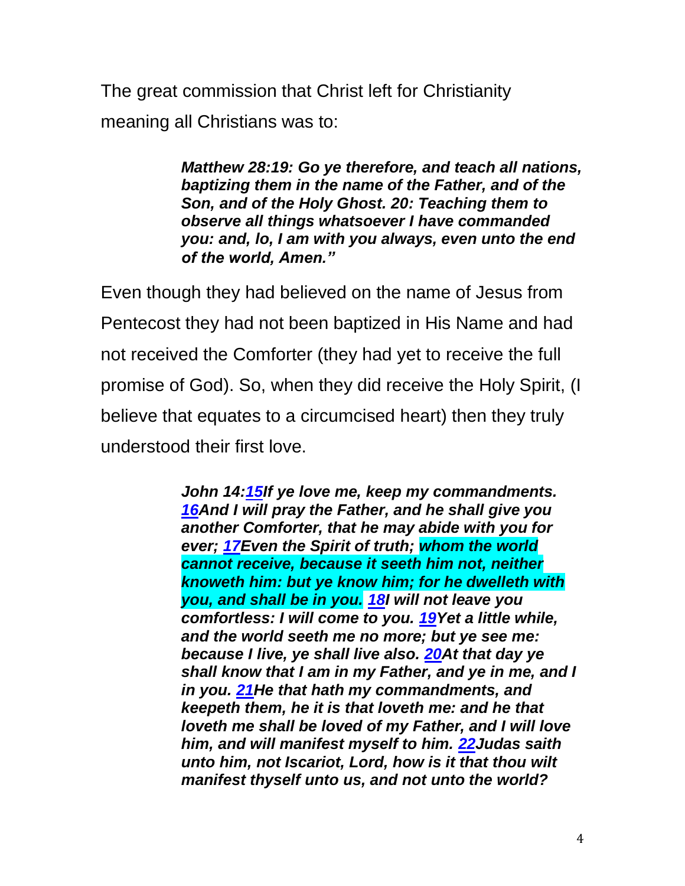The great commission that Christ left for Christianity meaning all Christians was to:

> ***Matthew 28:19: Go ye therefore, and teach all nations, baptizing them in the name of the Father, and of the Son, and of the Holy Ghost. 20: Teaching them to observe all things whatsoever I have commanded you: and, lo, I am with you always, even unto the end of the world, Amen."***

Even though they had believed on the name of Jesus from Pentecost they had not been baptized in His Name and had not received the Comforter (they had yet to receive the full promise of God). So, when they did receive the Holy Spirit, (I believe that equates to a circumcised heart) then they truly understood their first love.

> ***John 14:15If ye love me, keep my commandments. 16And I will pray the Father, and he shall give you another Comforter, that he may abide with you for ever; 17Even the Spirit of truth; whom the world cannot receive, because it seeth him not, neither knoweth him: but ye know him; for he dwelleth with you, and shall be in you. 18I will not leave you comfortless: I will come to you. 19Yet a little while, and the world seeth me no more; but ye see me: because I live, ye shall live also. 20At that day ye shall know that I am in my Father, and ye in me, and I in you. 21He that hath my commandments, and keepeth them, he it is that loveth me: and he that loveth me shall be loved of my Father, and I will love him, and will manifest myself to him. 22Judas saith unto him, not Iscariot, Lord, how is it that thou wilt manifest thyself unto us, and not unto the world?***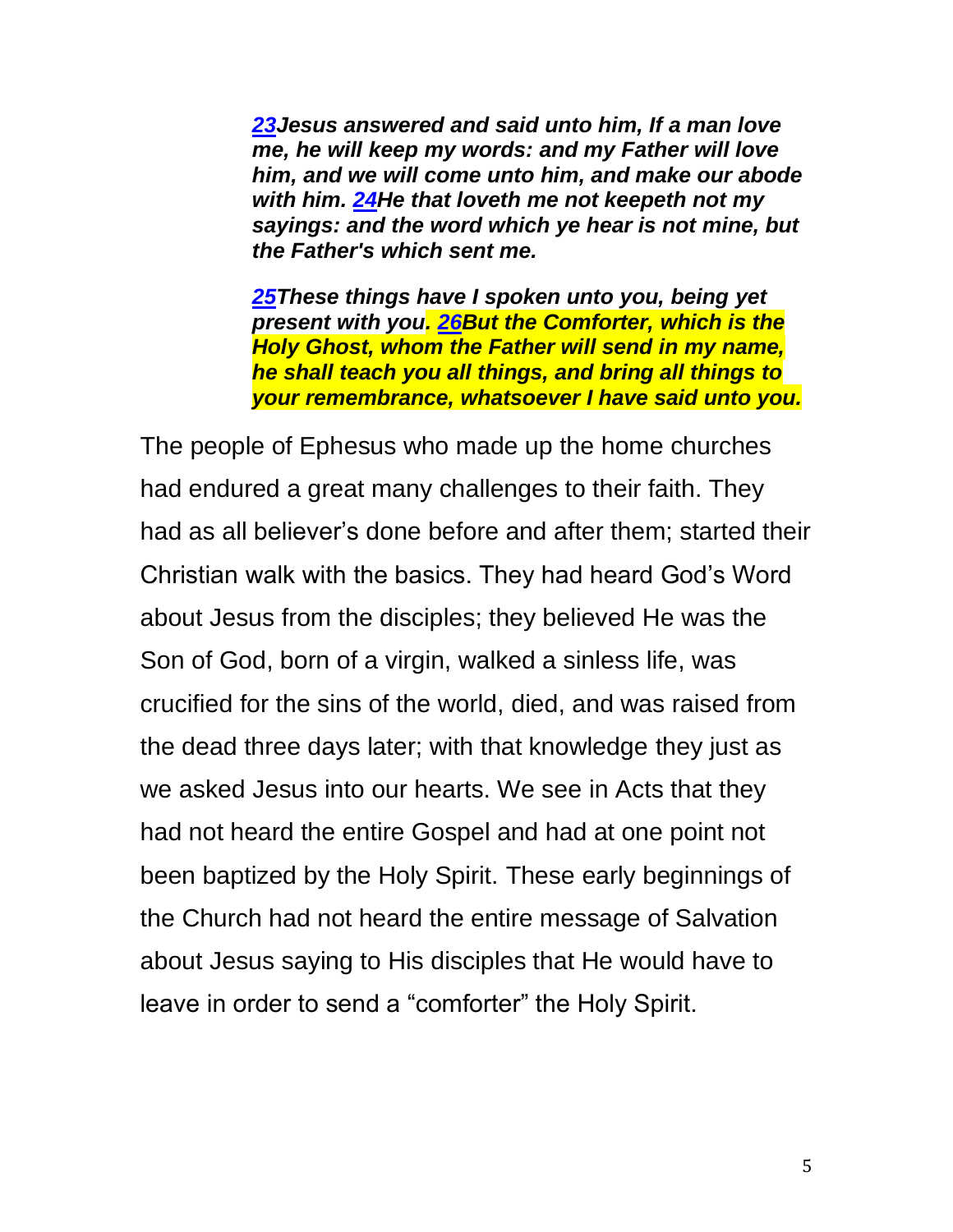> ***23Jesus answered and said unto him, If a man love me, he will keep my words: and my Father will love him, and we will come unto him, and make our abode with him. 24He that loveth me not keepeth not my sayings: and the word which ye hear is not mine, but the Father's which sent me.***
>
> ***25These things have I spoken unto you, being yet present with you. 26But the Comforter, which is the Holy Ghost, whom the Father will send in my name, he shall teach you all things, and bring all things to your remembrance, whatsoever I have said unto you.***

The people of Ephesus who made up the home churches had endured a great many challenges to their faith. They had as all believer's done before and after them; started their Christian walk with the basics. They had heard God's Word about Jesus from the disciples; they believed He was the Son of God, born of a virgin, walked a sinless life, was crucified for the sins of the world, died, and was raised from the dead three days later; with that knowledge they just as we asked Jesus into our hearts. We see in Acts that they had not heard the entire Gospel and had at one point not been baptized by the Holy Spirit. These early beginnings of the Church had not heard the entire message of Salvation about Jesus saying to His disciples that He would have to leave in order to send a "comforter" the Holy Spirit.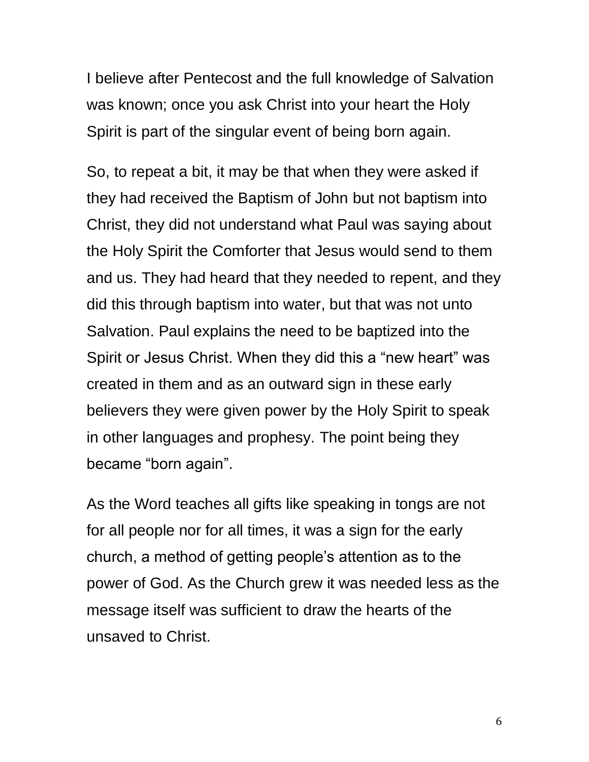I believe after Pentecost and the full knowledge of Salvation was known; once you ask Christ into your heart the Holy Spirit is part of the singular event of being born again.

So, to repeat a bit, it may be that when they were asked if they had received the Baptism of John but not baptism into Christ, they did not understand what Paul was saying about the Holy Spirit the Comforter that Jesus would send to them and us. They had heard that they needed to repent, and they did this through baptism into water, but that was not unto Salvation. Paul explains the need to be baptized into the Spirit or Jesus Christ. When they did this a “new heart” was created in them and as an outward sign in these early believers they were given power by the Holy Spirit to speak in other languages and prophesy. The point being they became “born again”.

As the Word teaches all gifts like speaking in tongs are not for all people nor for all times, it was a sign for the early church, a method of getting people’s attention as to the power of God. As the Church grew it was needed less as the message itself was sufficient to draw the hearts of the unsaved to Christ.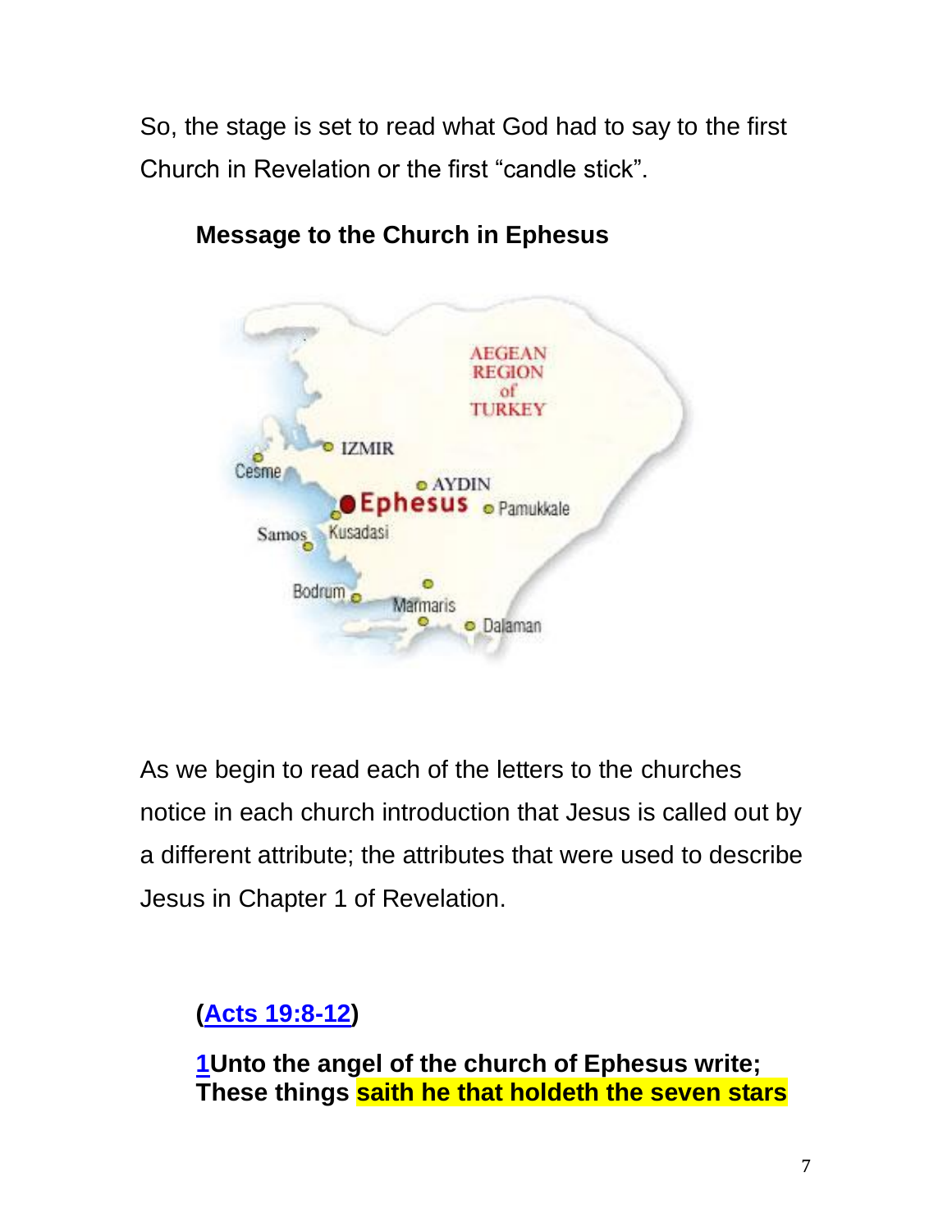So, the stage is set to read what God had to say to the first Church in Revelation or the first "candle stick".

### Message to the Church in Ephesus

As we begin to read each of the letters to the churches notice in each church introduction that Jesus is called out by a different attribute; the attributes that were used to describe Jesus in Chapter 1 of Revelation.

**(Acts 19:8-12)**

**1Unto the angel of the church of Ephesus write; These things saith he that holdeth the seven stars**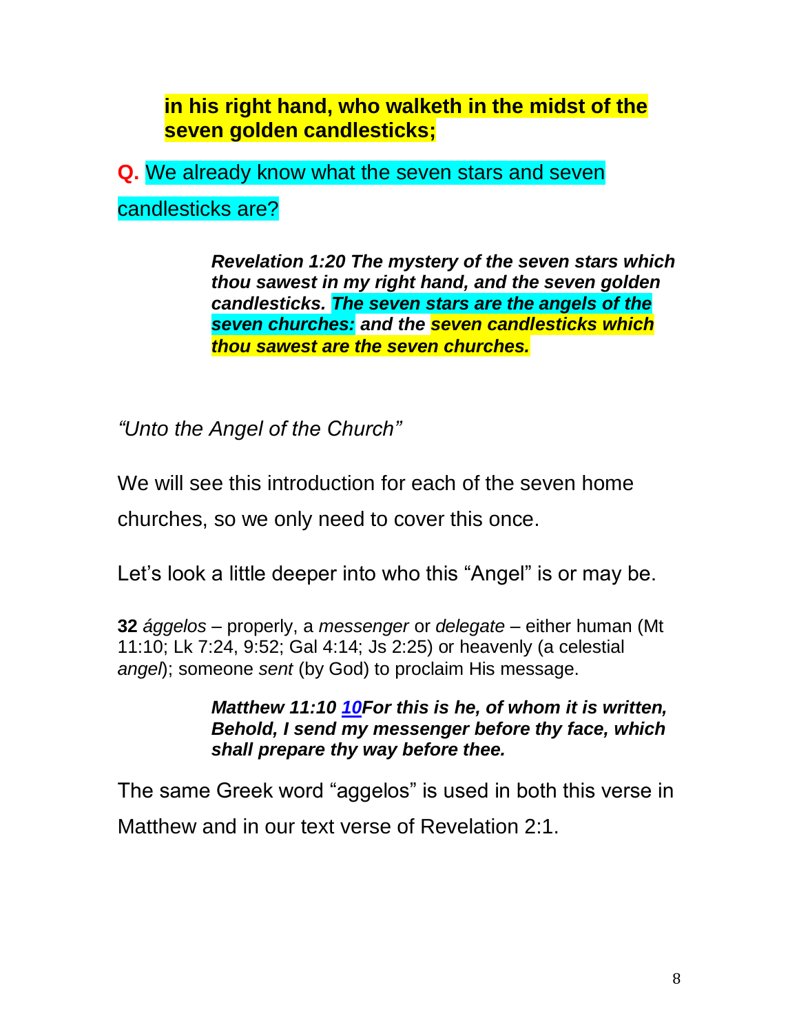**in his right hand, who walketh in the midst of the seven golden candlesticks;**

**Q.** We already know what the seven stars and seven candlesticks are?

> ***Revelation 1:20 The mystery of the seven stars which thou sawest in my right hand, and the seven golden candlesticks. The seven stars are the angels of the seven churches: and the seven candlesticks which thou sawest are the seven churches.***

*"Unto the Angel of the Church"*

We will see this introduction for each of the seven home churches, so we only need to cover this once.

Let's look a little deeper into who this "Angel" is or may be.

**32** *ággelos* – properly, a *messenger* or *delegate* – either human (Mt 11:10; Lk 7:24, 9:52; Gal 4:14; Js 2:25) or heavenly (a celestial *angel*); someone *sent* (by God) to proclaim His message.

> ***Matthew 11:10 10For this is he, of whom it is written, Behold, I send my messenger before thy face, which shall prepare thy way before thee.***

The same Greek word "aggelos" is used in both this verse in Matthew and in our text verse of Revelation 2:1.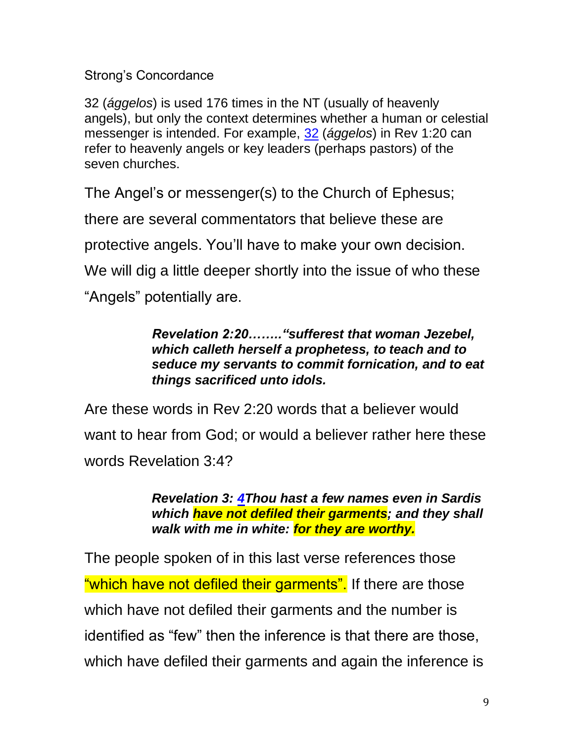Strong's Concordance

32 (*ággelos*) is used 176 times in the NT (usually of heavenly angels), but only the context determines whether a human or celestial messenger is intended. For example, [32](32) (*ággelos*) in Rev 1:20 can refer to heavenly angels or key leaders (perhaps pastors) of the seven churches.

The Angel's or messenger(s) to the Church of Ephesus; there are several commentators that believe these are protective angels. You'll have to make your own decision. We will dig a little deeper shortly into the issue of who these "Angels" potentially are.

> ***Revelation 2:20……."sufferest that woman Jezebel, which calleth herself a prophetess, to teach and to seduce my servants to commit fornication, and to eat things sacrificed unto idols.***

Are these words in Rev 2:20 words that a believer would want to hear from God; or would a believer rather here these words Revelation 3:4?

> ***Revelation 3: 4Thou hast a few names even in Sardis which have not defiled their garments; and they shall walk with me in white: for they are worthy.***

The people spoken of in this last verse references those "which have not defiled their garments". If there are those which have not defiled their garments and the number is identified as "few" then the inference is that there are those, which have defiled their garments and again the inference is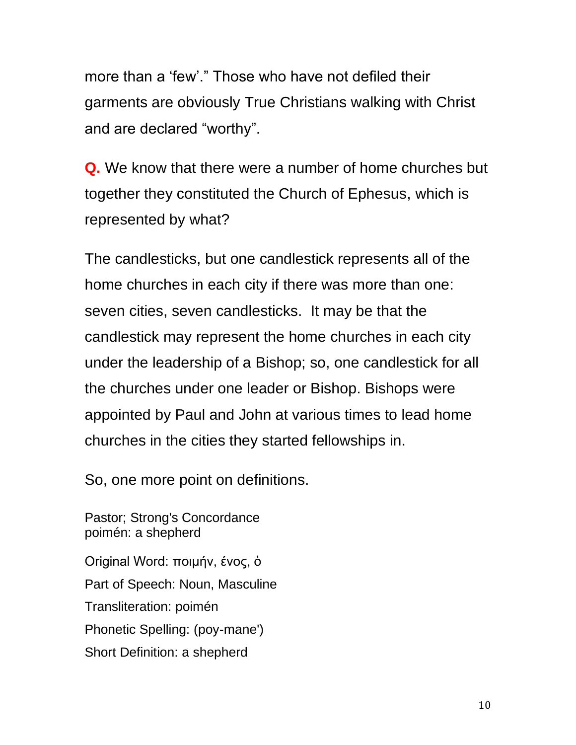more than a ‘few’.” Those who have not defiled their garments are obviously True Christians walking with Christ and are declared “worthy”.

**Q.** We know that there were a number of home churches but together they constituted the Church of Ephesus, which is represented by what?

The candlesticks, but one candlestick represents all of the home churches in each city if there was more than one: seven cities, seven candlesticks. It may be that the candlestick may represent the home churches in each city under the leadership of a Bishop; so, one candlestick for all the churches under one leader or Bishop. Bishops were appointed by Paul and John at various times to lead home churches in the cities they started fellowships in.

So, one more point on definitions.

Pastor; Strong's Concordance
poimén: a shepherd

Original Word: ποιμήν, ένος, ὁ
Part of Speech: Noun, Masculine
Transliteration: poimén
Phonetic Spelling: (poy-mane')
Short Definition: a shepherd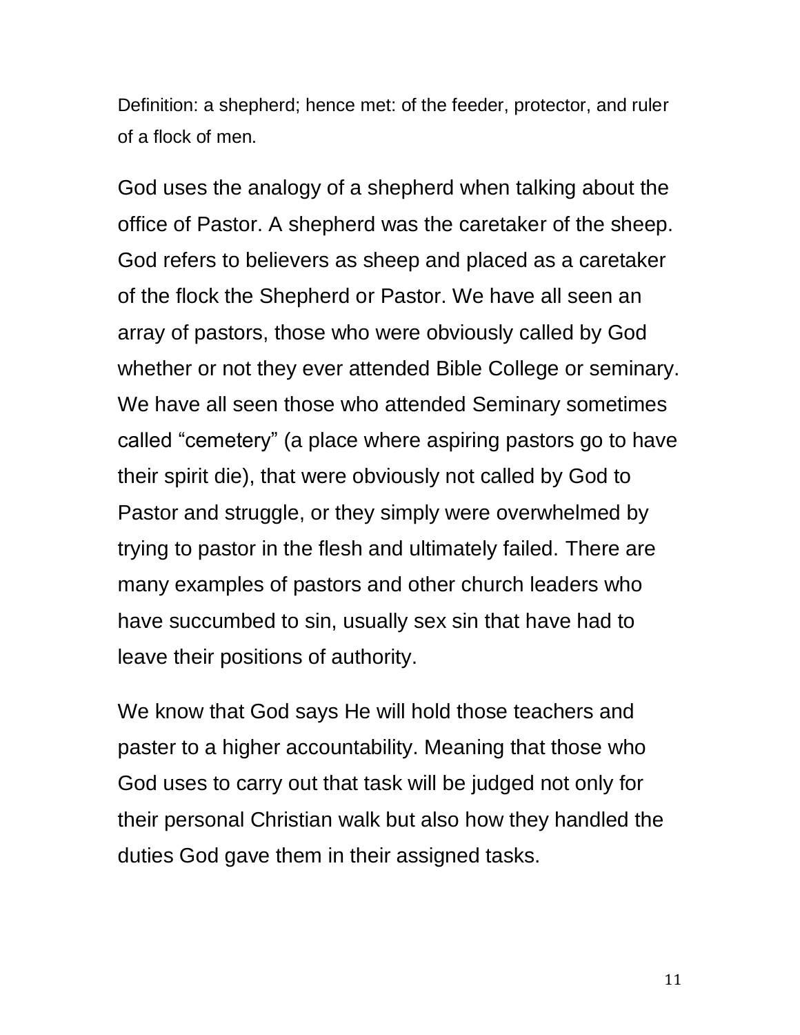Definition: a shepherd; hence met: of the feeder, protector, and ruler of a flock of men.

God uses the analogy of a shepherd when talking about the office of Pastor. A shepherd was the caretaker of the sheep. God refers to believers as sheep and placed as a caretaker of the flock the Shepherd or Pastor. We have all seen an array of pastors, those who were obviously called by God whether or not they ever attended Bible College or seminary. We have all seen those who attended Seminary sometimes called "cemetery" (a place where aspiring pastors go to have their spirit die), that were obviously not called by God to Pastor and struggle, or they simply were overwhelmed by trying to pastor in the flesh and ultimately failed. There are many examples of pastors and other church leaders who have succumbed to sin, usually sex sin that have had to leave their positions of authority.

We know that God says He will hold those teachers and paster to a higher accountability. Meaning that those who God uses to carry out that task will be judged not only for their personal Christian walk but also how they handled the duties God gave them in their assigned tasks.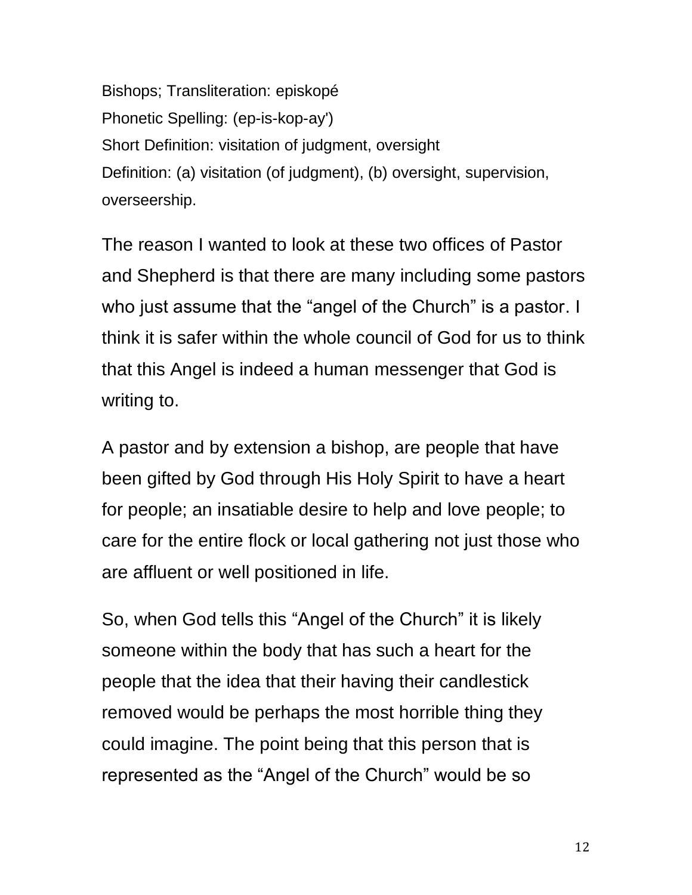Bishops; Transliteration: episkopé
Phonetic Spelling: (ep-is-kop-ay')
Short Definition: visitation of judgment, oversight
Definition: (a) visitation (of judgment), (b) oversight, supervision, overseership.

The reason I wanted to look at these two offices of Pastor and Shepherd is that there are many including some pastors who just assume that the "angel of the Church" is a pastor. I think it is safer within the whole council of God for us to think that this Angel is indeed a human messenger that God is writing to.

A pastor and by extension a bishop, are people that have been gifted by God through His Holy Spirit to have a heart for people; an insatiable desire to help and love people; to care for the entire flock or local gathering not just those who are affluent or well positioned in life.

So, when God tells this "Angel of the Church" it is likely someone within the body that has such a heart for the people that the idea that their having their candlestick removed would be perhaps the most horrible thing they could imagine. The point being that this person that is represented as the "Angel of the Church" would be so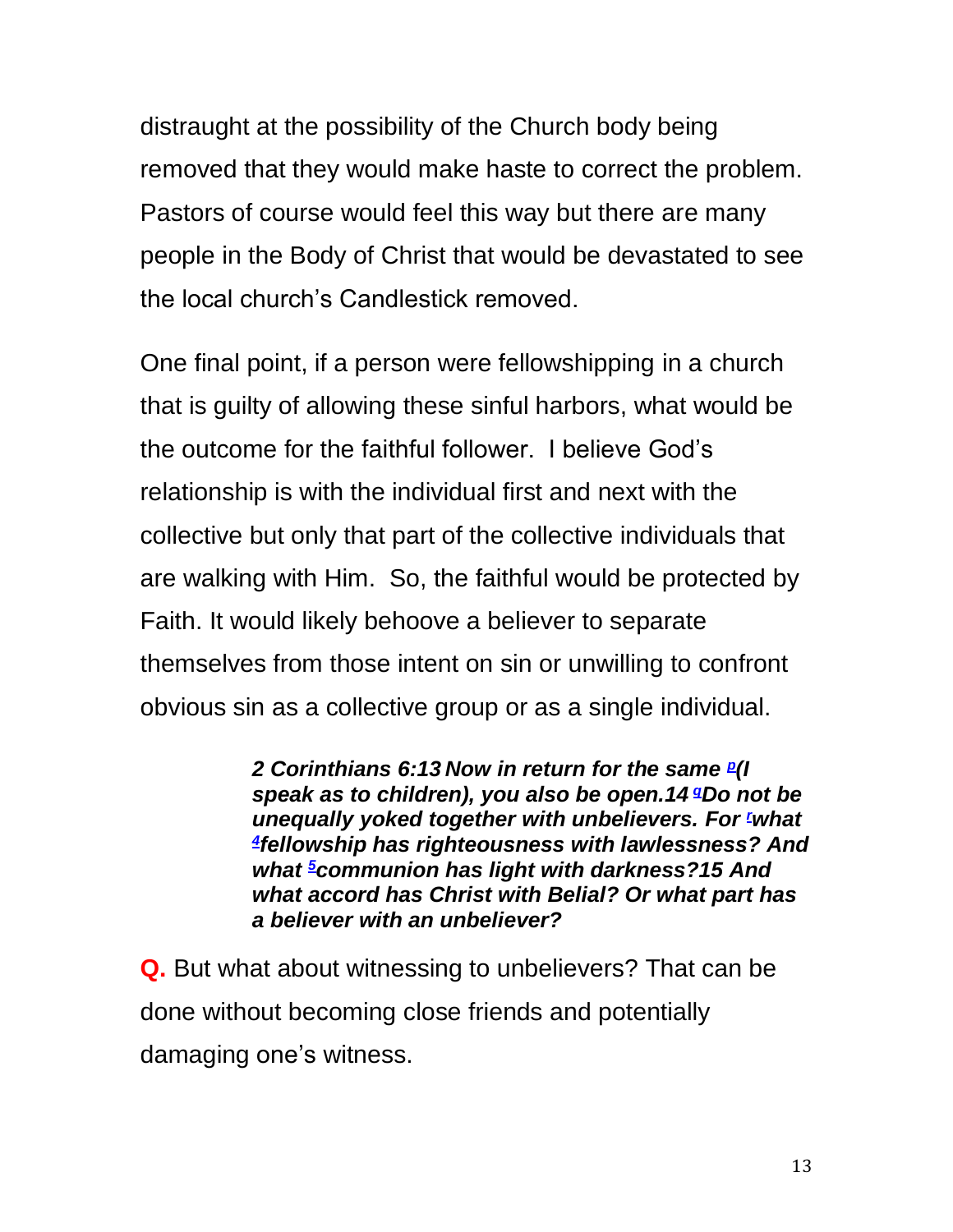distraught at the possibility of the Church body being removed that they would make haste to correct the problem. Pastors of course would feel this way but there are many people in the Body of Christ that would be devastated to see the local church's Candlestick removed.

One final point, if a person were fellowshipping in a church that is guilty of allowing these sinful harbors, what would be the outcome for the faithful follower. I believe God's relationship is with the individual first and next with the collective but only that part of the collective individuals that are walking with Him. So, the faithful would be protected by Faith. It would likely behoove a believer to separate themselves from those intent on sin or unwilling to confront obvious sin as a collective group or as a single individual.

> ***2 Corinthians 6:13 Now in return for the same [p](I speak as to children), you also be open.14 [q]Do not be unequally yoked together with unbelievers. For [r]what [4]fellowship has righteousness with lawlessness? And what [5]communion has light with darkness?15 And what accord has Christ with Belial? Or what part has a believer with an unbeliever?***

**Q.** But what about witnessing to unbelievers? That can be done without becoming close friends and potentially damaging one's witness.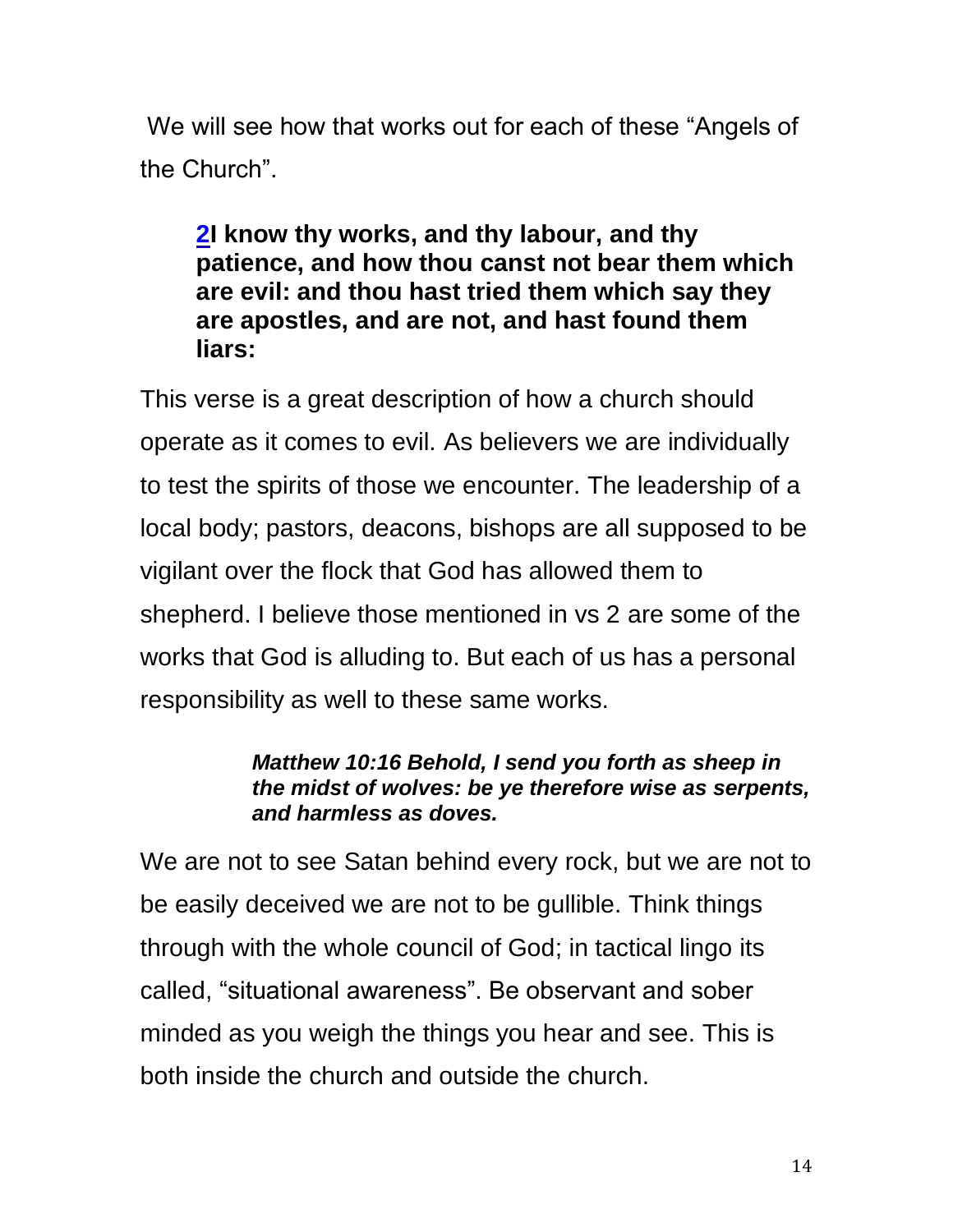We will see how that works out for each of these "Angels of the Church".

> **2I know thy works, and thy labour, and thy patience, and how thou canst not bear them which are evil: and thou hast tried them which say they are apostles, and are not, and hast found them liars:**

This verse is a great description of how a church should operate as it comes to evil. As believers we are individually to test the spirits of those we encounter. The leadership of a local body; pastors, deacons, bishops are all supposed to be vigilant over the flock that God has allowed them to shepherd. I believe those mentioned in vs 2 are some of the works that God is alluding to. But each of us has a personal responsibility as well to these same works.

> ***Matthew 10:16 Behold, I send you forth as sheep in the midst of wolves: be ye therefore wise as serpents, and harmless as doves.***

We are not to see Satan behind every rock, but we are not to be easily deceived we are not to be gullible. Think things through with the whole council of God; in tactical lingo its called, "situational awareness". Be observant and sober minded as you weigh the things you hear and see. This is both inside the church and outside the church.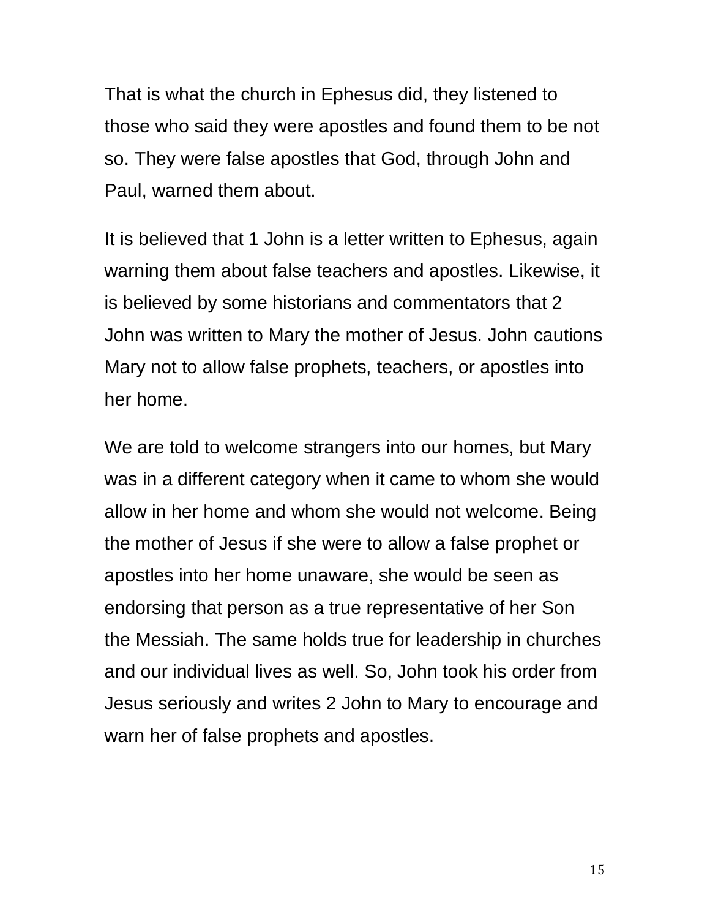That is what the church in Ephesus did, they listened to those who said they were apostles and found them to be not so. They were false apostles that God, through John and Paul, warned them about.

It is believed that 1 John is a letter written to Ephesus, again warning them about false teachers and apostles. Likewise, it is believed by some historians and commentators that 2 John was written to Mary the mother of Jesus. John cautions Mary not to allow false prophets, teachers, or apostles into her home.

We are told to welcome strangers into our homes, but Mary was in a different category when it came to whom she would allow in her home and whom she would not welcome. Being the mother of Jesus if she were to allow a false prophet or apostles into her home unaware, she would be seen as endorsing that person as a true representative of her Son the Messiah. The same holds true for leadership in churches and our individual lives as well. So, John took his order from Jesus seriously and writes 2 John to Mary to encourage and warn her of false prophets and apostles.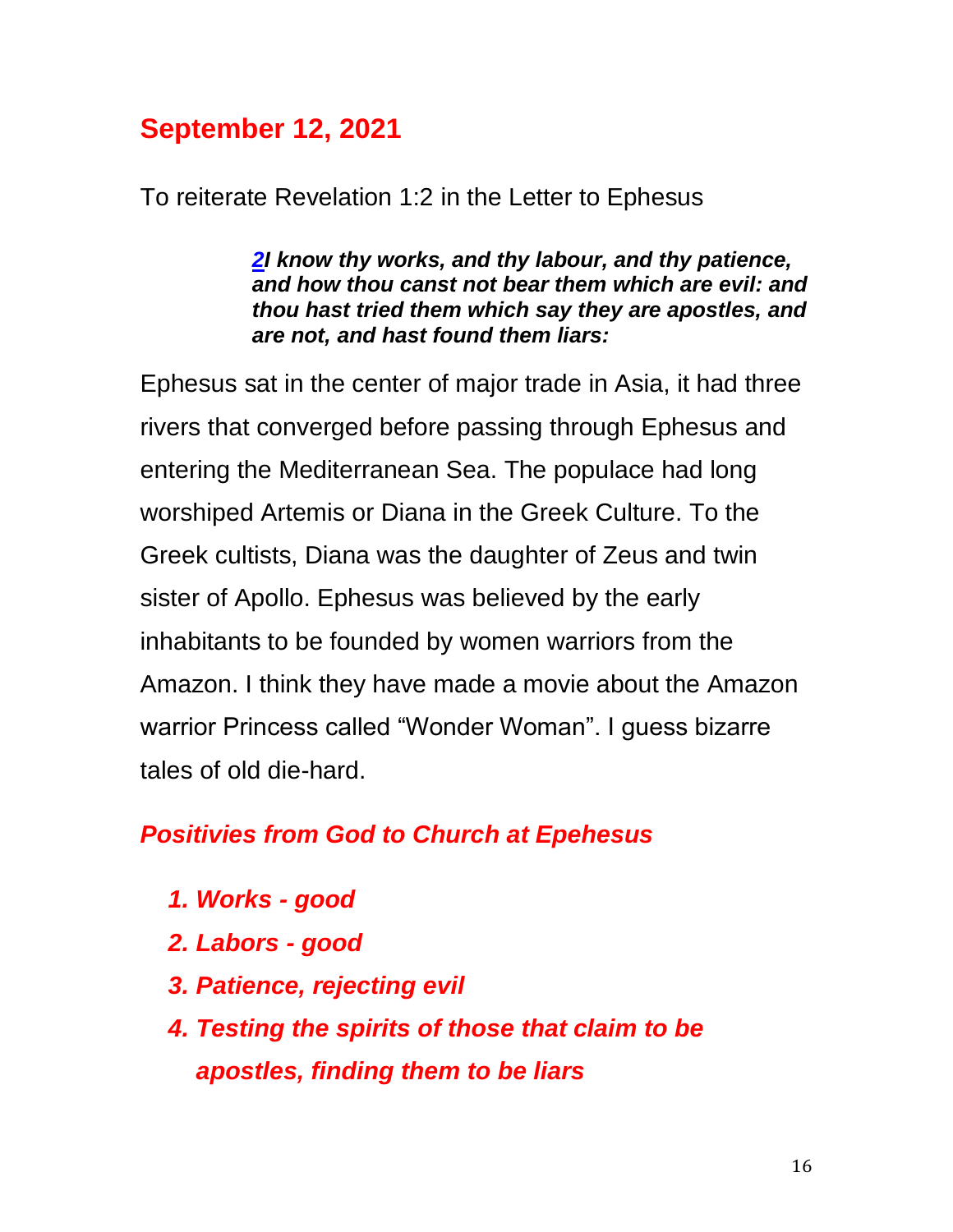## September 12, 2021

To reiterate Revelation 1:2 in the Letter to Ephesus

> ***[2](#)I know thy works, and thy labour, and thy patience, and how thou canst not bear them which are evil: and thou hast tried them which say they are apostles, and are not, and hast found them liars:***

Ephesus sat in the center of major trade in Asia, it had three rivers that converged before passing through Ephesus and entering the Mediterranean Sea. The populace had long worshiped Artemis or Diana in the Greek Culture. To the Greek cultists, Diana was the daughter of Zeus and twin sister of Apollo. Ephesus was believed by the early inhabitants to be founded by women warriors from the Amazon. I think they have made a movie about the Amazon warrior Princess called “Wonder Woman”. I guess bizarre tales of old die-hard.

### *Positivies from God to Church at Epehesus*

1. ***Works - good***
2. ***Labors - good***
3. ***Patience, rejecting evil***
4. ***Testing the spirits of those that claim to be apostles, finding them to be liars***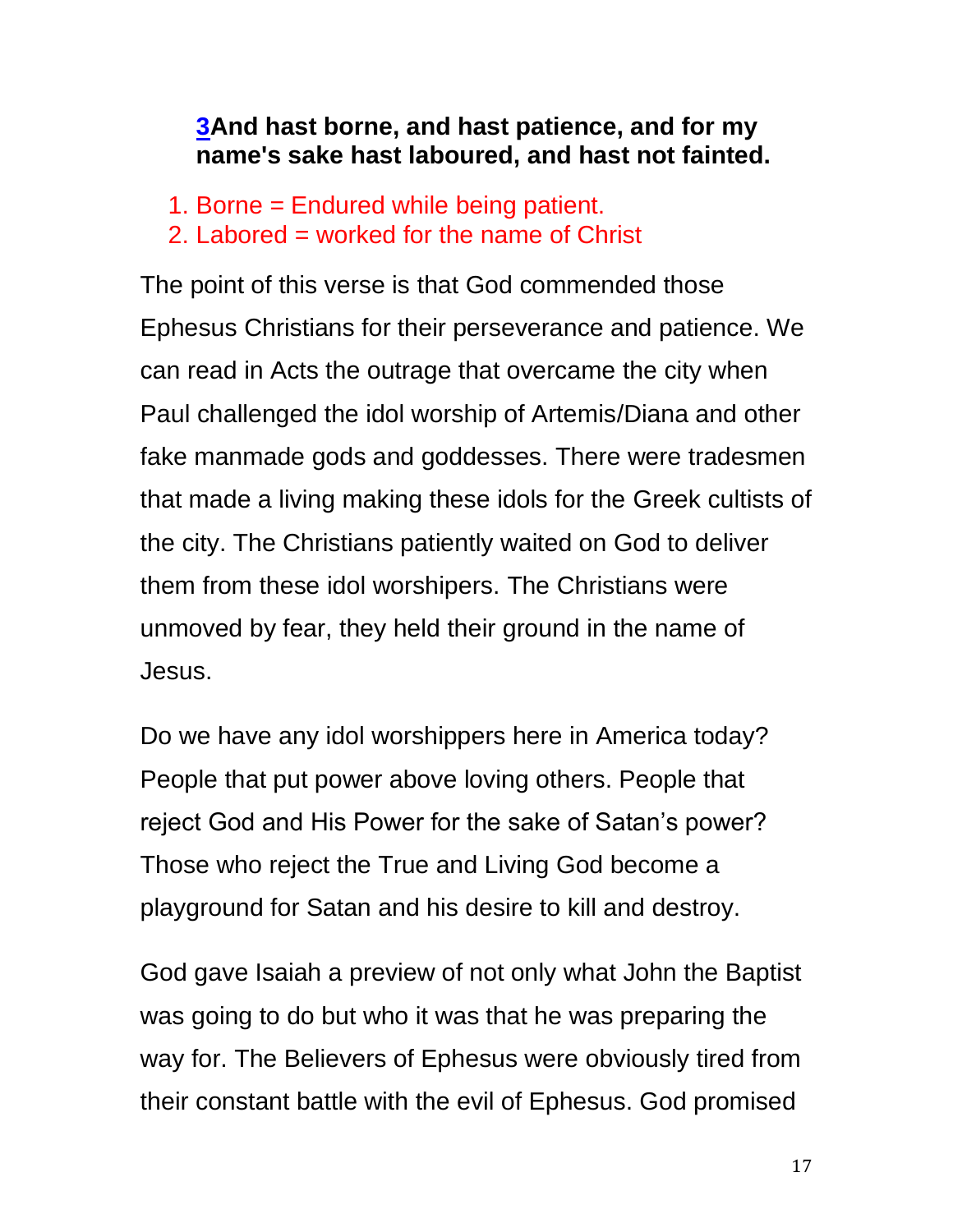**[3](#)And hast borne, and hast patience, and for my name's sake hast laboured, and hast not fainted.**

1. Borne = Endured while being patient.
2. Labored = worked for the name of Christ

The point of this verse is that God commended those Ephesus Christians for their perseverance and patience. We can read in Acts the outrage that overcame the city when Paul challenged the idol worship of Artemis/Diana and other fake manmade gods and goddesses. There were tradesmen that made a living making these idols for the Greek cultists of the city. The Christians patiently waited on God to deliver them from these idol worshipers. The Christians were unmoved by fear, they held their ground in the name of Jesus.

Do we have any idol worshippers here in America today? People that put power above loving others. People that reject God and His Power for the sake of Satan's power? Those who reject the True and Living God become a playground for Satan and his desire to kill and destroy.

God gave Isaiah a preview of not only what John the Baptist was going to do but who it was that he was preparing the way for. The Believers of Ephesus were obviously tired from their constant battle with the evil of Ephesus. God promised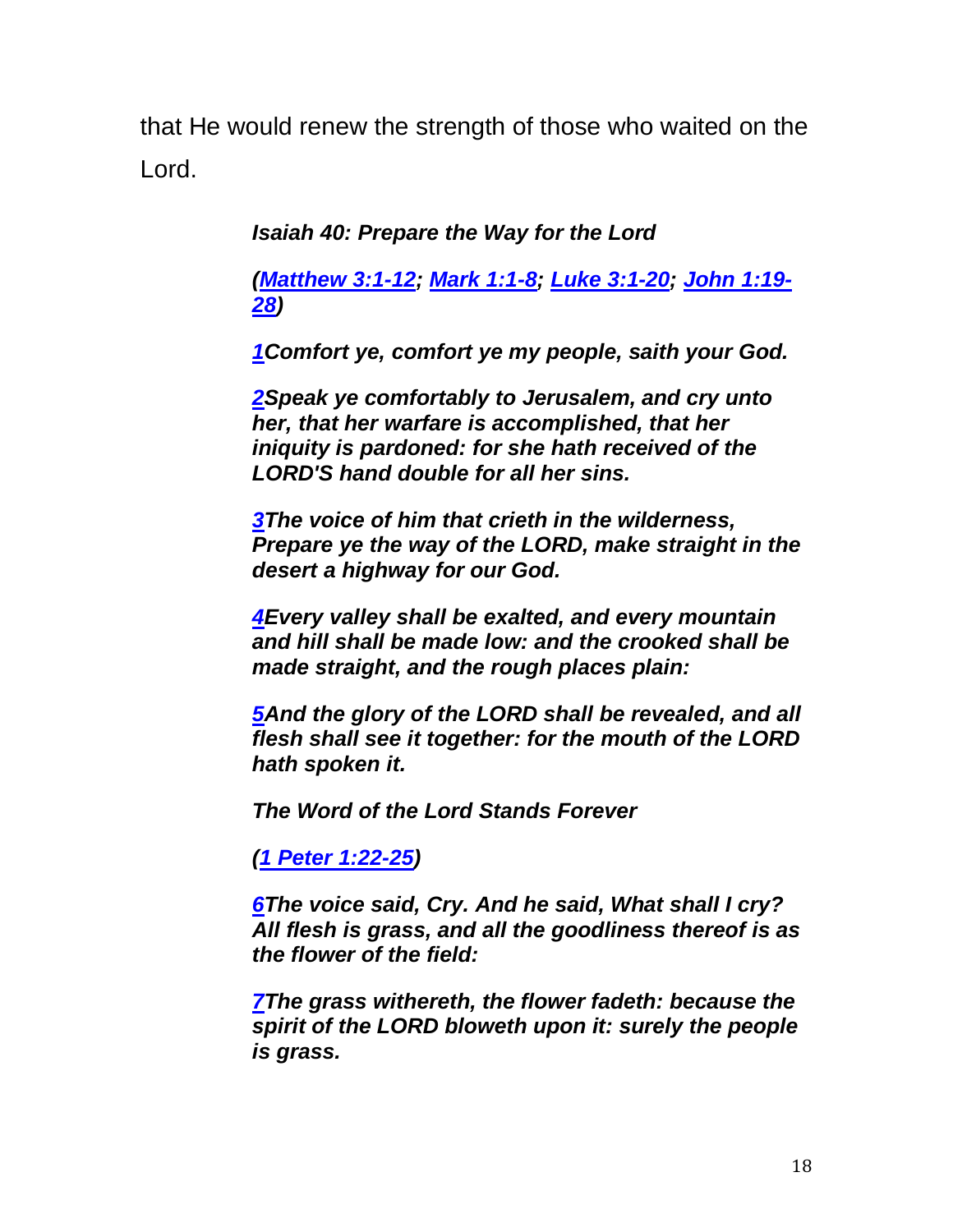that He would renew the strength of those who waited on the Lord.

***Isaiah 40: Prepare the Way for the Lord***

***(Matthew 3:1-12; Mark 1:1-8; Luke 3:1-20; John 1:19-28)***

***1Comfort ye, comfort ye my people, saith your God.***

***2Speak ye comfortably to Jerusalem, and cry unto her, that her warfare is accomplished, that her iniquity is pardoned: for she hath received of the LORD'S hand double for all her sins.***

***3The voice of him that crieth in the wilderness, Prepare ye the way of the LORD, make straight in the desert a highway for our God.***

***4Every valley shall be exalted, and every mountain and hill shall be made low: and the crooked shall be made straight, and the rough places plain:***

***5And the glory of the LORD shall be revealed, and all flesh shall see it together: for the mouth of the LORD hath spoken it.***

***The Word of the Lord Stands Forever***

***(1 Peter 1:22-25)***

***6The voice said, Cry. And he said, What shall I cry? All flesh is grass, and all the goodliness thereof is as the flower of the field:***

***7The grass withereth, the flower fadeth: because the spirit of the LORD bloweth upon it: surely the people is grass.***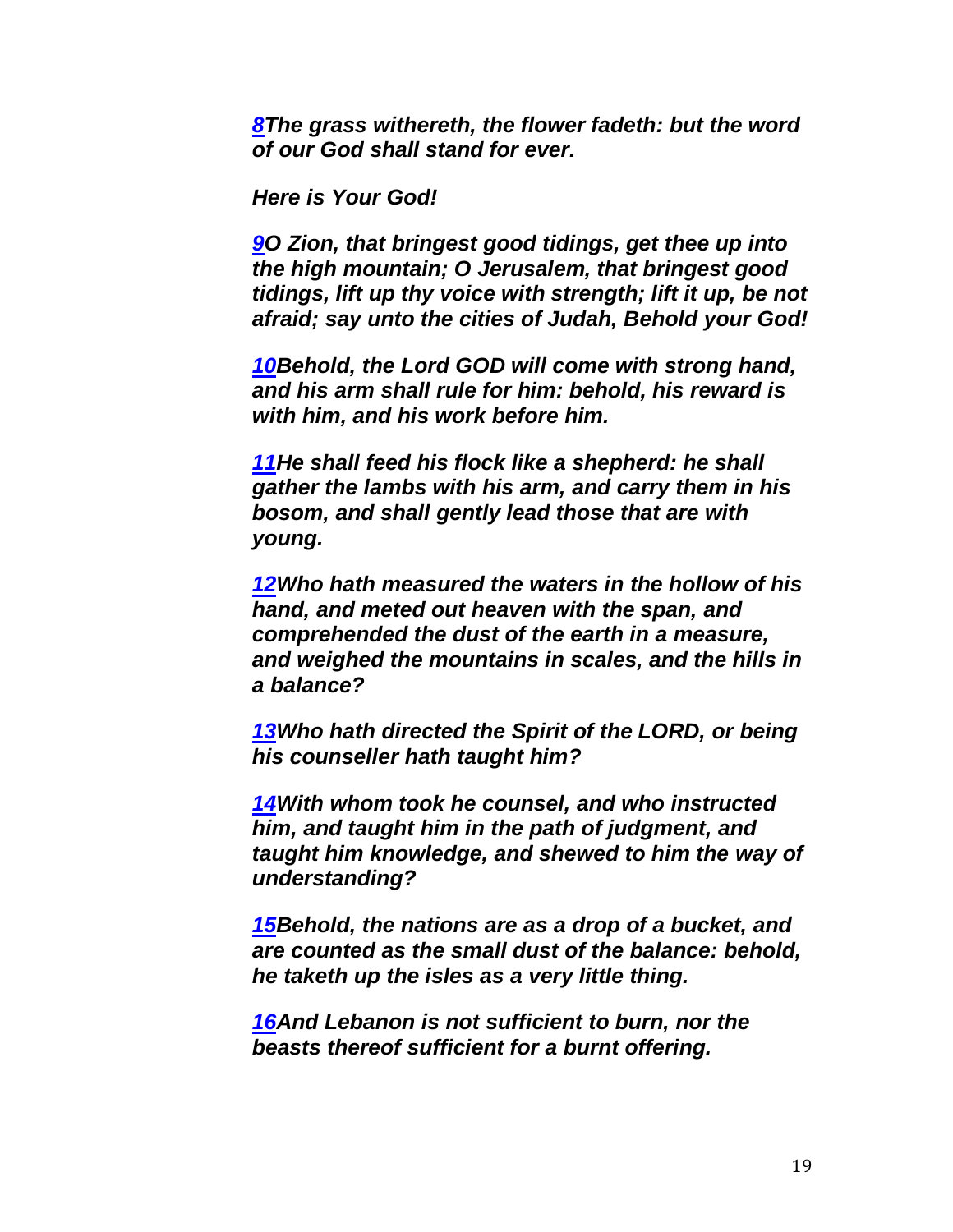*[8](#)The grass withereth, the flower fadeth: but the word of our God shall stand for ever.*

***Here is Your God!***

***[9](#)O Zion, that bringest good tidings, get thee up into the high mountain; O Jerusalem, that bringest good tidings, lift up thy voice with strength; lift it up, be not afraid; say unto the cities of Judah, Behold your God!***

***[10](#)Behold, the Lord GOD will come with strong hand, and his arm shall rule for him: behold, his reward is with him, and his work before him.***

***[11](#)He shall feed his flock like a shepherd: he shall gather the lambs with his arm, and carry them in his bosom, and shall gently lead those that are with young.***

***[12](#)Who hath measured the waters in the hollow of his hand, and meted out heaven with the span, and comprehended the dust of the earth in a measure, and weighed the mountains in scales, and the hills in a balance?***

***[13](#)Who hath directed the Spirit of the LORD, or being his counseller hath taught him?***

***[14](#)With whom took he counsel, and who instructed him, and taught him in the path of judgment, and taught him knowledge, and shewed to him the way of understanding?***

***[15](#)Behold, the nations are as a drop of a bucket, and are counted as the small dust of the balance: behold, he taketh up the isles as a very little thing.***

***[16](#)And Lebanon is not sufficient to burn, nor the beasts thereof sufficient for a burnt offering.***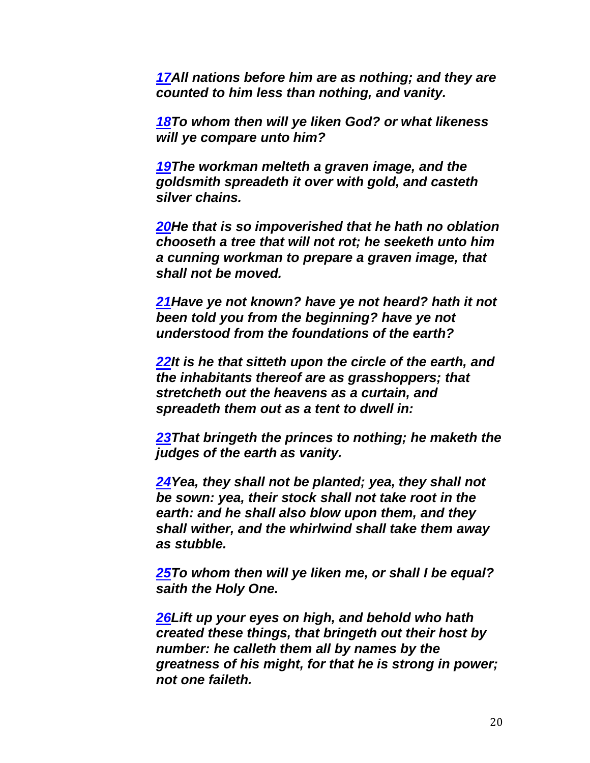***17** All nations before him are as nothing; and they are counted to him less than nothing, and vanity.*

***18** To whom then will ye liken God? or what likeness will ye compare unto him?*

***19** The workman melteth a graven image, and the goldsmith spreadeth it over with gold, and casteth silver chains.*

***20** He that is so impoverished that he hath no oblation chooseth a tree that will not rot; he seeketh unto him a cunning workman to prepare a graven image, that shall not be moved.*

***21** Have ye not known? have ye not heard? hath it not been told you from the beginning? have ye not understood from the foundations of the earth?*

***22** It is he that sitteth upon the circle of the earth, and the inhabitants thereof are as grasshoppers; that stretcheth out the heavens as a curtain, and spreadeth them out as a tent to dwell in:*

***23** That bringeth the princes to nothing; he maketh the judges of the earth as vanity.*

***24** Yea, they shall not be planted; yea, they shall not be sown: yea, their stock shall not take root in the earth: and he shall also blow upon them, and they shall wither, and the whirlwind shall take them away as stubble.*

***25** To whom then will ye liken me, or shall I be equal? saith the Holy One.*

***26** Lift up your eyes on high, and behold who hath created these things, that bringeth out their host by number: he calleth them all by names by the greatness of his might, for that he is strong in power; not one faileth.*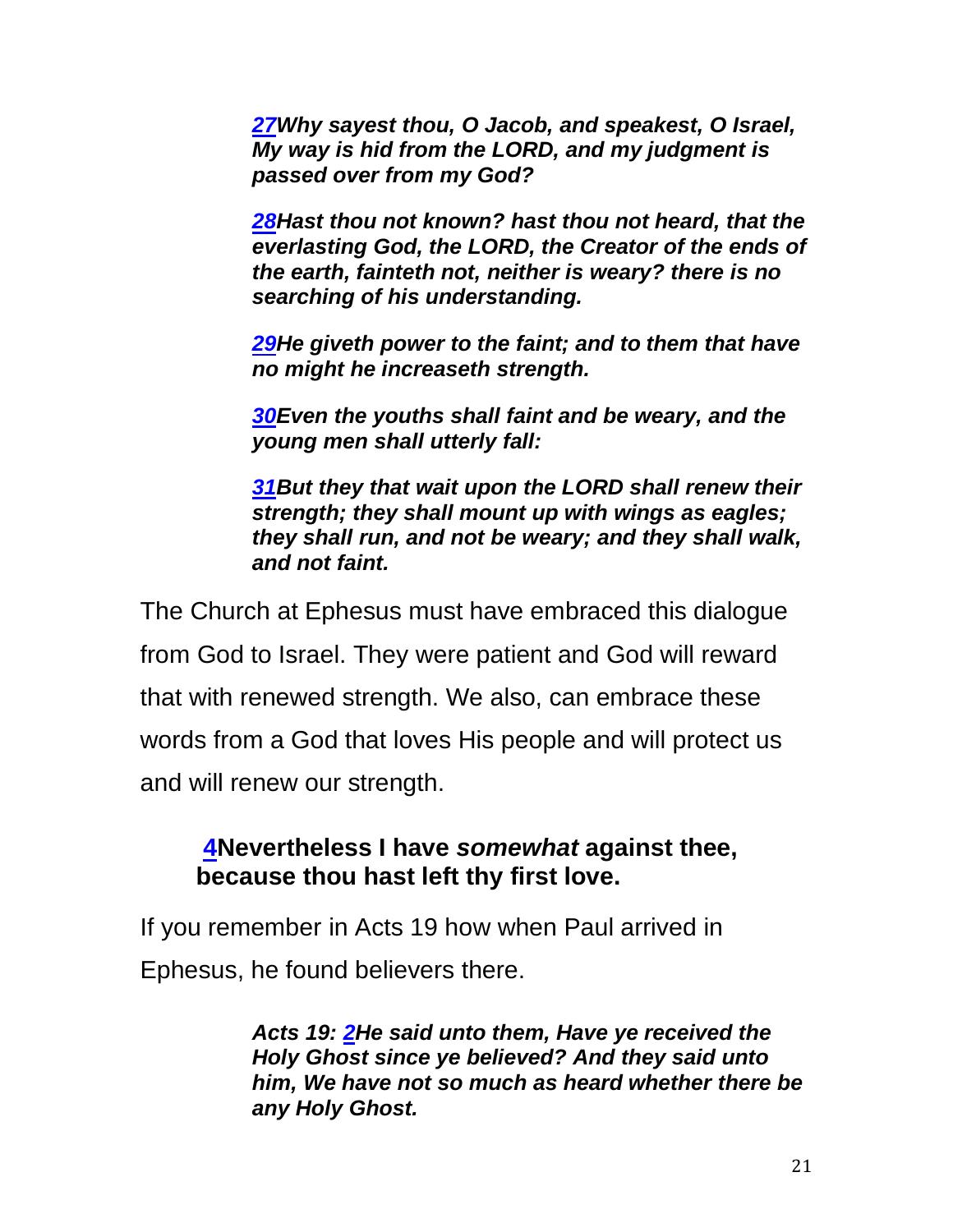*27Why sayest thou, O Jacob, and speakest, O Israel, My way is hid from the LORD, and my judgment is passed over from my God?*

*28Hast thou not known? hast thou not heard, that the everlasting God, the LORD, the Creator of the ends of the earth, fainteth not, neither is weary? there is no searching of his understanding.*

*29He giveth power to the faint; and to them that have no might he increaseth strength.*

*30Even the youths shall faint and be weary, and the young men shall utterly fall:*

*31But they that wait upon the LORD shall renew their strength; they shall mount up with wings as eagles; they shall run, and not be weary; and they shall walk, and not faint.*

The Church at Ephesus must have embraced this dialogue from God to Israel. They were patient and God will reward that with renewed strength. We also, can embrace these words from a God that loves His people and will protect us and will renew our strength.

**4Nevertheless I have *somewhat* against thee, because thou hast left thy first love.**

If you remember in Acts 19 how when Paul arrived in Ephesus, he found believers there.

*Acts 19: 2He said unto them, Have ye received the Holy Ghost since ye believed? And they said unto him, We have not so much as heard whether there be any Holy Ghost.*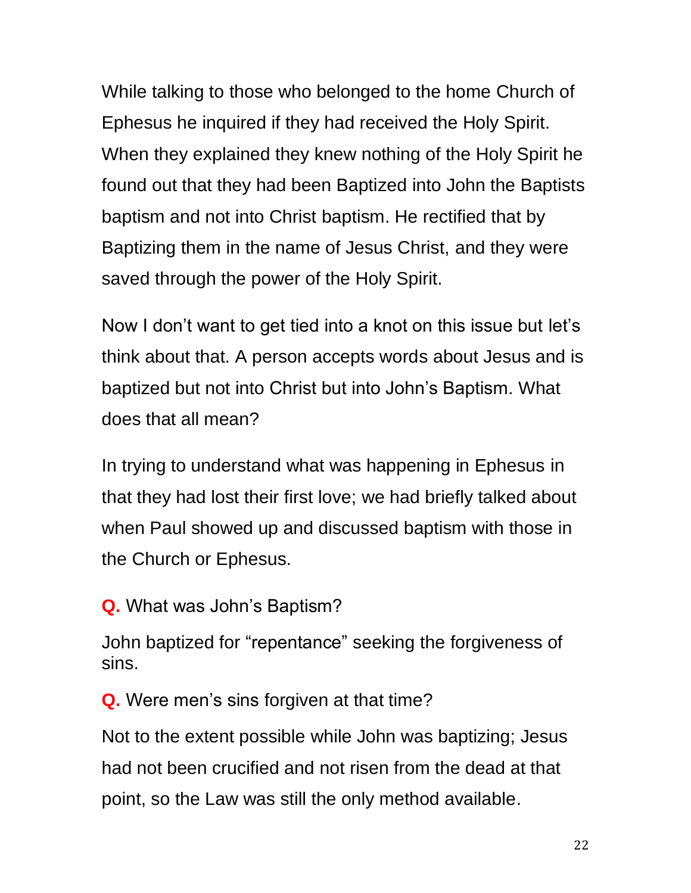While talking to those who belonged to the home Church of Ephesus he inquired if they had received the Holy Spirit. When they explained they knew nothing of the Holy Spirit he found out that they had been Baptized into John the Baptists baptism and not into Christ baptism. He rectified that by Baptizing them in the name of Jesus Christ, and they were saved through the power of the Holy Spirit.

Now I don't want to get tied into a knot on this issue but let's think about that. A person accepts words about Jesus and is baptized but not into Christ but into John's Baptism. What does that all mean?

In trying to understand what was happening in Ephesus in that they had lost their first love; we had briefly talked about when Paul showed up and discussed baptism with those in the Church or Ephesus.

**Q.** What was John's Baptism?

John baptized for "repentance" seeking the forgiveness of sins.

**Q.** Were men's sins forgiven at that time?

Not to the extent possible while John was baptizing; Jesus had not been crucified and not risen from the dead at that point, so the Law was still the only method available.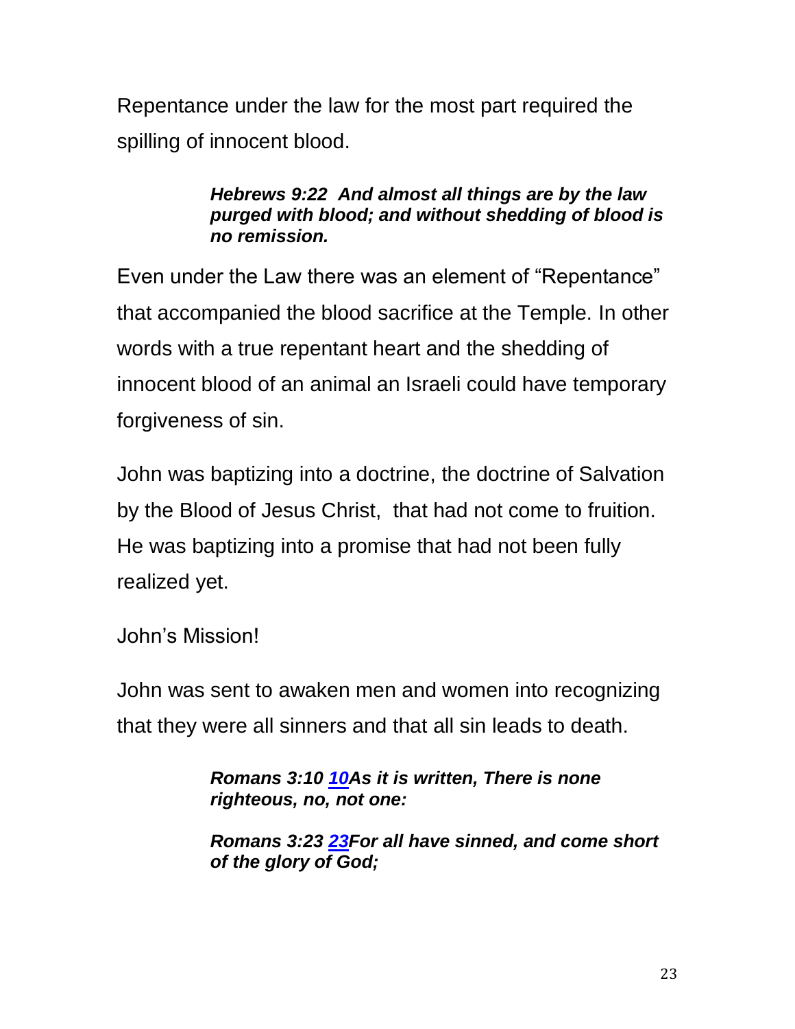Repentance under the law for the most part required the spilling of innocent blood.

> ***Hebrews 9:22  And almost all things are by the law purged with blood; and without shedding of blood is no remission.***

Even under the Law there was an element of "Repentance" that accompanied the blood sacrifice at the Temple. In other words with a true repentant heart and the shedding of innocent blood of an animal an Israeli could have temporary forgiveness of sin.

John was baptizing into a doctrine, the doctrine of Salvation by the Blood of Jesus Christ,  that had not come to fruition. He was baptizing into a promise that had not been fully realized yet.

John's Mission!

John was sent to awaken men and women into recognizing that they were all sinners and that all sin leads to death.

> ***Romans 3:10 10As it is written, There is none righteous, no, not one:***
>
> ***Romans 3:23 23For all have sinned, and come short of the glory of God;***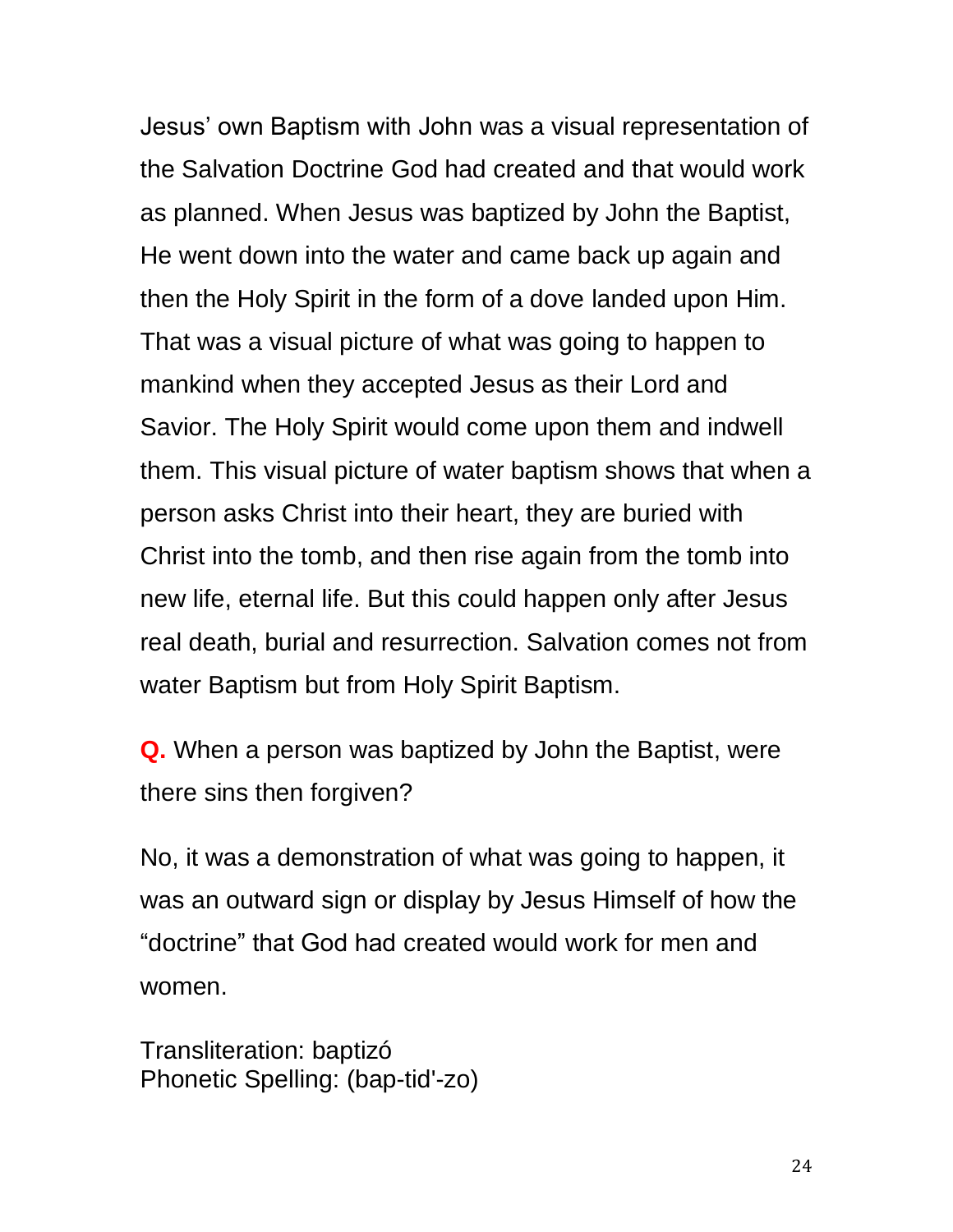Jesus' own Baptism with John was a visual representation of the Salvation Doctrine God had created and that would work as planned. When Jesus was baptized by John the Baptist, He went down into the water and came back up again and then the Holy Spirit in the form of a dove landed upon Him. That was a visual picture of what was going to happen to mankind when they accepted Jesus as their Lord and Savior. The Holy Spirit would come upon them and indwell them. This visual picture of water baptism shows that when a person asks Christ into their heart, they are buried with Christ into the tomb, and then rise again from the tomb into new life, eternal life. But this could happen only after Jesus real death, burial and resurrection. Salvation comes not from water Baptism but from Holy Spirit Baptism.

**Q.** When a person was baptized by John the Baptist, were there sins then forgiven?

No, it was a demonstration of what was going to happen, it was an outward sign or display by Jesus Himself of how the "doctrine" that God had created would work for men and women.

Transliteration: baptizó
Phonetic Spelling: (bap-tid'-zo)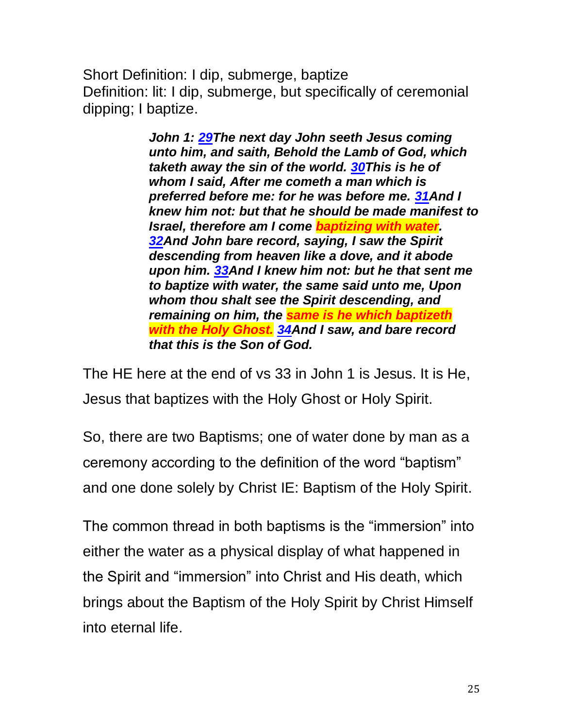Short Definition: I dip, submerge, baptize
Definition: lit: I dip, submerge, but specifically of ceremonial dipping; I baptize.

> ***John 1: 29The next day John seeth Jesus coming unto him, and saith, Behold the Lamb of God, which taketh away the sin of the world. 30This is he of whom I said, After me cometh a man which is preferred before me: for he was before me. 31And I knew him not: but that he should be made manifest to Israel, therefore am I come baptizing with water. 32And John bare record, saying, I saw the Spirit descending from heaven like a dove, and it abode upon him. 33And I knew him not: but he that sent me to baptize with water, the same said unto me, Upon whom thou shalt see the Spirit descending, and remaining on him, the same is he which baptizeth with the Holy Ghost. 34And I saw, and bare record that this is the Son of God.***

The HE here at the end of vs 33 in John 1 is Jesus. It is He, Jesus that baptizes with the Holy Ghost or Holy Spirit.

So, there are two Baptisms; one of water done by man as a ceremony according to the definition of the word "baptism" and one done solely by Christ IE: Baptism of the Holy Spirit.

The common thread in both baptisms is the "immersion" into either the water as a physical display of what happened in the Spirit and "immersion" into Christ and His death, which brings about the Baptism of the Holy Spirit by Christ Himself into eternal life.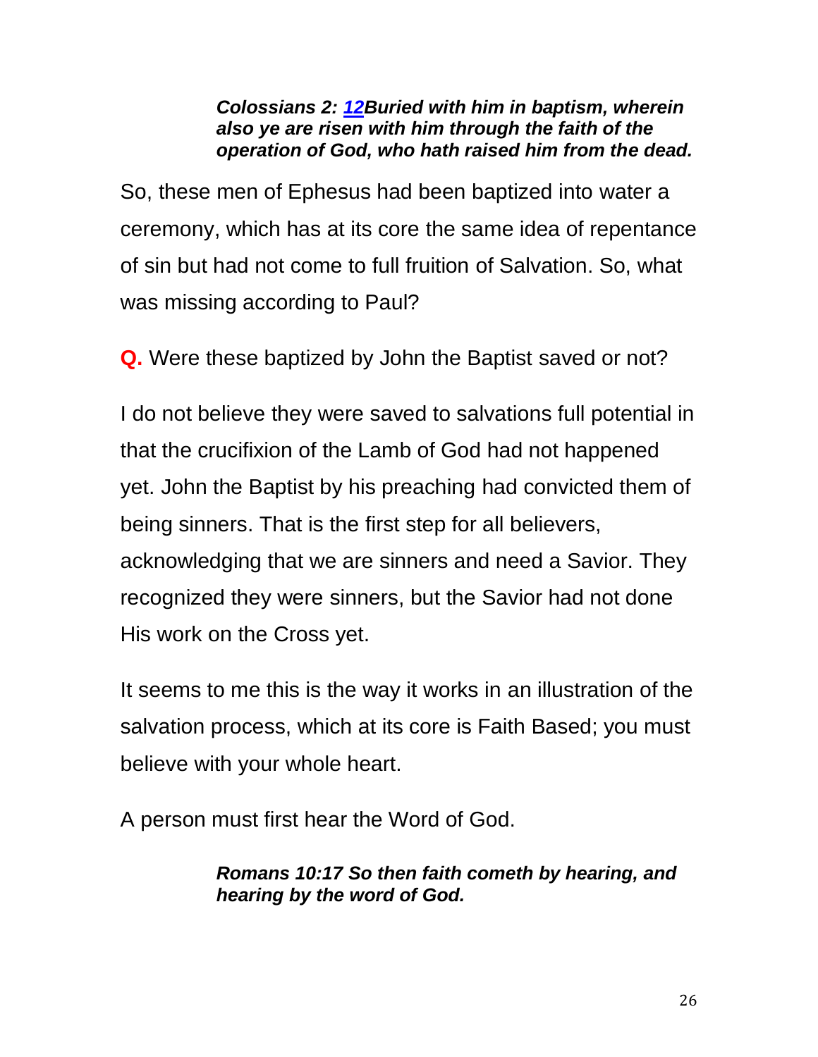> ***Colossians 2: 12Buried with him in baptism, wherein also ye are risen with him through the faith of the operation of God, who hath raised him from the dead.***

So, these men of Ephesus had been baptized into water a ceremony, which has at its core the same idea of repentance of sin but had not come to full fruition of Salvation. So, what was missing according to Paul?

**Q.** Were these baptized by John the Baptist saved or not?

I do not believe they were saved to salvations full potential in that the crucifixion of the Lamb of God had not happened yet. John the Baptist by his preaching had convicted them of being sinners. That is the first step for all believers, acknowledging that we are sinners and need a Savior. They recognized they were sinners, but the Savior had not done His work on the Cross yet.

It seems to me this is the way it works in an illustration of the salvation process, which at its core is Faith Based; you must believe with your whole heart.

A person must first hear the Word of God.

> ***Romans 10:17 So then faith cometh by hearing, and hearing by the word of God.***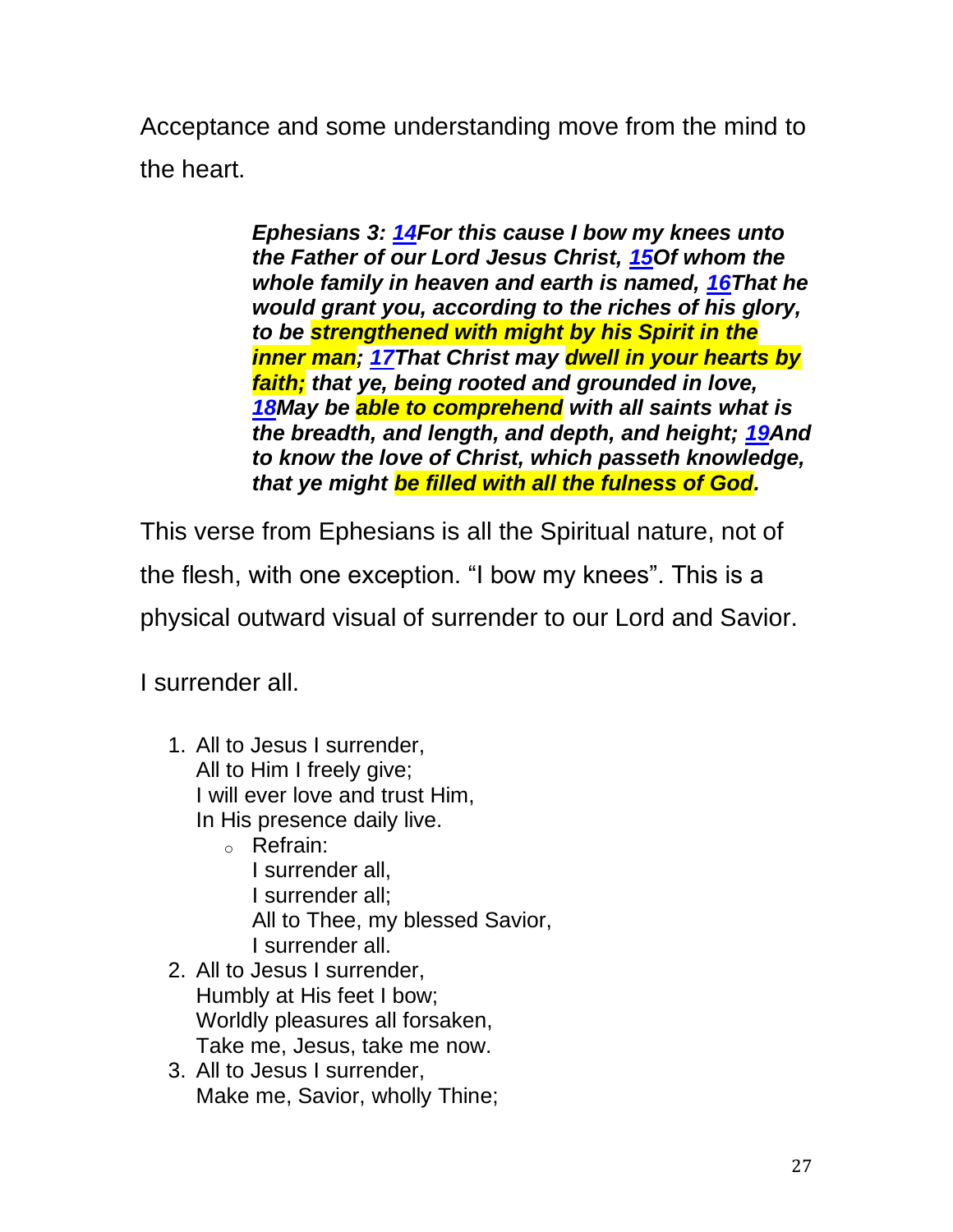Acceptance and some understanding move from the mind to the heart.

> ***Ephesians 3: 14For this cause I bow my knees unto the Father of our Lord Jesus Christ, 15Of whom the whole family in heaven and earth is named, 16That he would grant you, according to the riches of his glory, to be strengthened with might by his Spirit in the inner man; 17That Christ may dwell in your hearts by faith; that ye, being rooted and grounded in love, 18May be able to comprehend with all saints what is the breadth, and length, and depth, and height; 19And to know the love of Christ, which passeth knowledge, that ye might be filled with all the fulness of God.***

This verse from Ephesians is all the Spiritual nature, not of the flesh, with one exception. “I bow my knees”. This is a physical outward visual of surrender to our Lord and Savior.

I surrender all.

1. All to Jesus I surrender,
   All to Him I freely give;
   I will ever love and trust Him,
   In His presence daily live.
   - Refrain:
     I surrender all,
     I surrender all;
     All to Thee, my blessed Savior,
     I surrender all.
2. All to Jesus I surrender,
   Humbly at His feet I bow;
   Worldly pleasures all forsaken,
   Take me, Jesus, take me now.
3. All to Jesus I surrender,
   Make me, Savior, wholly Thine;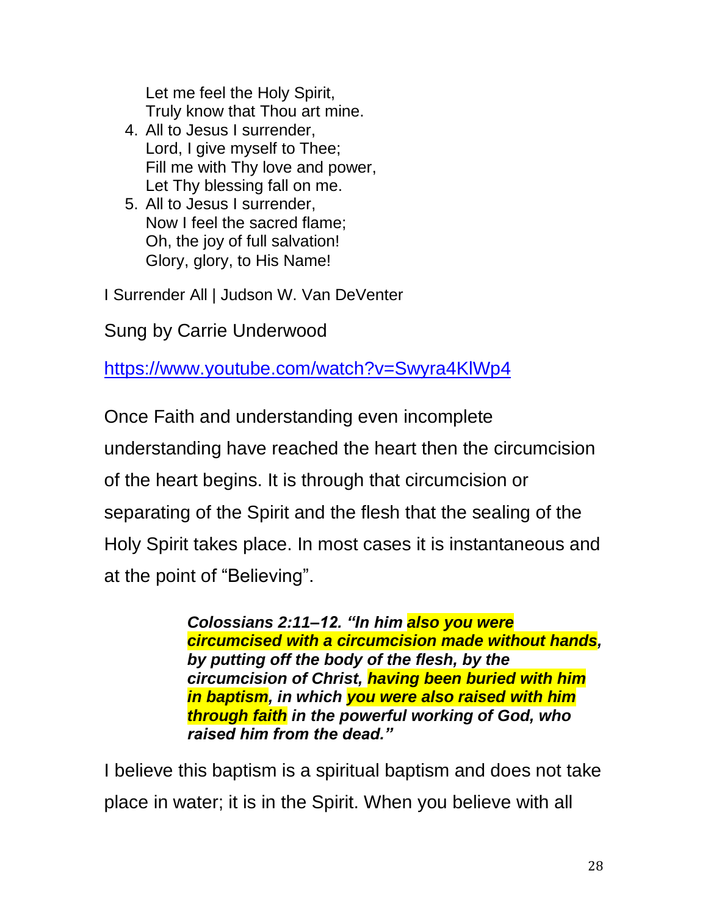Let me feel the Holy Spirit,
Truly know that Thou art mine.

4. All to Jesus I surrender,
   Lord, I give myself to Thee;
   Fill me with Thy love and power,
   Let Thy blessing fall on me.
5. All to Jesus I surrender,
   Now I feel the sacred flame;
   Oh, the joy of full salvation!
   Glory, glory, to His Name!

I Surrender All | Judson W. Van DeVenter

Sung by Carrie Underwood

https://www.youtube.com/watch?v=Swyra4KlWp4

Once Faith and understanding even incomplete understanding have reached the heart then the circumcision of the heart begins. It is through that circumcision or separating of the Spirit and the flesh that the sealing of the Holy Spirit takes place. In most cases it is instantaneous and at the point of "Believing".

> ***Colossians 2:11–12. "In him also you were circumcised with a circumcision made without hands, by putting off the body of the flesh, by the circumcision of Christ, having been buried with him in baptism, in which you were also raised with him through faith in the powerful working of God, who raised him from the dead."***

I believe this baptism is a spiritual baptism and does not take place in water; it is in the Spirit. When you believe with all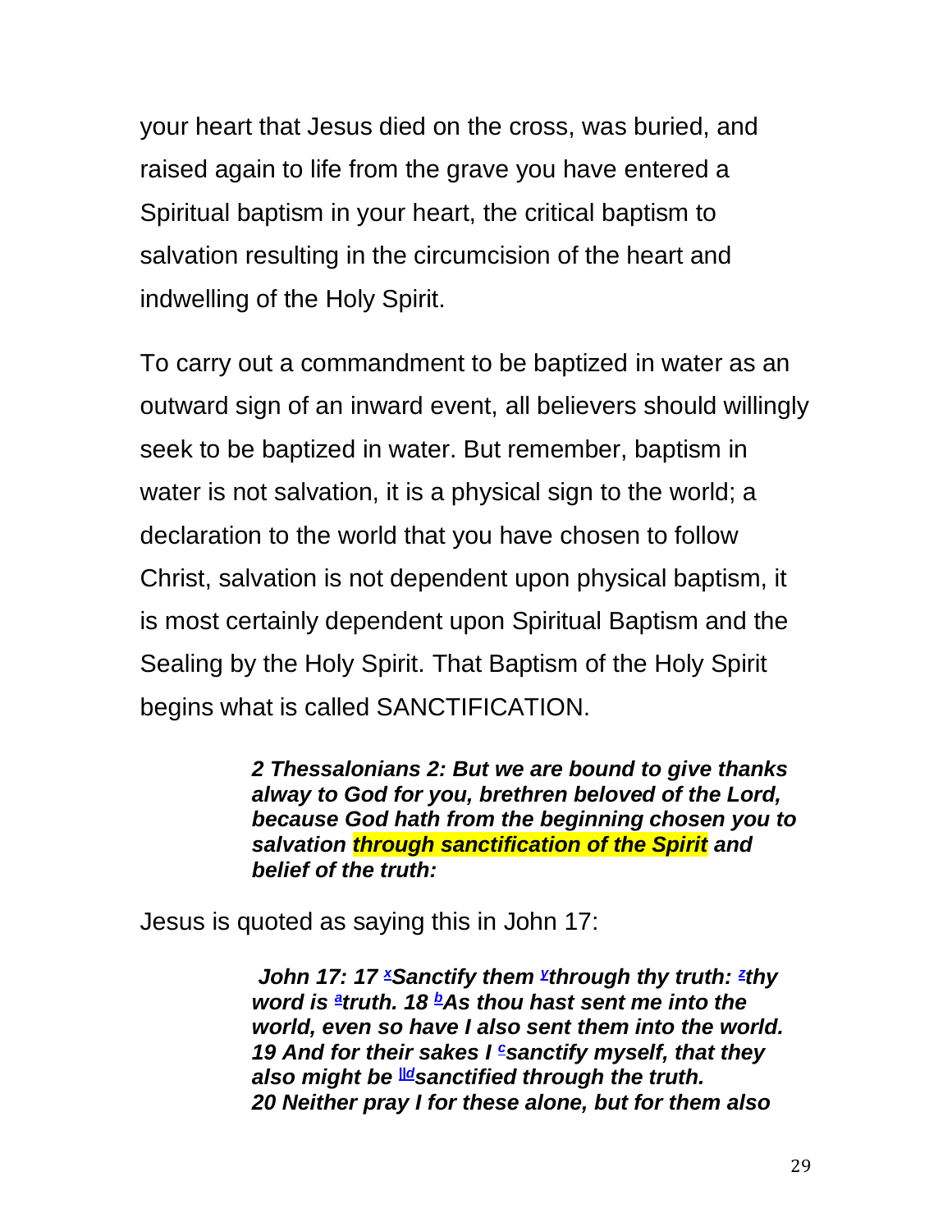your heart that Jesus died on the cross, was buried, and raised again to life from the grave you have entered a Spiritual baptism in your heart, the critical baptism to salvation resulting in the circumcision of the heart and indwelling of the Holy Spirit.

To carry out a commandment to be baptized in water as an outward sign of an inward event, all believers should willingly seek to be baptized in water. But remember, baptism in water is not salvation, it is a physical sign to the world; a declaration to the world that you have chosen to follow Christ, salvation is not dependent upon physical baptism, it is most certainly dependent upon Spiritual Baptism and the Sealing by the Holy Spirit. That Baptism of the Holy Spirit begins what is called SANCTIFICATION.

> ***2 Thessalonians 2: But we are bound to give thanks alway to God for you, brethren beloved of the Lord, because God hath from the beginning chosen you to salvation through sanctification of the Spirit and belief of the truth:***

Jesus is quoted as saying this in John 17:

> ***John 17: 17 [x]Sanctify them [y]through thy truth: [z]thy word is [a]truth. 18 [b]As thou hast sent me into the world, even so have I also sent them into the world. 19 And for their sakes I [c]sanctify myself, that they also might be [||d]sanctified through the truth. 20 Neither pray I for these alone, but for them also***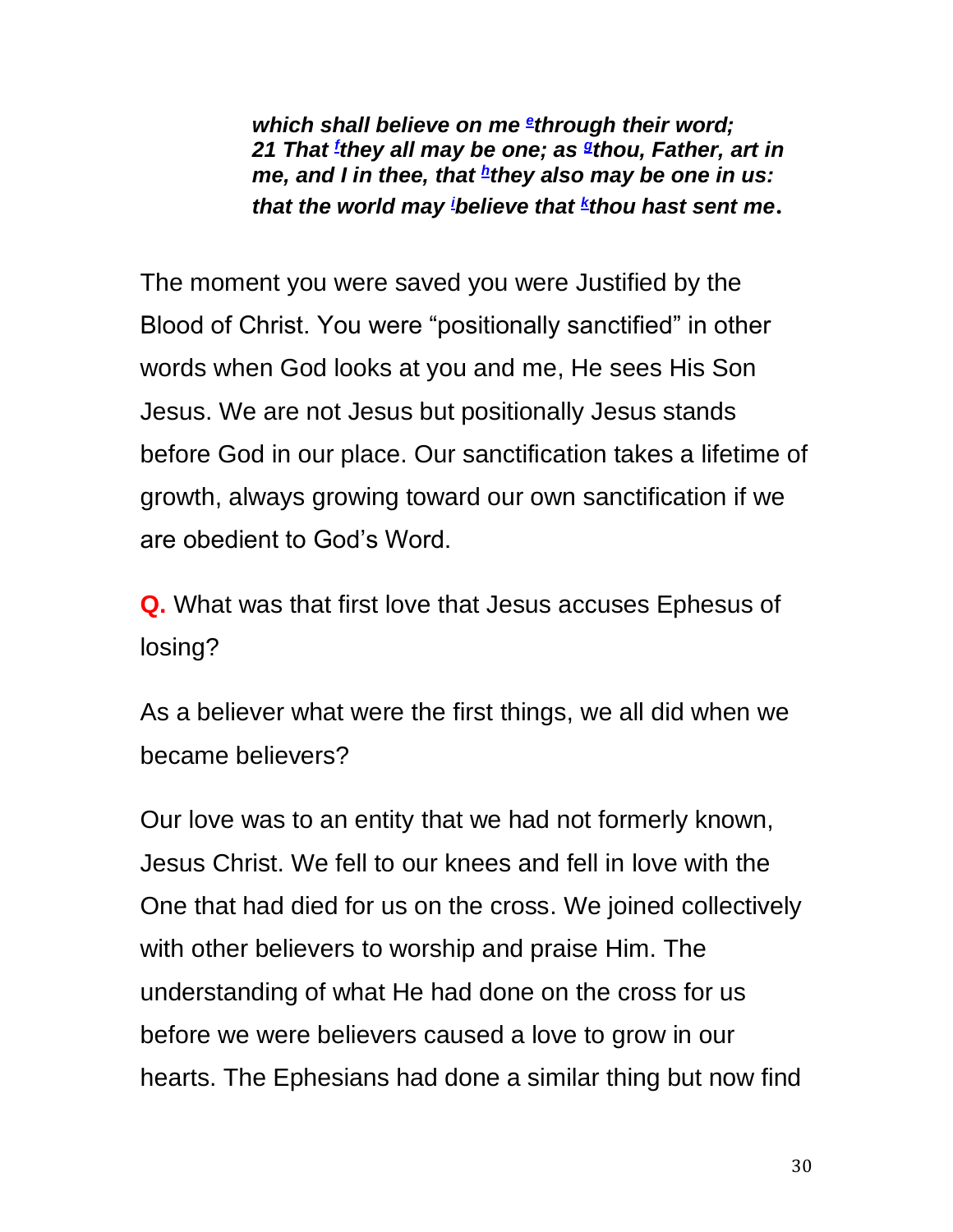***which shall believe on me [e]through their word;***
***21 That [f]they all may be one; as [g]thou, Father, art in me, and I in thee, that [h]they also may be one in us: that the world may [i]believe that [k]thou hast sent me.***

The moment you were saved you were Justified by the Blood of Christ. You were "positionally sanctified" in other words when God looks at you and me, He sees His Son Jesus. We are not Jesus but positionally Jesus stands before God in our place. Our sanctification takes a lifetime of growth, always growing toward our own sanctification if we are obedient to God's Word.

**Q.** What was that first love that Jesus accuses Ephesus of losing?

As a believer what were the first things, we all did when we became believers?

Our love was to an entity that we had not formerly known, Jesus Christ. We fell to our knees and fell in love with the One that had died for us on the cross. We joined collectively with other believers to worship and praise Him. The understanding of what He had done on the cross for us before we were believers caused a love to grow in our hearts. The Ephesians had done a similar thing but now find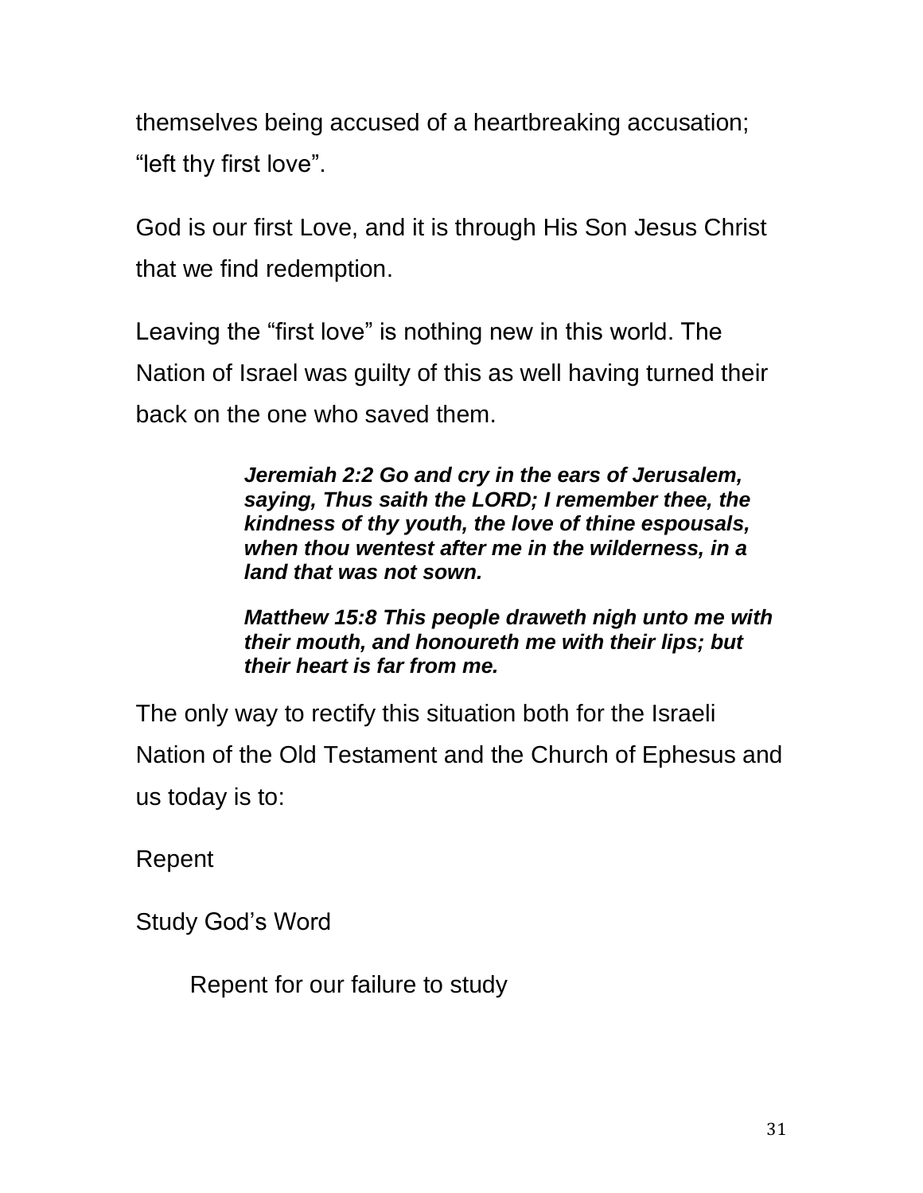themselves being accused of a heartbreaking accusation; "left thy first love".

God is our first Love, and it is through His Son Jesus Christ that we find redemption.

Leaving the "first love" is nothing new in this world. The Nation of Israel was guilty of this as well having turned their back on the one who saved them.

> ***Jeremiah 2:2 Go and cry in the ears of Jerusalem, saying, Thus saith the LORD; I remember thee, the kindness of thy youth, the love of thine espousals, when thou wentest after me in the wilderness, in a land that was not sown.***
>
> ***Matthew 15:8 This people draweth nigh unto me with their mouth, and honoureth me with their lips; but their heart is far from me.***

The only way to rectify this situation both for the Israeli Nation of the Old Testament and the Church of Ephesus and us today is to:

Repent

Study God's Word

Repent for our failure to study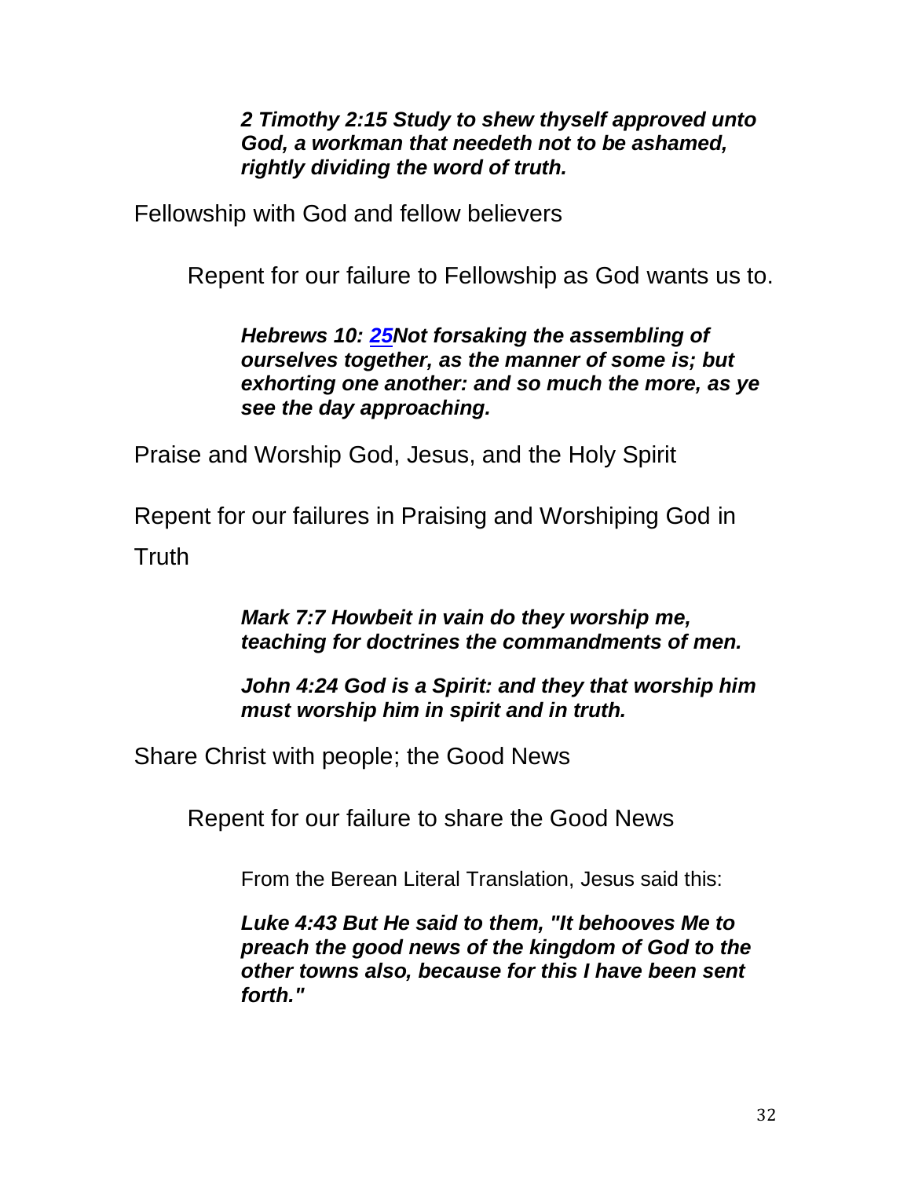***2 Timothy 2:15 Study to shew thyself approved unto God, a workman that needeth not to be ashamed, rightly dividing the word of truth.***

Fellowship with God and fellow believers

Repent for our failure to Fellowship as God wants us to.

***Hebrews 10: 25Not forsaking the assembling of ourselves together, as the manner of some is; but exhorting one another: and so much the more, as ye see the day approaching.***

Praise and Worship God, Jesus, and the Holy Spirit

Repent for our failures in Praising and Worshiping God in Truth

***Mark 7:7 Howbeit in vain do they worship me, teaching for doctrines the commandments of men.***

***John 4:24 God is a Spirit: and they that worship him must worship him in spirit and in truth.***

Share Christ with people; the Good News

Repent for our failure to share the Good News

From the Berean Literal Translation, Jesus said this:

***Luke 4:43 But He said to them, "It behooves Me to preach the good news of the kingdom of God to the other towns also, because for this I have been sent forth."***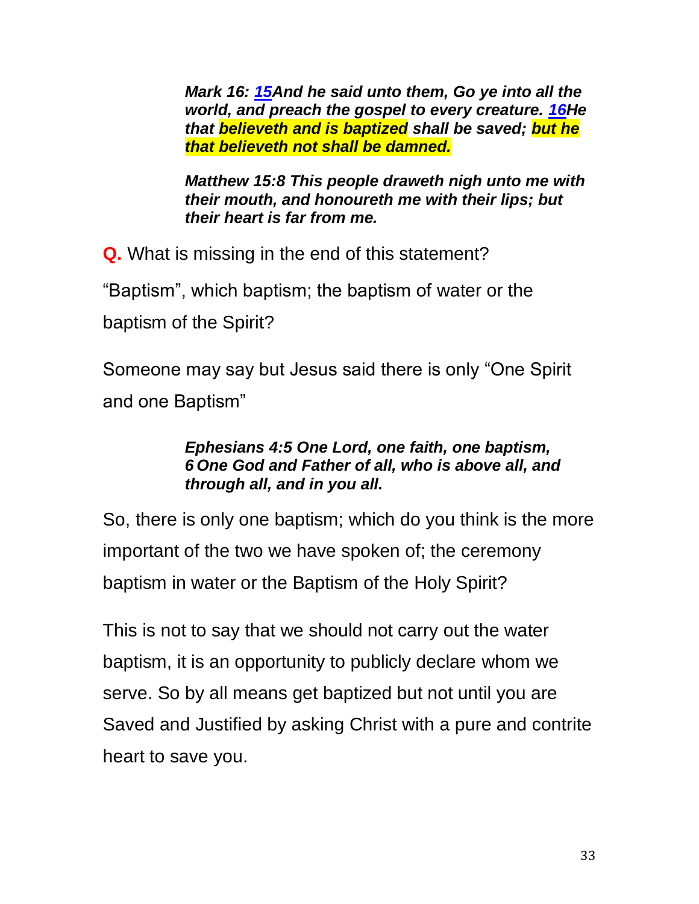***Mark 16: 15And he said unto them, Go ye into all the world, and preach the gospel to every creature. 16He that believeth and is baptized shall be saved; but he that believeth not shall be damned.***

***Matthew 15:8 This people draweth nigh unto me with their mouth, and honoureth me with their lips; but their heart is far from me.***

**Q.** What is missing in the end of this statement?

"Baptism", which baptism; the baptism of water or the baptism of the Spirit?

Someone may say but Jesus said there is only "One Spirit and one Baptism"

***Ephesians 4:5 One Lord, one faith, one baptism, 6 One God and Father of all, who is above all, and through all, and in you all.***

So, there is only one baptism; which do you think is the more important of the two we have spoken of; the ceremony baptism in water or the Baptism of the Holy Spirit?

This is not to say that we should not carry out the water baptism, it is an opportunity to publicly declare whom we serve. So by all means get baptized but not until you are Saved and Justified by asking Christ with a pure and contrite heart to save you.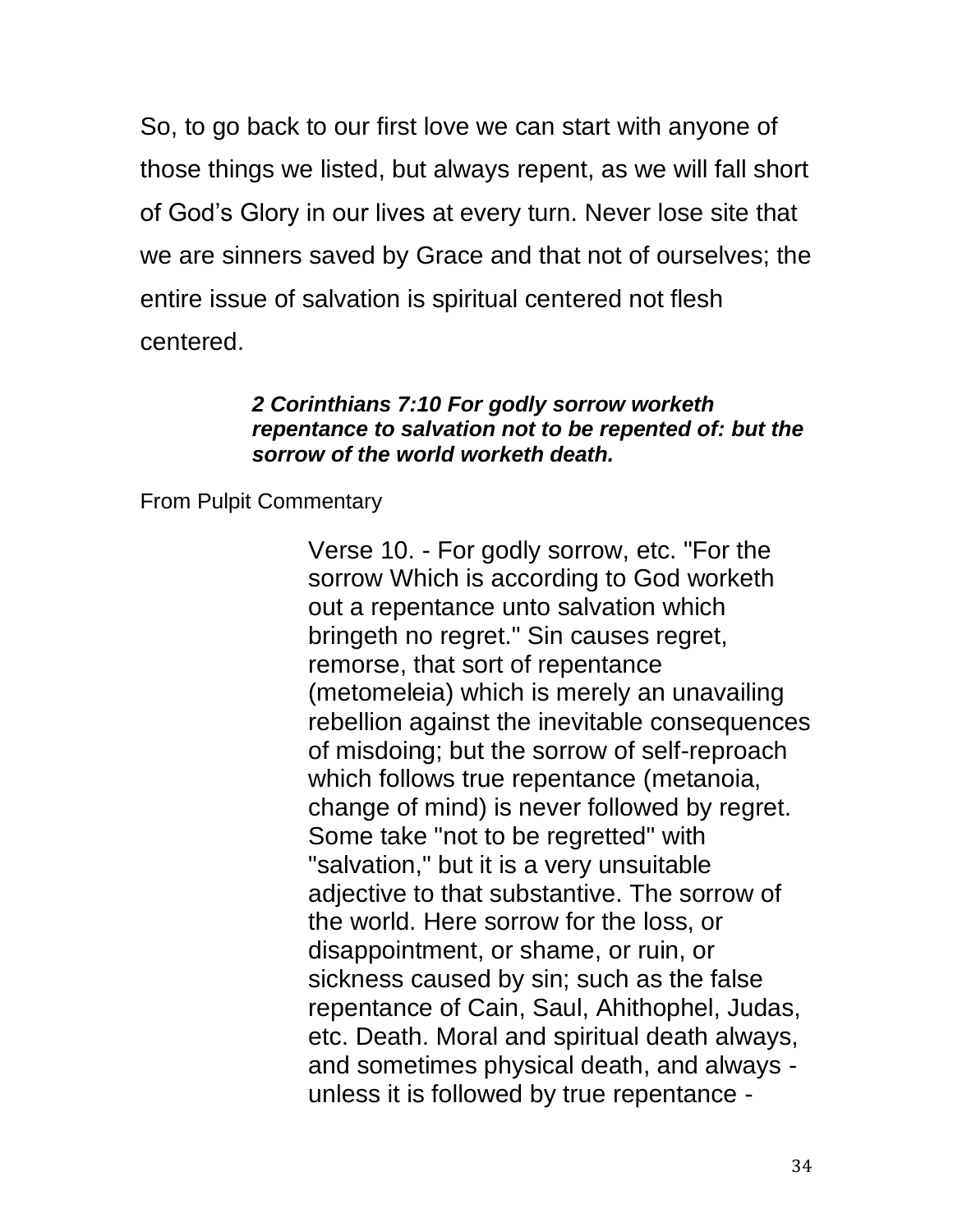So, to go back to our first love we can start with anyone of those things we listed, but always repent, as we will fall short of God's Glory in our lives at every turn. Never lose site that we are sinners saved by Grace and that not of ourselves; the entire issue of salvation is spiritual centered not flesh centered.

> ***2 Corinthians 7:10 For godly sorrow worketh repentance to salvation not to be repented of: but the sorrow of the world worketh death.***

From Pulpit Commentary

> Verse 10. - For godly sorrow, etc. "For the sorrow Which is according to God worketh out a repentance unto salvation which bringeth no regret." Sin causes regret, remorse, that sort of repentance (metomeleia) which is merely an unavailing rebellion against the inevitable consequences of misdoing; but the sorrow of self-reproach which follows true repentance (metanoia, change of mind) is never followed by regret. Some take "not to be regretted" with "salvation," but it is a very unsuitable adjective to that substantive. The sorrow of the world. Here sorrow for the loss, or disappointment, or shame, or ruin, or sickness caused by sin; such as the false repentance of Cain, Saul, Ahithophel, Judas, etc. Death. Moral and spiritual death always, and sometimes physical death, and always - unless it is followed by true repentance -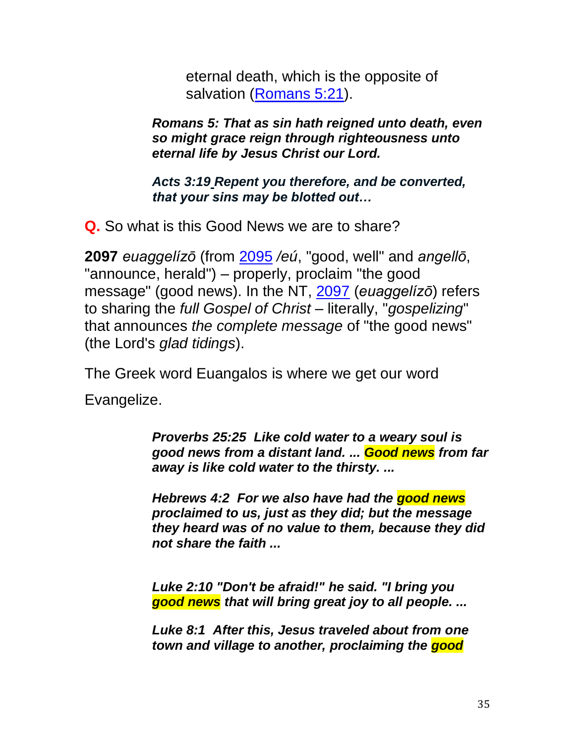eternal death, which is the opposite of salvation (Romans 5:21).

***Romans 5: That as sin hath reigned unto death, even so might grace reign through righteousness unto eternal life by Jesus Christ our Lord.***

***Acts 3:19 Repent you therefore, and be converted, that your sins may be blotted out…***

**Q.** So what is this Good News we are to share?

**2097** *euaggelízō* (from 2095 */eú*, "good, well" and *angellō*, "announce, herald") – properly, proclaim "the good message" (good news). In the NT, 2097 (*euaggelízō*) refers to sharing the *full Gospel of Christ* – literally, "*gospelizing*" that announces *the complete message* of "the good news" (the Lord's *glad tidings*).

The Greek word Euangalos is where we get our word

Evangelize.

***Proverbs 25:25 Like cold water to a weary soul is good news from a distant land. ... Good news from far away is like cold water to the thirsty. ...***

***Hebrews 4:2 For we also have had the good news proclaimed to us, just as they did; but the message they heard was of no value to them, because they did not share the faith ...***

***Luke 2:10 "Don't be afraid!" he said. "I bring you good news that will bring great joy to all people. ...***

***Luke 8:1 After this, Jesus traveled about from one town and village to another, proclaiming the good***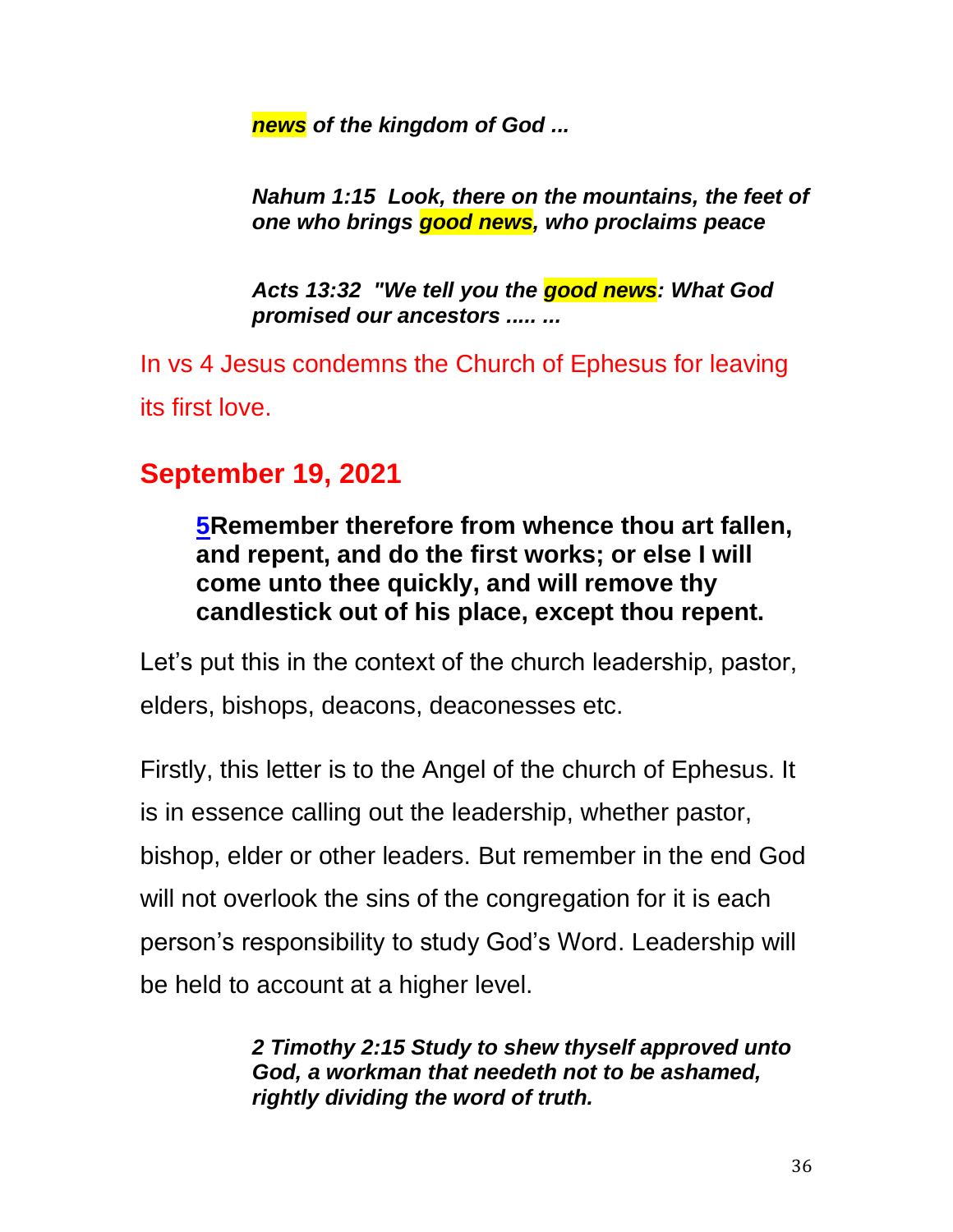***news*** ***of the kingdom of God ...***

***Nahum 1:15  Look, there on the mountains, the feet of one who brings good news, who proclaims peace***

***Acts 13:32  "We tell you the good news: What God promised our ancestors ..... ...***

In vs 4 Jesus condemns the Church of Ephesus for leaving its first love.

## September 19, 2021

> **5Remember therefore from whence thou art fallen, and repent, and do the first works; or else I will come unto thee quickly, and will remove thy candlestick out of his place, except thou repent.**

Let's put this in the context of the church leadership, pastor, elders, bishops, deacons, deaconesses etc.

Firstly, this letter is to the Angel of the church of Ephesus. It is in essence calling out the leadership, whether pastor, bishop, elder or other leaders. But remember in the end God will not overlook the sins of the congregation for it is each person's responsibility to study God's Word. Leadership will be held to account at a higher level.

***2 Timothy 2:15 Study to shew thyself approved unto God, a workman that needeth not to be ashamed, rightly dividing the word of truth.***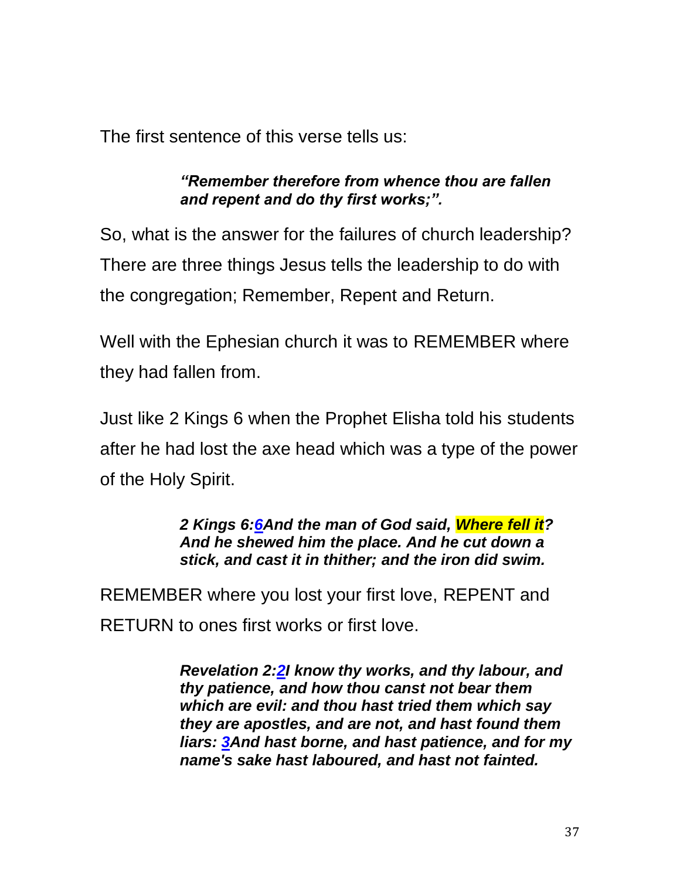The first sentence of this verse tells us:

> ***"Remember therefore from whence thou are fallen and repent and do thy first works;".***

So, what is the answer for the failures of church leadership? There are three things Jesus tells the leadership to do with the congregation; Remember, Repent and Return.

Well with the Ephesian church it was to REMEMBER where they had fallen from.

Just like 2 Kings 6 when the Prophet Elisha told his students after he had lost the axe head which was a type of the power of the Holy Spirit.

> ***2 Kings 6:6And the man of God said, Where fell it? And he shewed him the place. And he cut down a stick, and cast it in thither; and the iron did swim.***

REMEMBER where you lost your first love, REPENT and RETURN to ones first works or first love.

> ***Revelation 2:2I know thy works, and thy labour, and thy patience, and how thou canst not bear them which are evil: and thou hast tried them which say they are apostles, and are not, and hast found them liars: 3And hast borne, and hast patience, and for my name's sake hast laboured, and hast not fainted.***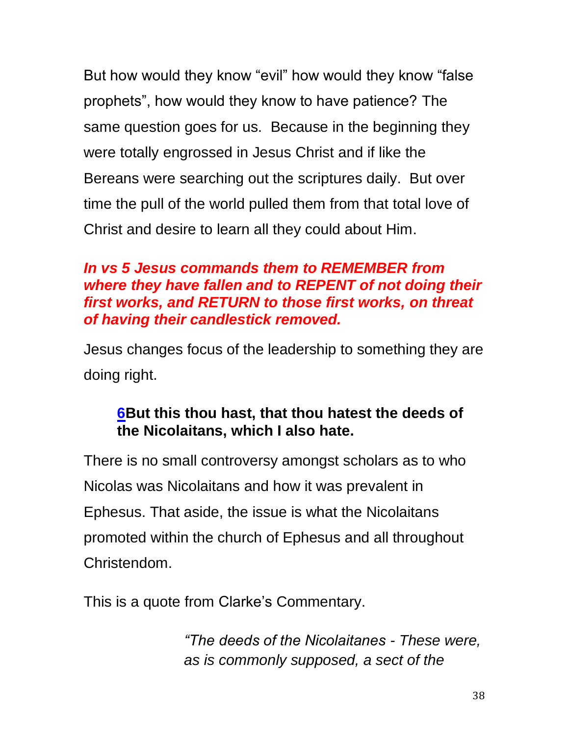But how would they know "evil" how would they know "false prophets", how would they know to have patience? The same question goes for us. Because in the beginning they were totally engrossed in Jesus Christ and if like the Bereans were searching out the scriptures daily. But over time the pull of the world pulled them from that total love of Christ and desire to learn all they could about Him.

***In vs 5 Jesus commands them to REMEMBER from where they have fallen and to REPENT of not doing their first works, and RETURN to those first works, on threat of having their candlestick removed.***

Jesus changes focus of the leadership to something they are doing right.

> **6But this thou hast, that thou hatest the deeds of the Nicolaitans, which I also hate.**

There is no small controversy amongst scholars as to who Nicolas was Nicolaitans and how it was prevalent in Ephesus. That aside, the issue is what the Nicolaitans promoted within the church of Ephesus and all throughout Christendom.

This is a quote from Clarke's Commentary.

> *"The deeds of the Nicolaitanes - These were, as is commonly supposed, a sect of the*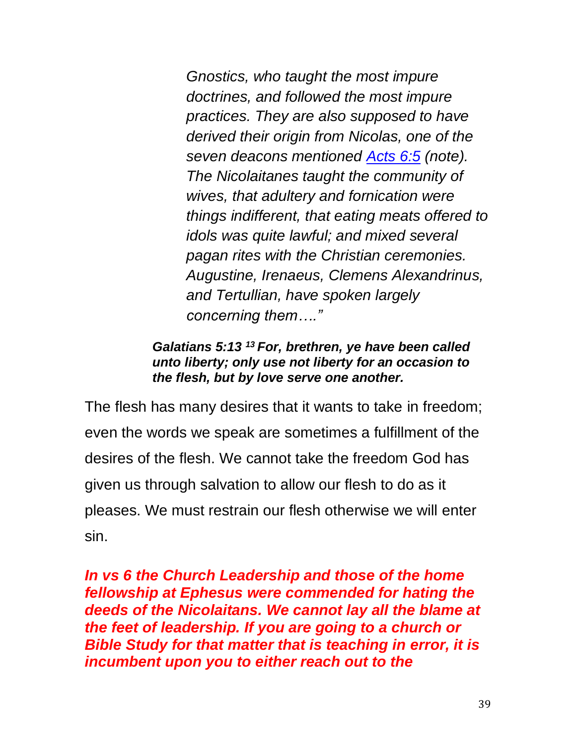> *Gnostics, who taught the most impure doctrines, and followed the most impure practices. They are also supposed to have derived their origin from Nicolas, one of the seven deacons mentioned [Acts 6:5](#) (note). The Nicolaitanes taught the community of wives, that adultery and fornication were things indifferent, that eating meats offered to idols was quite lawful; and mixed several pagan rites with the Christian ceremonies. Augustine, Irenaeus, Clemens Alexandrinus, and Tertullian, have spoken largely concerning them…."*

> ***Galatians 5:13 [13] For, brethren, ye have been called unto liberty; only use not liberty for an occasion to the flesh, but by love serve one another.***

The flesh has many desires that it wants to take in freedom; even the words we speak are sometimes a fulfillment of the desires of the flesh. We cannot take the freedom God has given us through salvation to allow our flesh to do as it pleases. We must restrain our flesh otherwise we will enter sin.

***In vs 6 the Church Leadership and those of the home fellowship at Ephesus were commended for hating the deeds of the Nicolaitans. We cannot lay all the blame at the feet of leadership. If you are going to a church or Bible Study for that matter that is teaching in error, it is incumbent upon you to either reach out to the***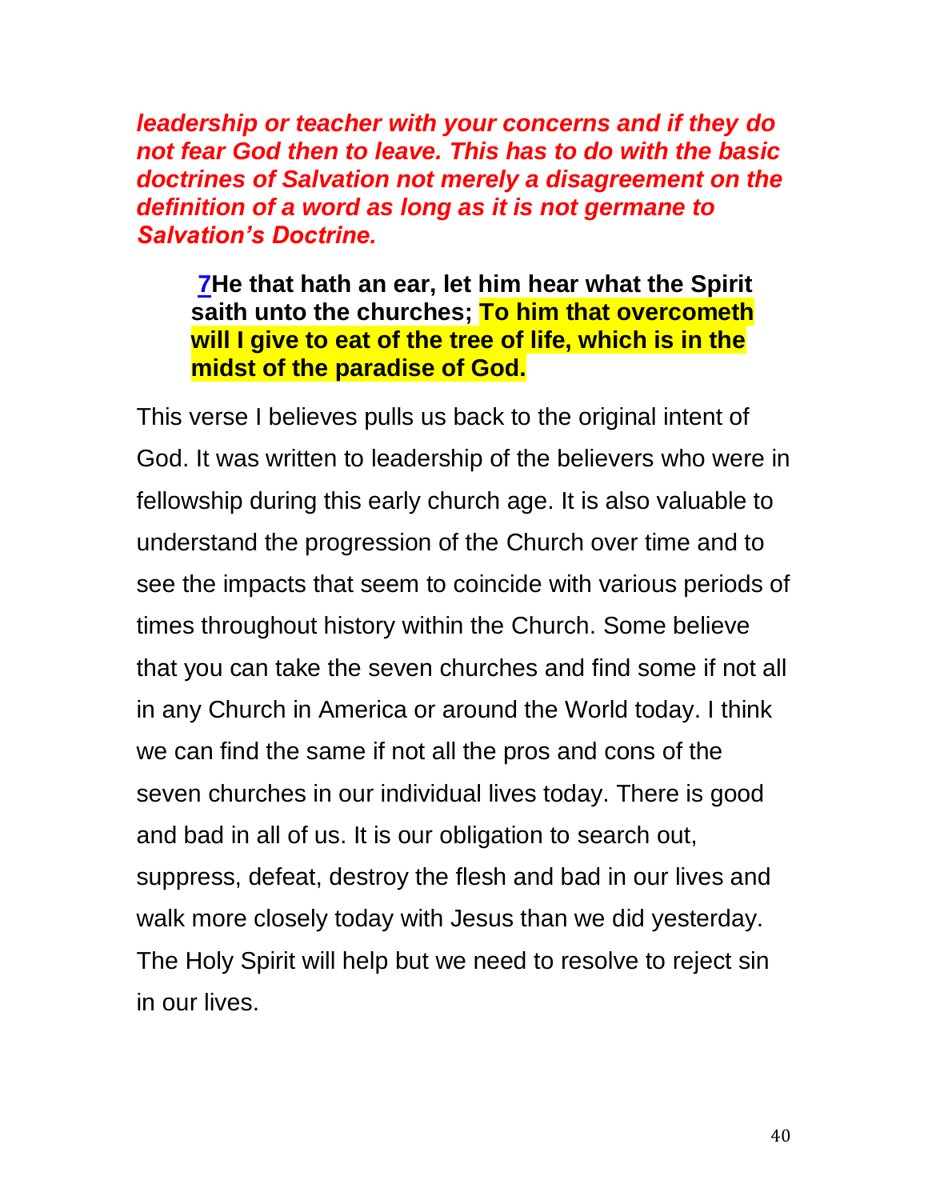***leadership or teacher with your concerns and if they do not fear God then to leave. This has to do with the basic doctrines of Salvation not merely a disagreement on the definition of a word as long as it is not germane to Salvation's Doctrine.***

> **7He that hath an ear, let him hear what the Spirit saith unto the churches; To him that overcometh will I give to eat of the tree of life, which is in the midst of the paradise of God.**

This verse I believes pulls us back to the original intent of God. It was written to leadership of the believers who were in fellowship during this early church age. It is also valuable to understand the progression of the Church over time and to see the impacts that seem to coincide with various periods of times throughout history within the Church. Some believe that you can take the seven churches and find some if not all in any Church in America or around the World today. I think we can find the same if not all the pros and cons of the seven churches in our individual lives today. There is good and bad in all of us. It is our obligation to search out, suppress, defeat, destroy the flesh and bad in our lives and walk more closely today with Jesus than we did yesterday. The Holy Spirit will help but we need to resolve to reject sin in our lives.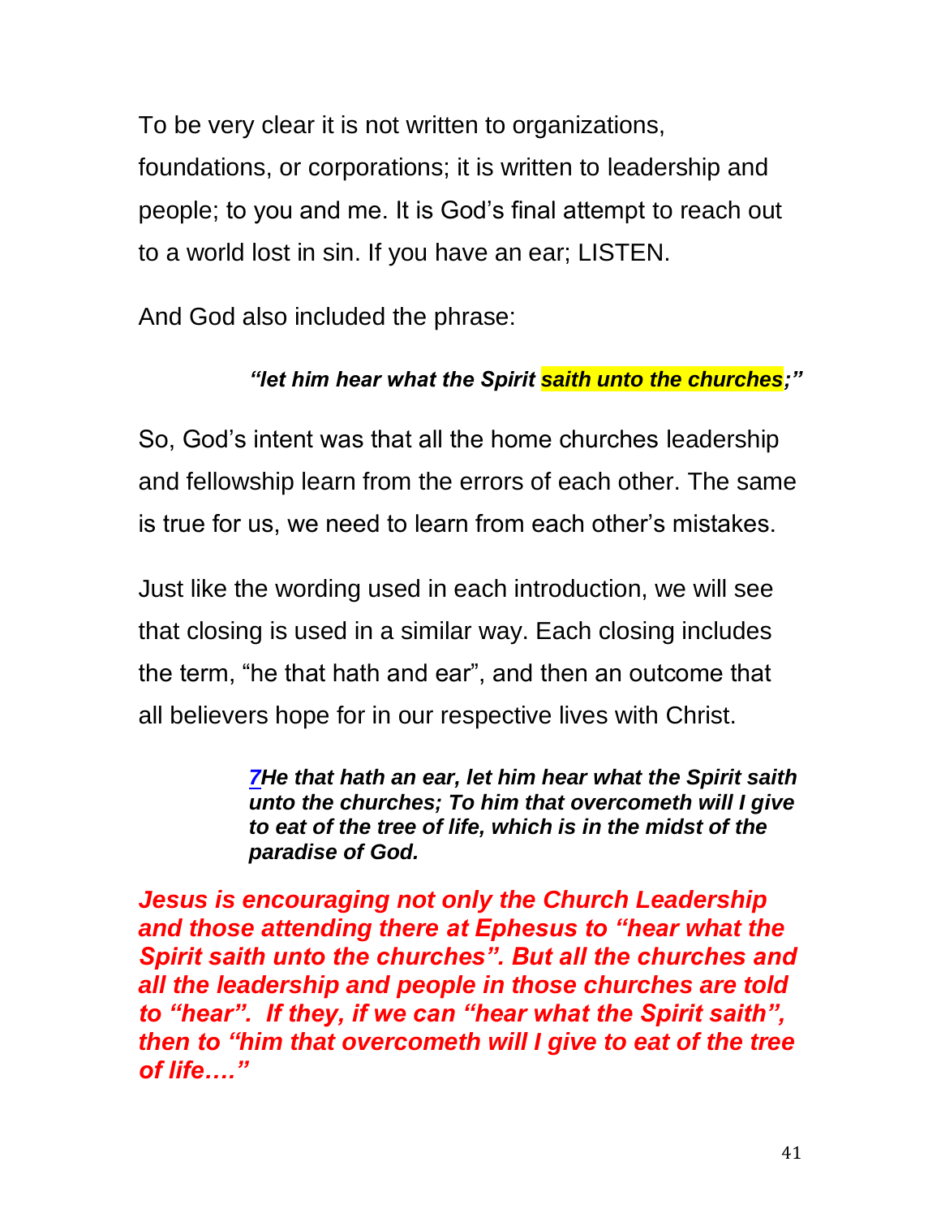To be very clear it is not written to organizations, foundations, or corporations; it is written to leadership and people; to you and me. It is God's final attempt to reach out to a world lost in sin. If you have an ear; LISTEN.

And God also included the phrase:

> ***"let him hear what the Spirit saith unto the churches;"***

So, God's intent was that all the home churches leadership and fellowship learn from the errors of each other. The same is true for us, we need to learn from each other's mistakes.

Just like the wording used in each introduction, we will see that closing is used in a similar way. Each closing includes the term, "he that hath and ear", and then an outcome that all believers hope for in our respective lives with Christ.

> ***7He that hath an ear, let him hear what the Spirit saith unto the churches; To him that overcometh will I give to eat of the tree of life, which is in the midst of the paradise of God.***

***Jesus is encouraging not only the Church Leadership and those attending there at Ephesus to "hear what the Spirit saith unto the churches". But all the churches and all the leadership and people in those churches are told to "hear". If they, if we can "hear what the Spirit saith", then to "him that overcometh will I give to eat of the tree of life…."***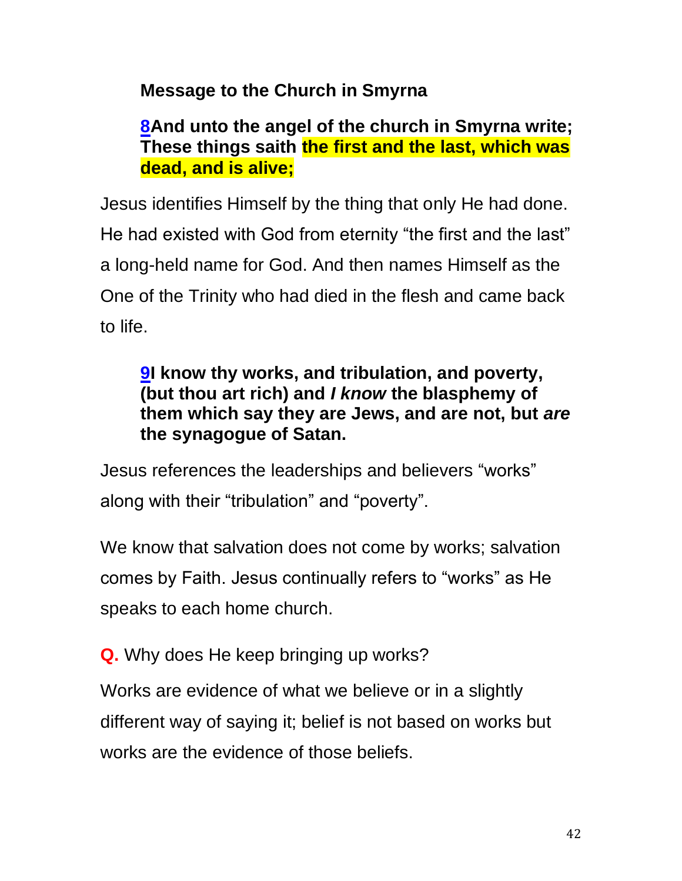**Message to the Church in Smyrna**

**8And unto the angel of the church in Smyrna write; These things saith the first and the last, which was dead, and is alive;**

Jesus identifies Himself by the thing that only He had done. He had existed with God from eternity "the first and the last" a long-held name for God. And then names Himself as the One of the Trinity who had died in the flesh and came back to life.

**9I know thy works, and tribulation, and poverty, (but thou art rich) and *I know* the blasphemy of them which say they are Jews, and are not, but *are* the synagogue of Satan.**

Jesus references the leaderships and believers "works" along with their "tribulation" and "poverty".

We know that salvation does not come by works; salvation comes by Faith. Jesus continually refers to "works" as He speaks to each home church.

**Q.** Why does He keep bringing up works?

Works are evidence of what we believe or in a slightly different way of saying it; belief is not based on works but works are the evidence of those beliefs.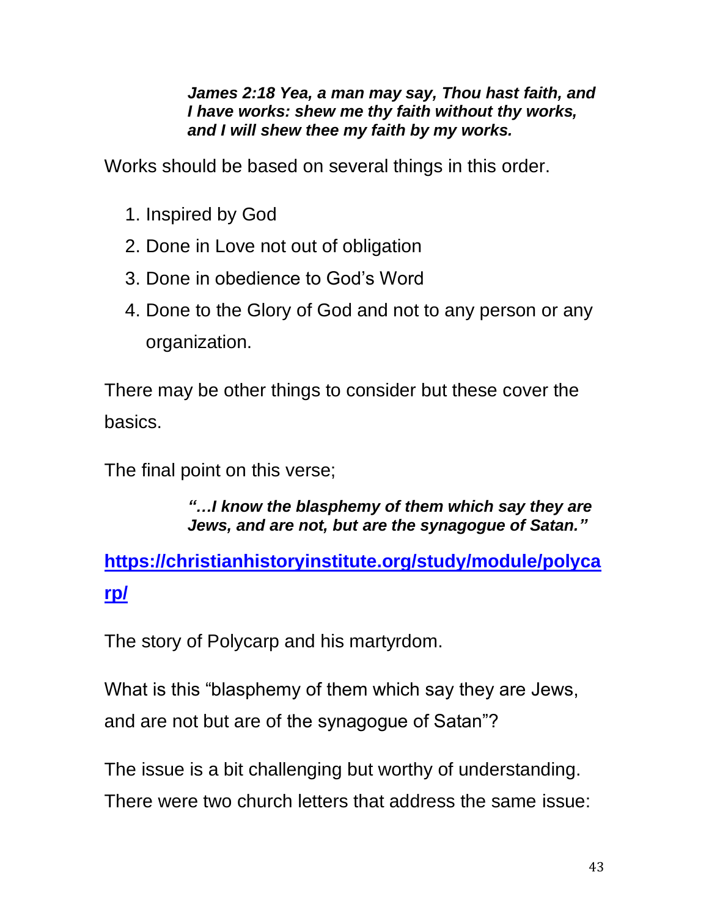> ***James 2:18 Yea, a man may say, Thou hast faith, and I have works: shew me thy faith without thy works, and I will shew thee my faith by my works.***

Works should be based on several things in this order.

1. Inspired by God
2. Done in Love not out of obligation
3. Done in obedience to God's Word
4. Done to the Glory of God and not to any person or any organization.

There may be other things to consider but these cover the basics.

The final point on this verse;

> ***"…I know the blasphemy of them which say they are Jews, and are not, but are the synagogue of Satan."***

**[https://christianhistoryinstitute.org/study/module/polycarp/](https://christianhistoryinstitute.org/study/module/polycarp/)**

The story of Polycarp and his martyrdom.

What is this "blasphemy of them which say they are Jews, and are not but are of the synagogue of Satan"?

The issue is a bit challenging but worthy of understanding. There were two church letters that address the same issue: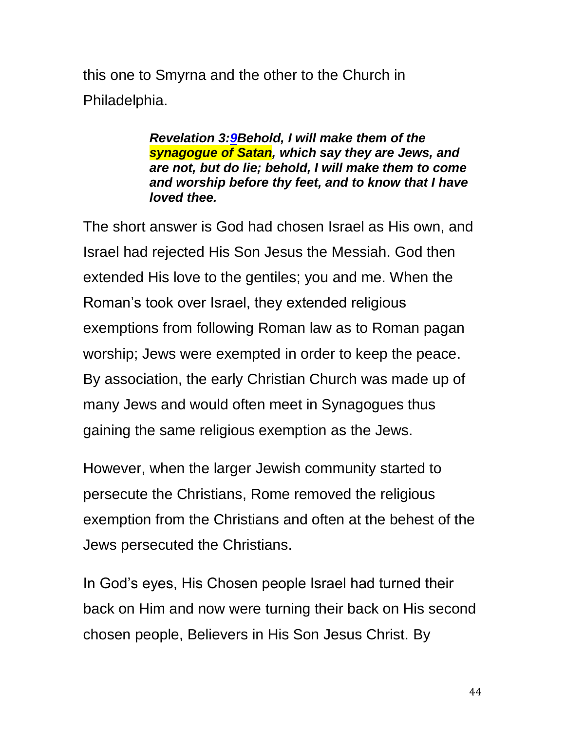this one to Smyrna and the other to the Church in Philadelphia.

> ***Revelation 3:9Behold, I will make them of the synagogue of Satan, which say they are Jews, and are not, but do lie; behold, I will make them to come and worship before thy feet, and to know that I have loved thee.***

The short answer is God had chosen Israel as His own, and Israel had rejected His Son Jesus the Messiah. God then extended His love to the gentiles; you and me. When the Roman's took over Israel, they extended religious exemptions from following Roman law as to Roman pagan worship; Jews were exempted in order to keep the peace. By association, the early Christian Church was made up of many Jews and would often meet in Synagogues thus gaining the same religious exemption as the Jews.

However, when the larger Jewish community started to persecute the Christians, Rome removed the religious exemption from the Christians and often at the behest of the Jews persecuted the Christians.

In God's eyes, His Chosen people Israel had turned their back on Him and now were turning their back on His second chosen people, Believers in His Son Jesus Christ. By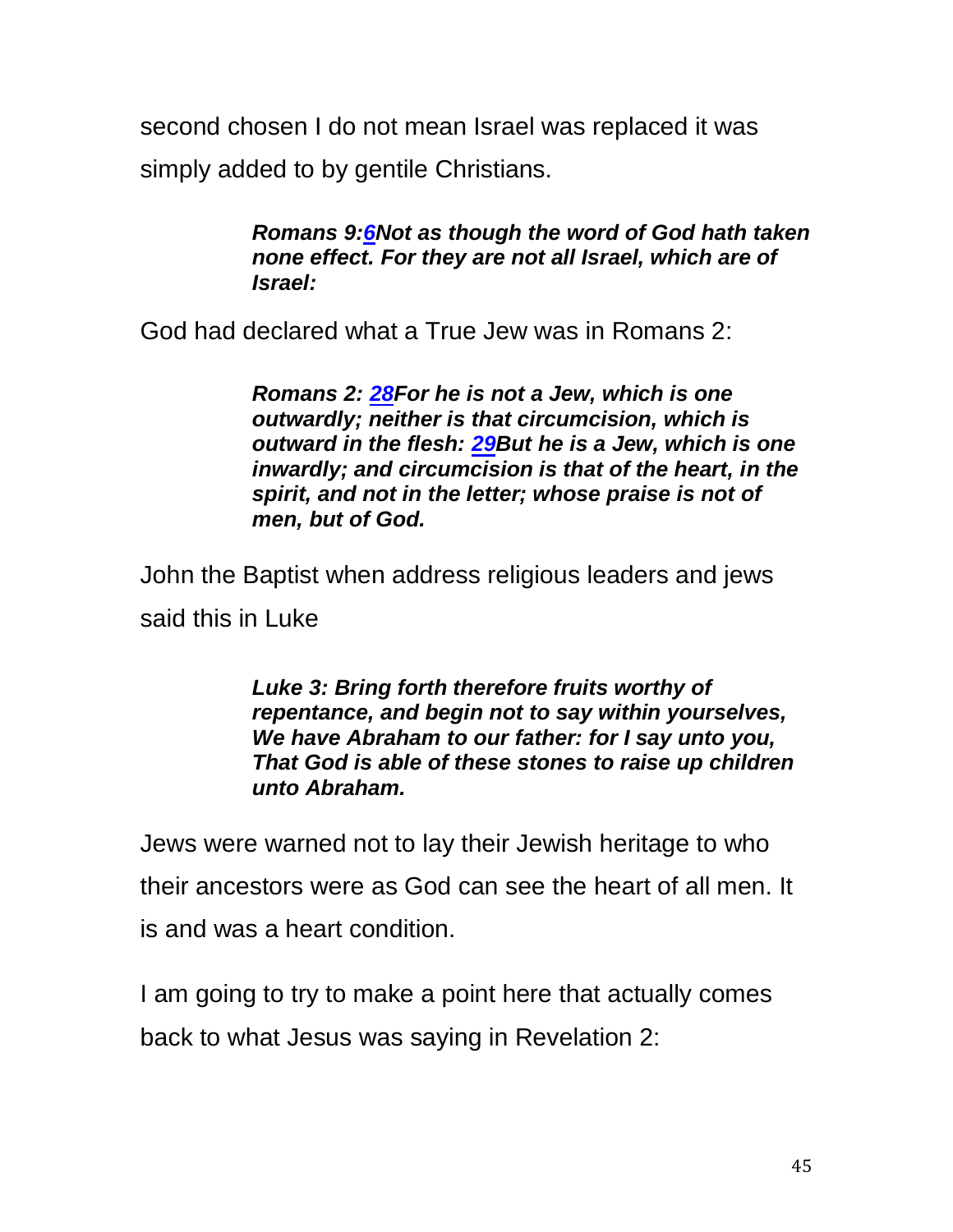second chosen I do not mean Israel was replaced it was simply added to by gentile Christians.

> ***Romans 9:6Not as though the word of God hath taken none effect. For they are not all Israel, which are of Israel:***

God had declared what a True Jew was in Romans 2:

> ***Romans 2: 28For he is not a Jew, which is one outwardly; neither is that circumcision, which is outward in the flesh: 29But he is a Jew, which is one inwardly; and circumcision is that of the heart, in the spirit, and not in the letter; whose praise is not of men, but of God.***

John the Baptist when address religious leaders and jews said this in Luke

> ***Luke 3: Bring forth therefore fruits worthy of repentance, and begin not to say within yourselves, We have Abraham to our father: for I say unto you, That God is able of these stones to raise up children unto Abraham.***

Jews were warned not to lay their Jewish heritage to who their ancestors were as God can see the heart of all men. It is and was a heart condition.

I am going to try to make a point here that actually comes back to what Jesus was saying in Revelation 2: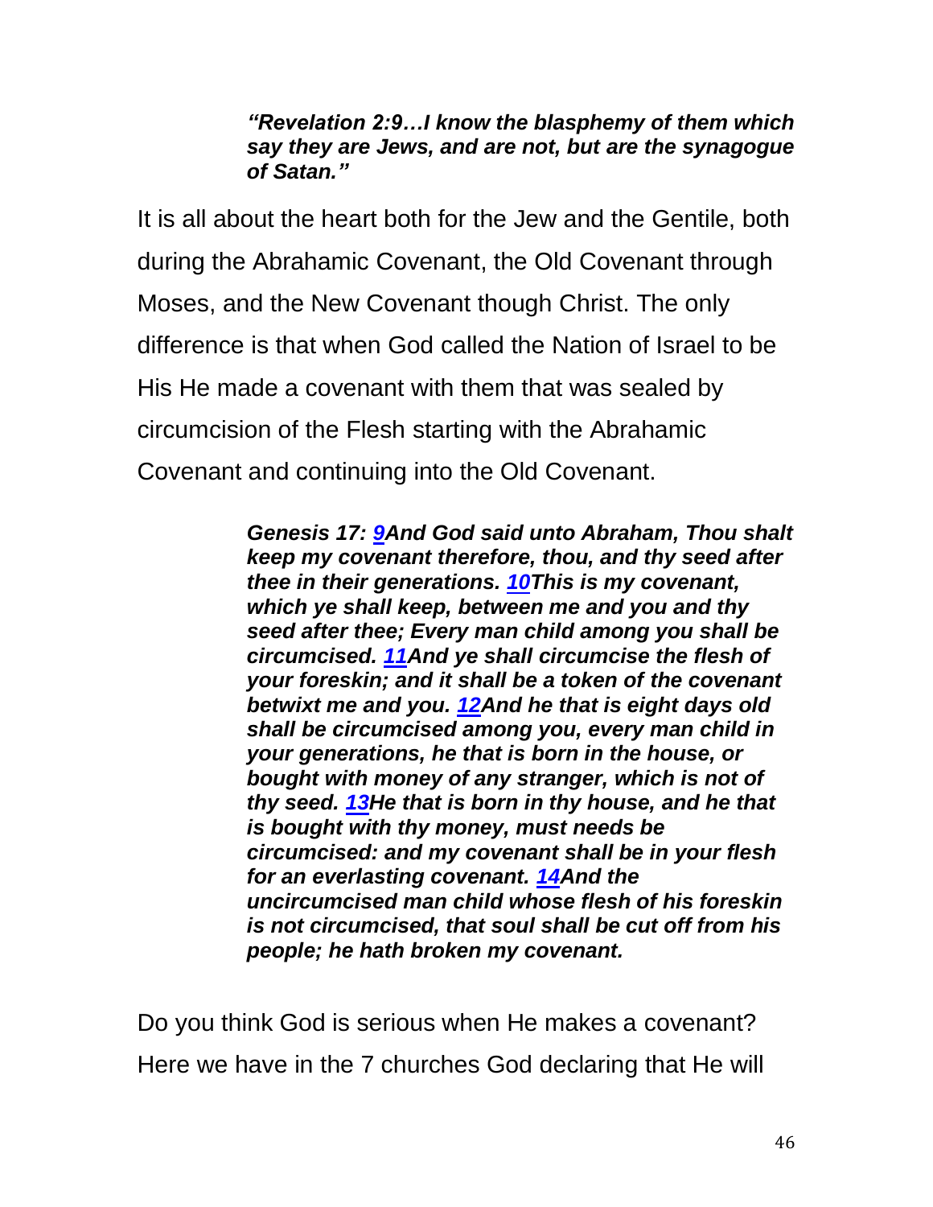> ***"Revelation 2:9…I know the blasphemy of them which say they are Jews, and are not, but are the synagogue of Satan."***

It is all about the heart both for the Jew and the Gentile, both during the Abrahamic Covenant, the Old Covenant through Moses, and the New Covenant though Christ. The only difference is that when God called the Nation of Israel to be His He made a covenant with them that was sealed by circumcision of the Flesh starting with the Abrahamic Covenant and continuing into the Old Covenant.

> ***Genesis 17: [9](#)And God said unto Abraham, Thou shalt keep my covenant therefore, thou, and thy seed after thee in their generations. [10](#)This is my covenant, which ye shall keep, between me and you and thy seed after thee; Every man child among you shall be circumcised. [11](#)And ye shall circumcise the flesh of your foreskin; and it shall be a token of the covenant betwixt me and you. [12](#)And he that is eight days old shall be circumcised among you, every man child in your generations, he that is born in the house, or bought with money of any stranger, which is not of thy seed. [13](#)He that is born in thy house, and he that is bought with thy money, must needs be circumcised: and my covenant shall be in your flesh for an everlasting covenant. [14](#)And the uncircumcised man child whose flesh of his foreskin is not circumcised, that soul shall be cut off from his people; he hath broken my covenant.***

Do you think God is serious when He makes a covenant? Here we have in the 7 churches God declaring that He will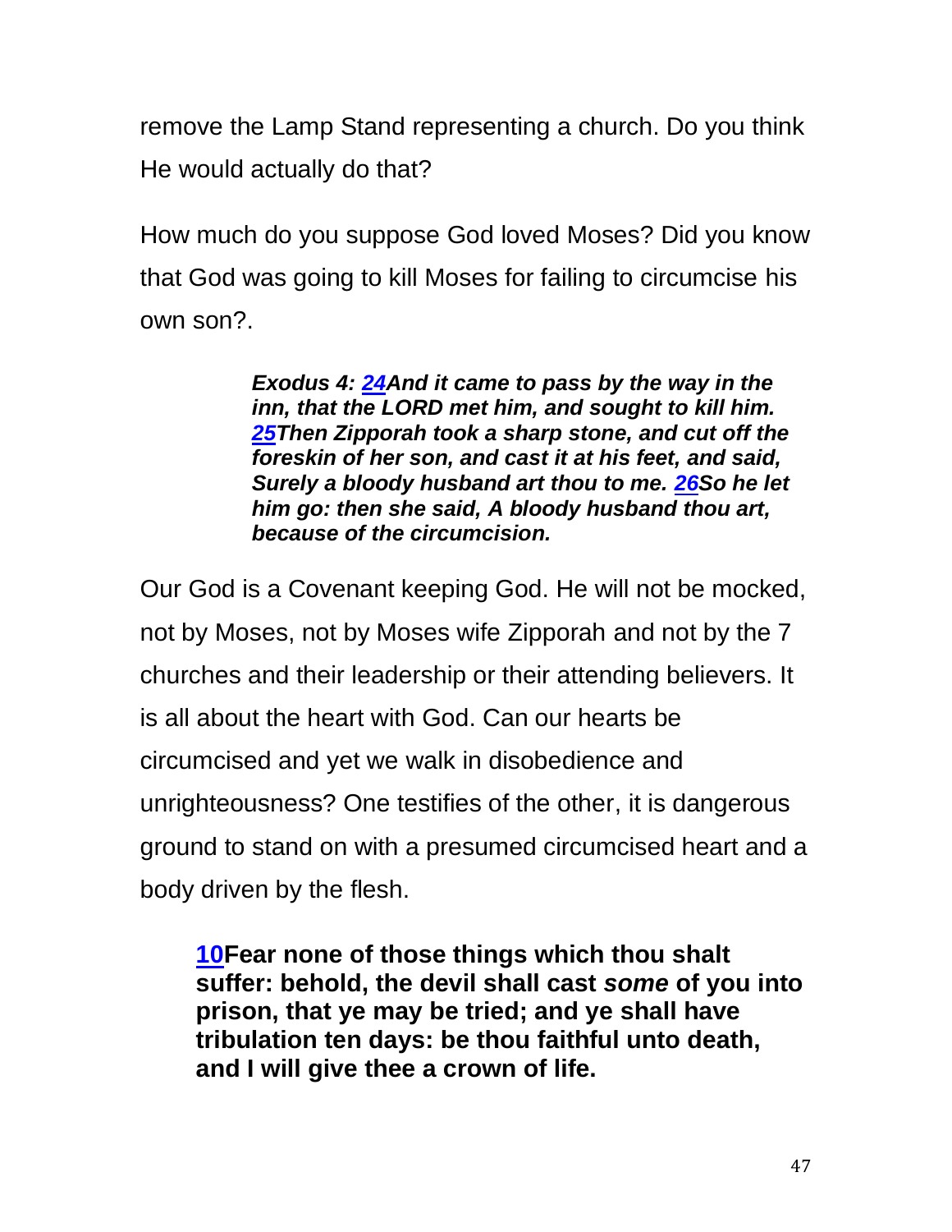remove the Lamp Stand representing a church. Do you think He would actually do that?

How much do you suppose God loved Moses? Did you know that God was going to kill Moses for failing to circumcise his own son?.

> ***Exodus 4: 24And it came to pass by the way in the inn, that the LORD met him, and sought to kill him. 25Then Zipporah took a sharp stone, and cut off the foreskin of her son, and cast it at his feet, and said, Surely a bloody husband art thou to me. 26So he let him go: then she said, A bloody husband thou art, because of the circumcision.***

Our God is a Covenant keeping God. He will not be mocked, not by Moses, not by Moses wife Zipporah and not by the 7 churches and their leadership or their attending believers. It is all about the heart with God. Can our hearts be circumcised and yet we walk in disobedience and unrighteousness? One testifies of the other, it is dangerous ground to stand on with a presumed circumcised heart and a body driven by the flesh.

> **10Fear none of those things which thou shalt suffer: behold, the devil shall cast *some* of you into prison, that ye may be tried; and ye shall have tribulation ten days: be thou faithful unto death, and I will give thee a crown of life.**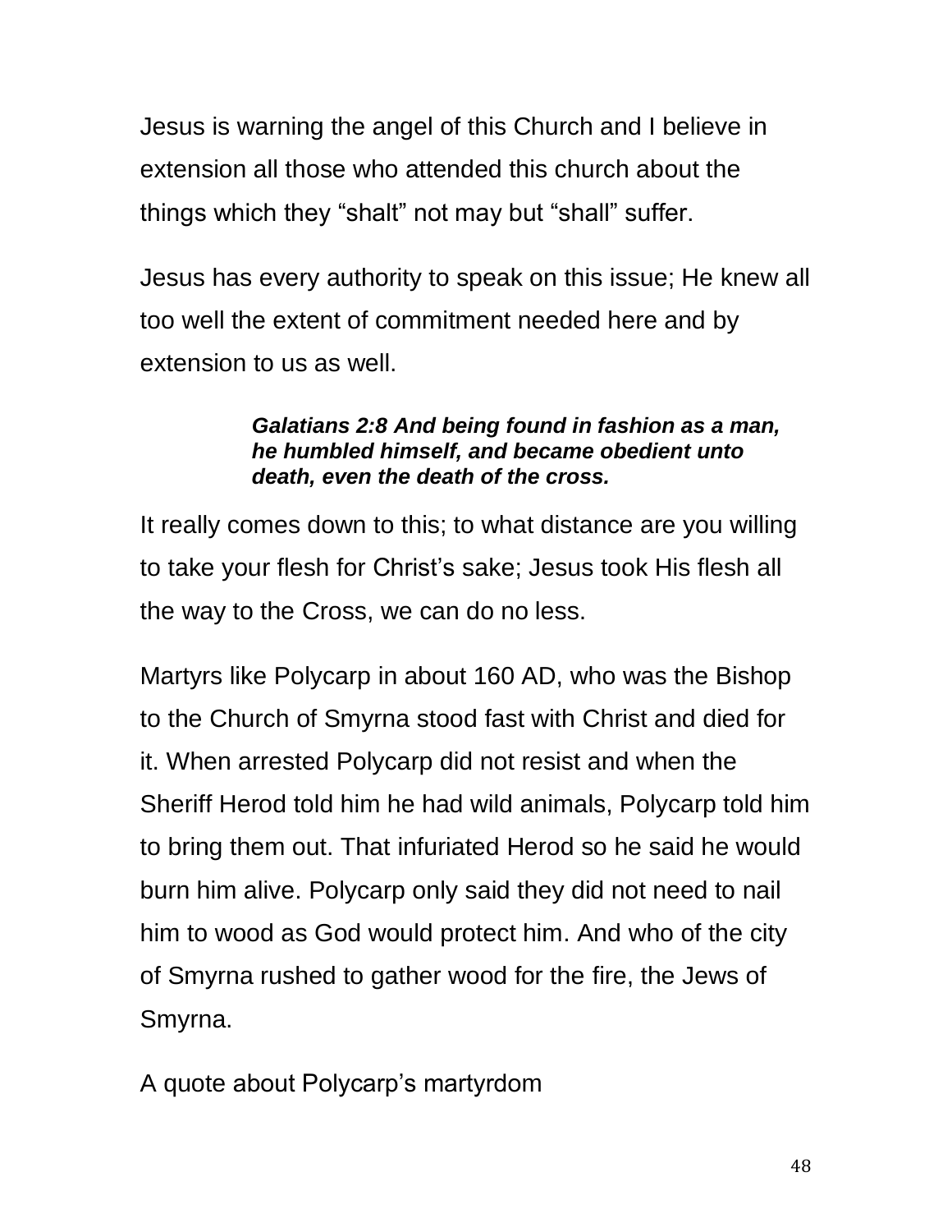Jesus is warning the angel of this Church and I believe in extension all those who attended this church about the things which they "shalt" not may but "shall" suffer.

Jesus has every authority to speak on this issue; He knew all too well the extent of commitment needed here and by extension to us as well.

> ***Galatians 2:8 And being found in fashion as a man, he humbled himself, and became obedient unto death, even the death of the cross.***

It really comes down to this; to what distance are you willing to take your flesh for Christ's sake; Jesus took His flesh all the way to the Cross, we can do no less.

Martyrs like Polycarp in about 160 AD, who was the Bishop to the Church of Smyrna stood fast with Christ and died for it. When arrested Polycarp did not resist and when the Sheriff Herod told him he had wild animals, Polycarp told him to bring them out. That infuriated Herod so he said he would burn him alive. Polycarp only said they did not need to nail him to wood as God would protect him. And who of the city of Smyrna rushed to gather wood for the fire, the Jews of Smyrna.

A quote about Polycarp's martyrdom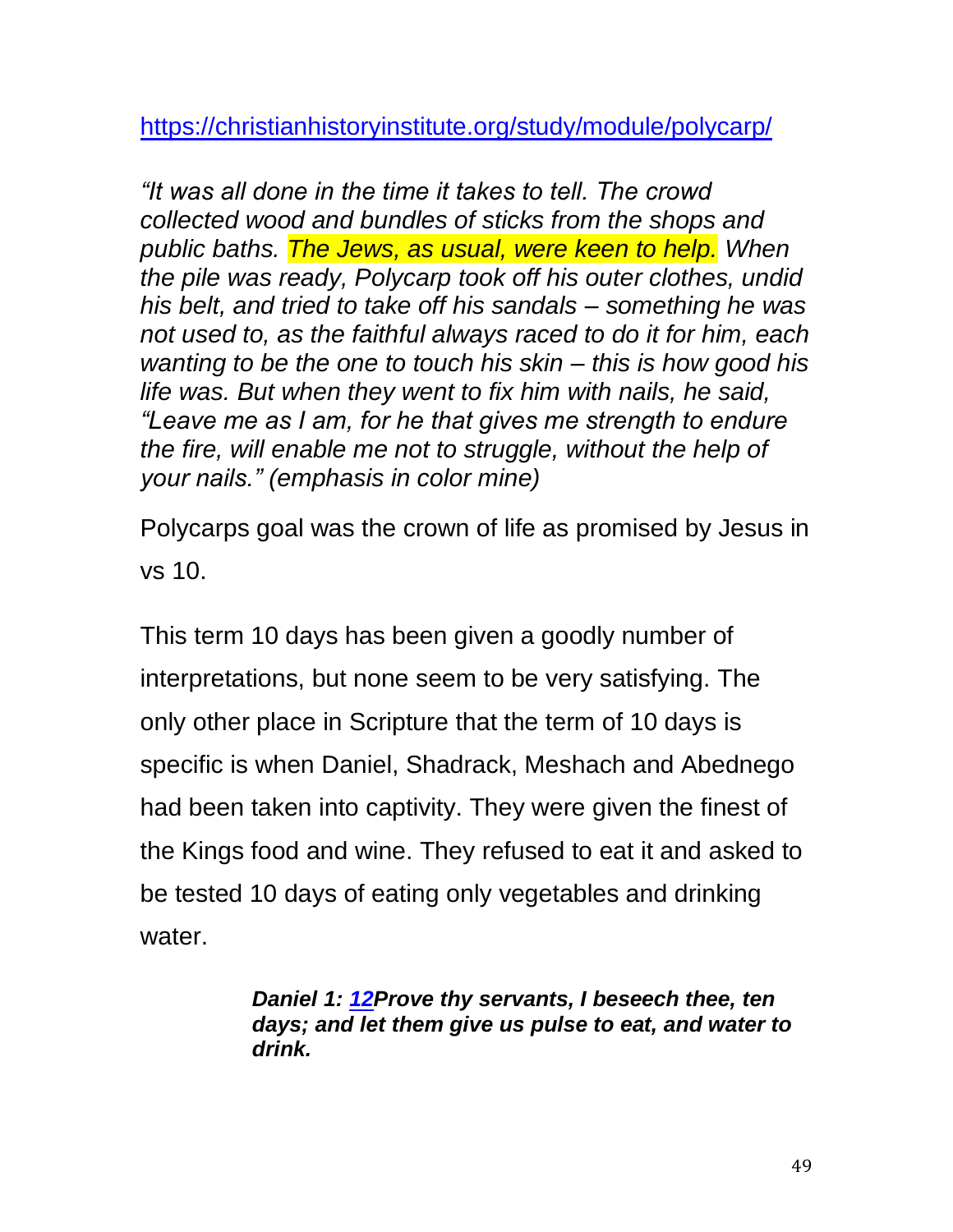https://christianhistoryinstitute.org/study/module/polycarp/

*"It was all done in the time it takes to tell. The crowd collected wood and bundles of sticks from the shops and public baths. The Jews, as usual, were keen to help. When the pile was ready, Polycarp took off his outer clothes, undid his belt, and tried to take off his sandals – something he was not used to, as the faithful always raced to do it for him, each wanting to be the one to touch his skin – this is how good his life was. But when they went to fix him with nails, he said, "Leave me as I am, for he that gives me strength to endure the fire, will enable me not to struggle, without the help of your nails." (emphasis in color mine)*

Polycarps goal was the crown of life as promised by Jesus in vs 10.

This term 10 days has been given a goodly number of interpretations, but none seem to be very satisfying. The only other place in Scripture that the term of 10 days is specific is when Daniel, Shadrack, Meshach and Abednego had been taken into captivity. They were given the finest of the Kings food and wine. They refused to eat it and asked to be tested 10 days of eating only vegetables and drinking water.

> ***Daniel 1: 12Prove thy servants, I beseech thee, ten days; and let them give us pulse to eat, and water to drink.***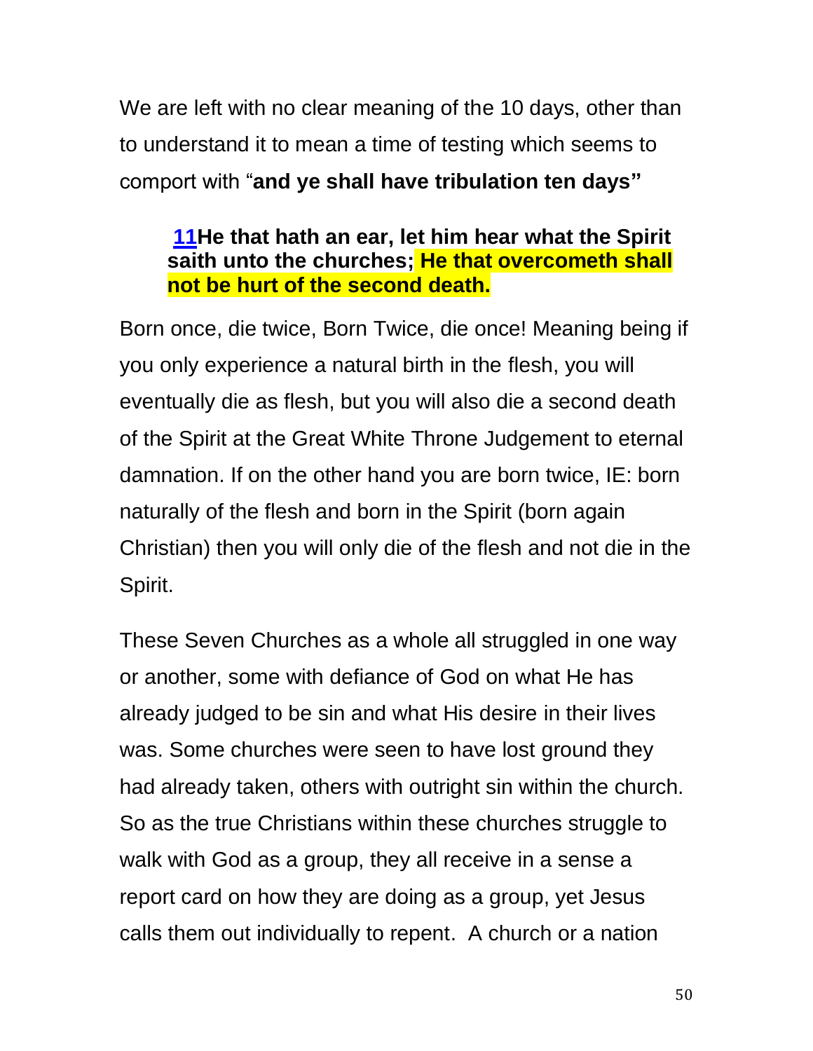We are left with no clear meaning of the 10 days, other than to understand it to mean a time of testing which seems to comport with "**and ye shall have tribulation ten days"**

> **11He that hath an ear, let him hear what the Spirit saith unto the churches; He that overcometh shall not be hurt of the second death.**

Born once, die twice, Born Twice, die once! Meaning being if you only experience a natural birth in the flesh, you will eventually die as flesh, but you will also die a second death of the Spirit at the Great White Throne Judgement to eternal damnation. If on the other hand you are born twice, IE: born naturally of the flesh and born in the Spirit (born again Christian) then you will only die of the flesh and not die in the Spirit.

These Seven Churches as a whole all struggled in one way or another, some with defiance of God on what He has already judged to be sin and what His desire in their lives was. Some churches were seen to have lost ground they had already taken, others with outright sin within the church. So as the true Christians within these churches struggle to walk with God as a group, they all receive in a sense a report card on how they are doing as a group, yet Jesus calls them out individually to repent. A church or a nation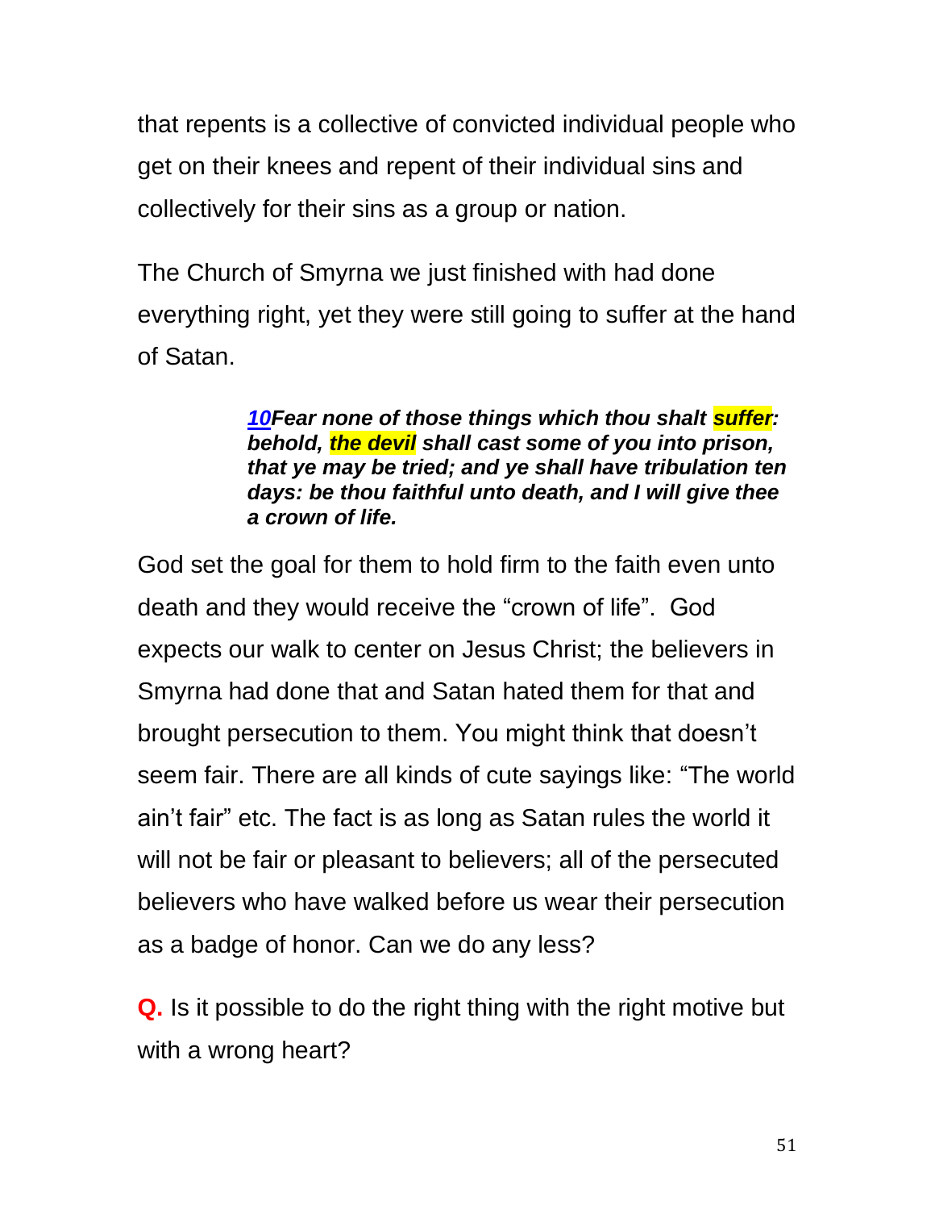that repents is a collective of convicted individual people who get on their knees and repent of their individual sins and collectively for their sins as a group or nation.

The Church of Smyrna we just finished with had done everything right, yet they were still going to suffer at the hand of Satan.

> ***10**Fear none of those things which thou shalt **suffer**: behold, **the devil** shall cast some of you into prison, that ye may be tried; and ye shall have tribulation ten days: be thou faithful unto death, and I will give thee a crown of life.*

God set the goal for them to hold firm to the faith even unto death and they would receive the "crown of life". God expects our walk to center on Jesus Christ; the believers in Smyrna had done that and Satan hated them for that and brought persecution to them. You might think that doesn't seem fair. There are all kinds of cute sayings like: "The world ain't fair" etc. The fact is as long as Satan rules the world it will not be fair or pleasant to believers; all of the persecuted believers who have walked before us wear their persecution as a badge of honor. Can we do any less?

**Q.** Is it possible to do the right thing with the right motive but with a wrong heart?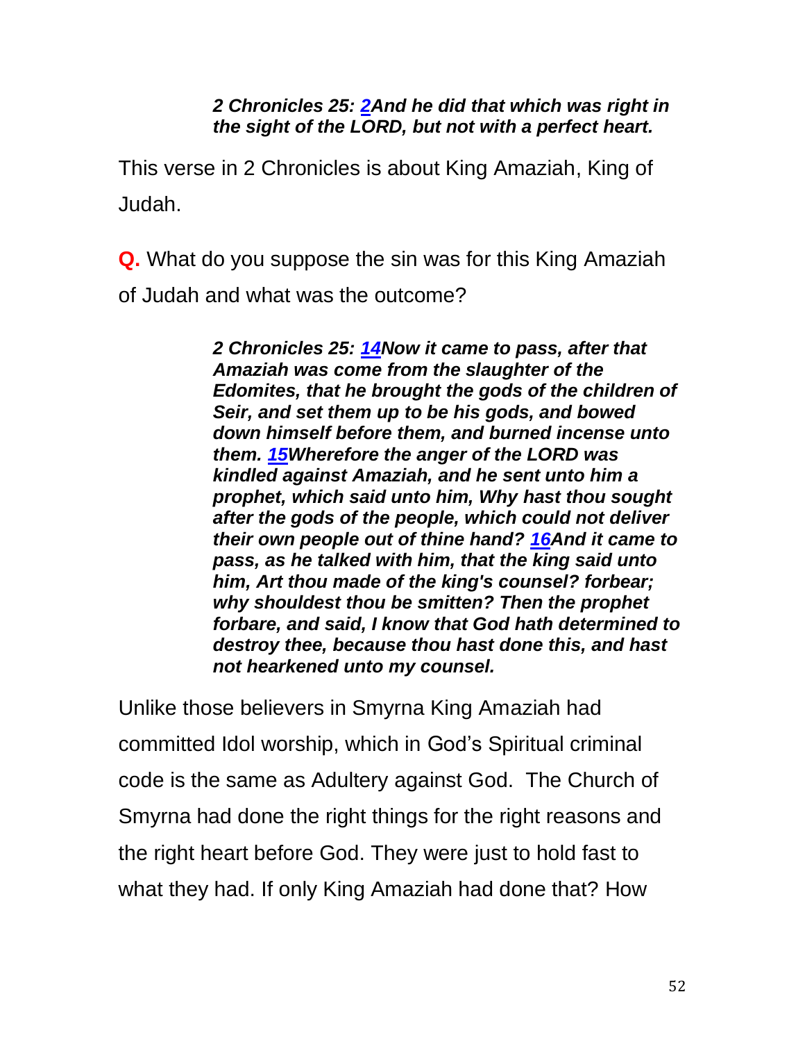***2 Chronicles 25: [2](#)And he did that which was right in the sight of the LORD, but not with a perfect heart.***

This verse in 2 Chronicles is about King Amaziah, King of Judah.

**Q.** What do you suppose the sin was for this King Amaziah of Judah and what was the outcome?

***2 Chronicles 25: [14](#)Now it came to pass, after that Amaziah was come from the slaughter of the Edomites, that he brought the gods of the children of Seir, and set them up to be his gods, and bowed down himself before them, and burned incense unto them. [15](#)Wherefore the anger of the LORD was kindled against Amaziah, and he sent unto him a prophet, which said unto him, Why hast thou sought after the gods of the people, which could not deliver their own people out of thine hand? [16](#)And it came to pass, as he talked with him, that the king said unto him, Art thou made of the king's counsel? forbear; why shouldest thou be smitten? Then the prophet forbare, and said, I know that God hath determined to destroy thee, because thou hast done this, and hast not hearkened unto my counsel.***

Unlike those believers in Smyrna King Amaziah had committed Idol worship, which in God's Spiritual criminal code is the same as Adultery against God. The Church of Smyrna had done the right things for the right reasons and the right heart before God. They were just to hold fast to what they had. If only King Amaziah had done that? How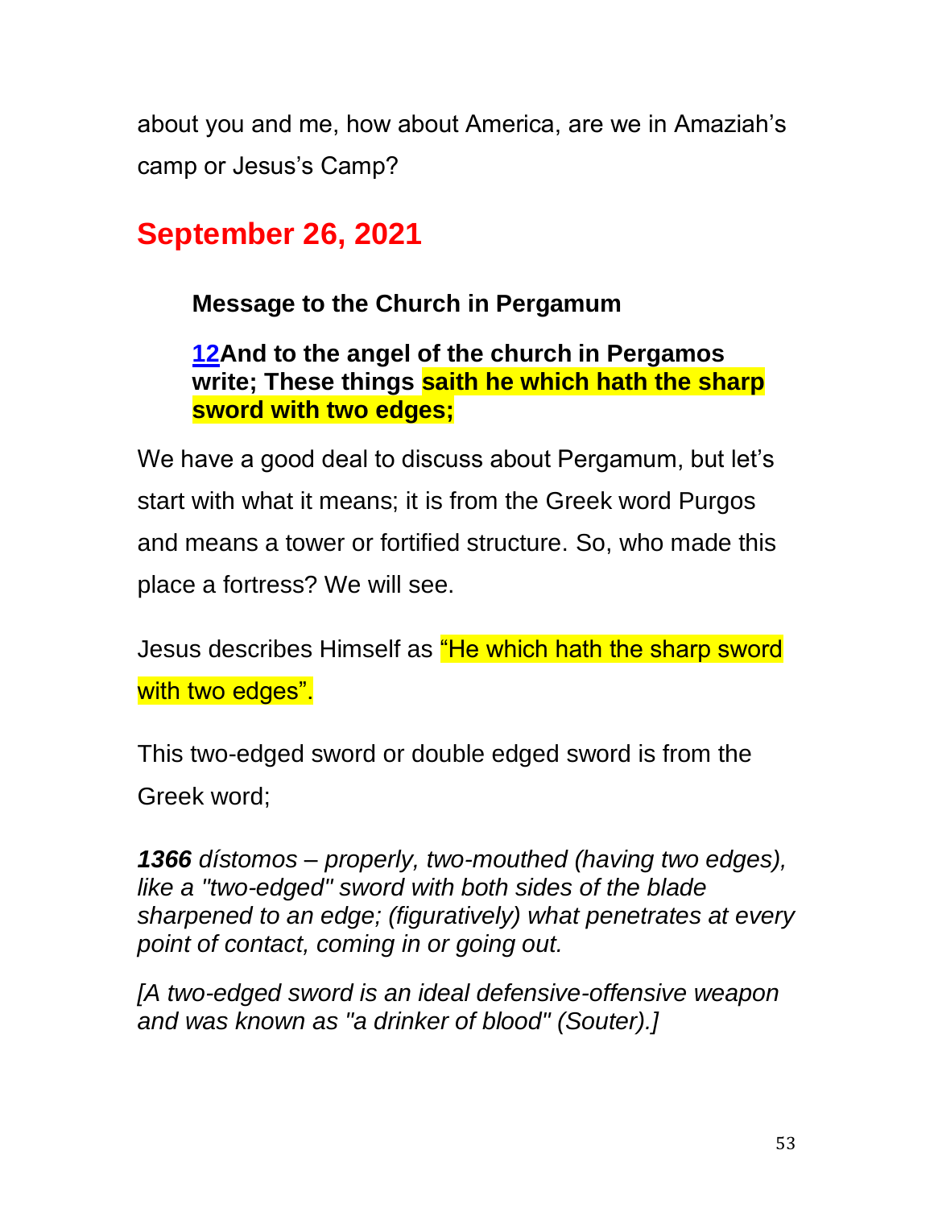about you and me, how about America, are we in Amaziah's camp or Jesus's Camp?

## September 26, 2021

**Message to the Church in Pergamum**

**12And to the angel of the church in Pergamos write; These things saith he which hath the sharp sword with two edges;**

We have a good deal to discuss about Pergamum, but let's start with what it means; it is from the Greek word Purgos and means a tower or fortified structure. So, who made this place a fortress? We will see.

Jesus describes Himself as "He which hath the sharp sword with two edges".

This two-edged sword or double edged sword is from the Greek word;

***1366** dístomos – properly, two-mouthed (having two edges), like a "two-edged" sword with both sides of the blade sharpened to an edge; (figuratively) what penetrates at every point of contact, coming in or going out.*

*[A two-edged sword is an ideal defensive-offensive weapon and was known as "a drinker of blood" (Souter).]*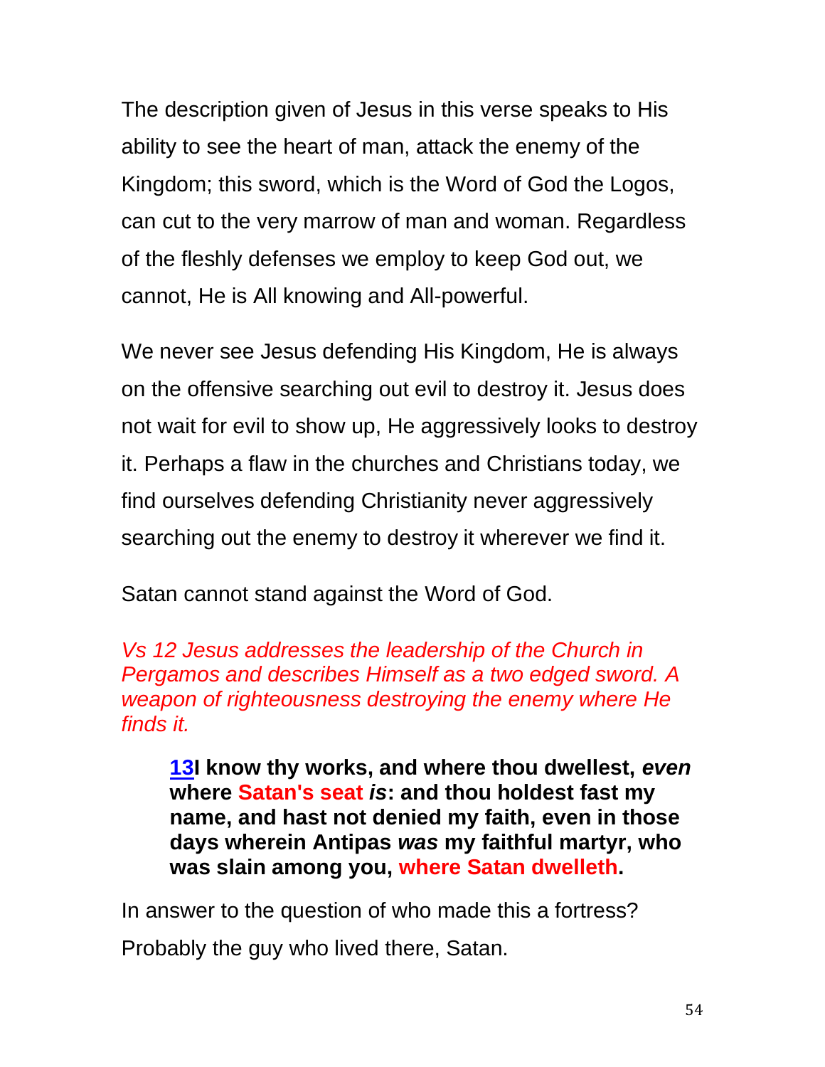The description given of Jesus in this verse speaks to His ability to see the heart of man, attack the enemy of the Kingdom; this sword, which is the Word of God the Logos, can cut to the very marrow of man and woman. Regardless of the fleshly defenses we employ to keep God out, we cannot, He is All knowing and All-powerful.

We never see Jesus defending His Kingdom, He is always on the offensive searching out evil to destroy it. Jesus does not wait for evil to show up, He aggressively looks to destroy it. Perhaps a flaw in the churches and Christians today, we find ourselves defending Christianity never aggressively searching out the enemy to destroy it wherever we find it.

Satan cannot stand against the Word of God.

*Vs 12 Jesus addresses the leadership of the Church in Pergamos and describes Himself as a two edged sword. A weapon of righteousness destroying the enemy where He finds it.*

> **13I know thy works, and where thou dwellest, *even* where Satan's seat *is*: and thou holdest fast my name, and hast not denied my faith, even in those days wherein Antipas *was* my faithful martyr, who was slain among you, where Satan dwelleth.**

In answer to the question of who made this a fortress?

Probably the guy who lived there, Satan.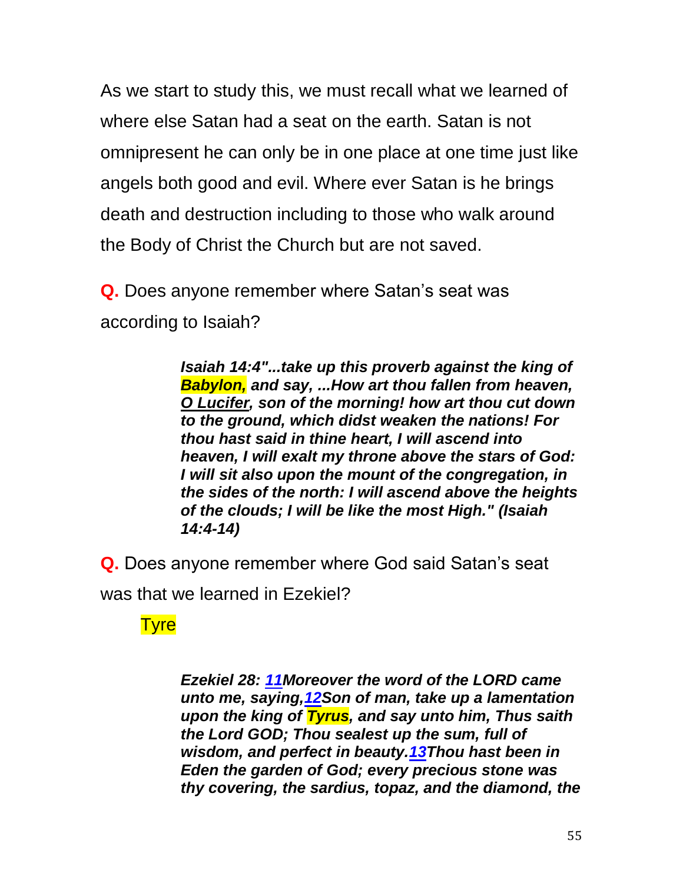As we start to study this, we must recall what we learned of where else Satan had a seat on the earth. Satan is not omnipresent he can only be in one place at one time just like angels both good and evil. Where ever Satan is he brings death and destruction including to those who walk around the Body of Christ the Church but are not saved.

**Q.** Does anyone remember where Satan's seat was according to Isaiah?

> ***Isaiah 14:4"...take up this proverb against the king of Babylon, and say, ...How art thou fallen from heaven, O Lucifer, son of the morning! how art thou cut down to the ground, which didst weaken the nations! For thou hast said in thine heart, I will ascend into heaven, I will exalt my throne above the stars of God: I will sit also upon the mount of the congregation, in the sides of the north: I will ascend above the heights of the clouds; I will be like the most High." (Isaiah 14:4-14)***

**Q.** Does anyone remember where God said Satan's seat was that we learned in Ezekiel?

Tyre

> ***Ezekiel 28: 11Moreover the word of the LORD came unto me, saying,12Son of man, take up a lamentation upon the king of Tyrus, and say unto him, Thus saith the Lord GOD; Thou sealest up the sum, full of wisdom, and perfect in beauty.13Thou hast been in Eden the garden of God; every precious stone was thy covering, the sardius, topaz, and the diamond, the***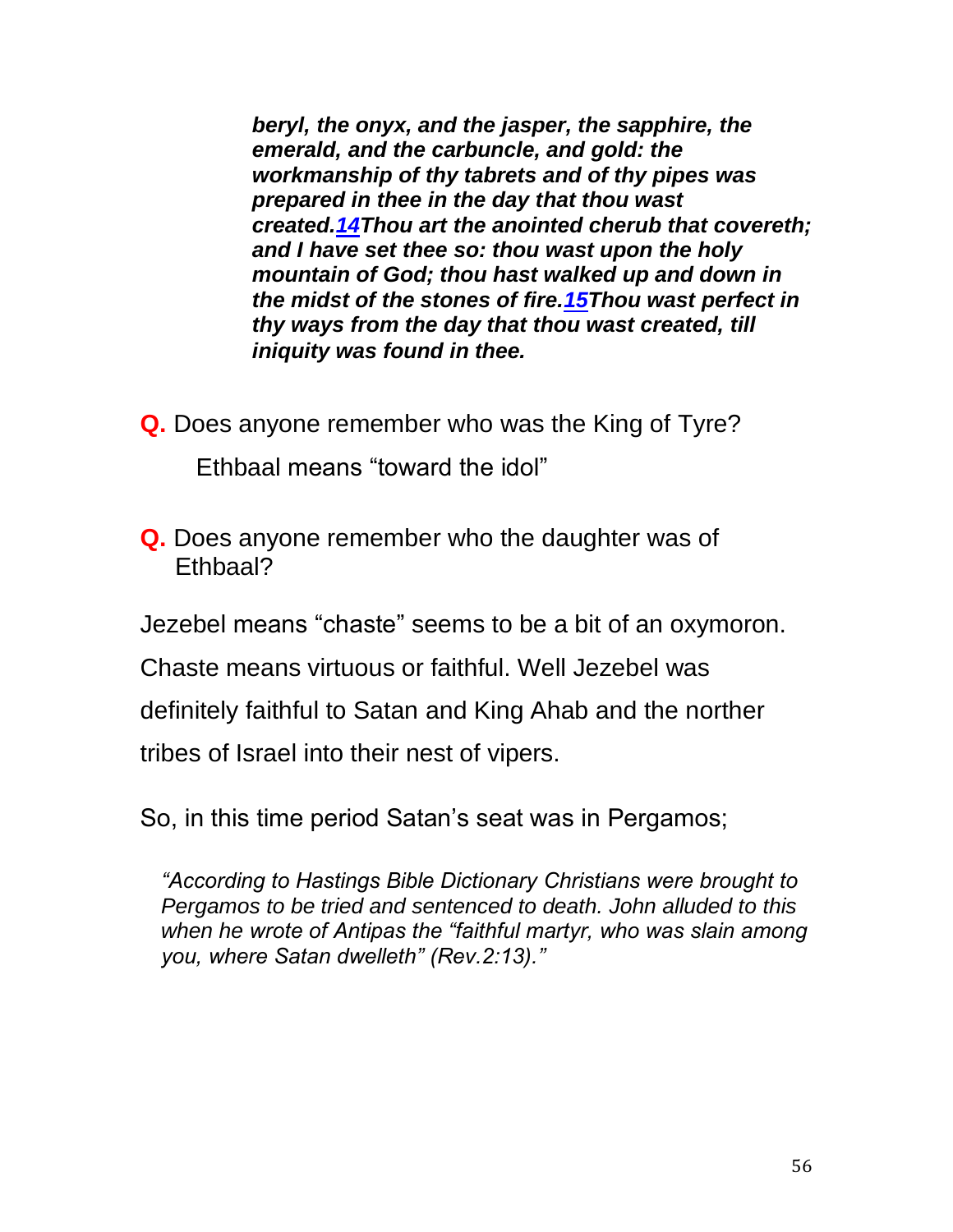***beryl, the onyx, and the jasper, the sapphire, the emerald, and the carbuncle, and gold: the workmanship of thy tabrets and of thy pipes was prepared in thee in the day that thou wast created.14Thou art the anointed cherub that covereth; and I have set thee so: thou wast upon the holy mountain of God; thou hast walked up and down in the midst of the stones of fire.15Thou wast perfect in thy ways from the day that thou wast created, till iniquity was found in thee.***

**Q.** Does anyone remember who was the King of Tyre?

Ethbaal means "toward the idol"

**Q.** Does anyone remember who the daughter was of Ethbaal?

Jezebel means "chaste" seems to be a bit of an oxymoron. Chaste means virtuous or faithful. Well Jezebel was definitely faithful to Satan and King Ahab and the norther tribes of Israel into their nest of vipers.

So, in this time period Satan's seat was in Pergamos;

*"According to Hastings Bible Dictionary Christians were brought to Pergamos to be tried and sentenced to death. John alluded to this when he wrote of Antipas the "faithful martyr, who was slain among you, where Satan dwelleth" (Rev.2:13)."*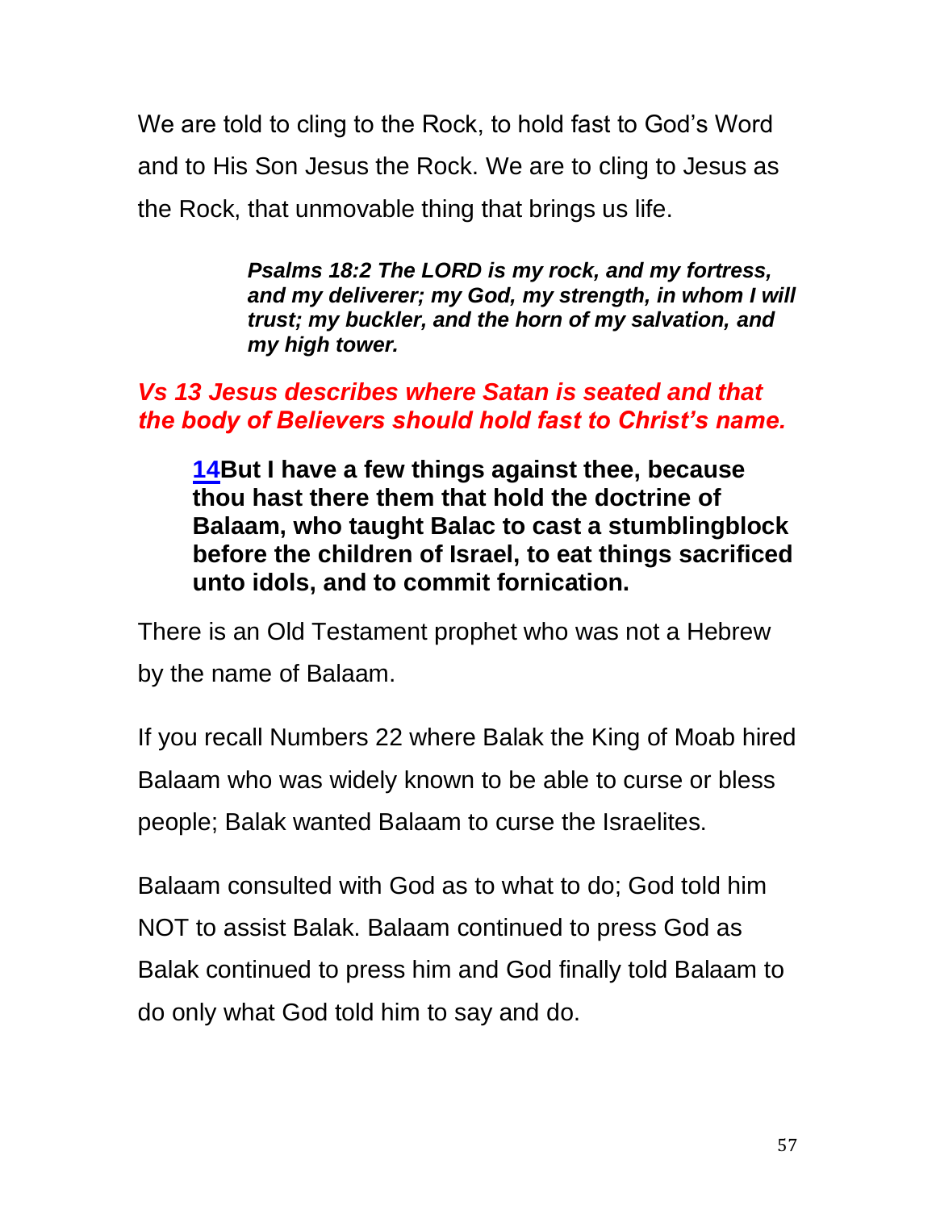We are told to cling to the Rock, to hold fast to God's Word and to His Son Jesus the Rock. We are to cling to Jesus as the Rock, that unmovable thing that brings us life.

> ***Psalms 18:2 The LORD is my rock, and my fortress, and my deliverer; my God, my strength, in whom I will trust; my buckler, and the horn of my salvation, and my high tower.***

***Vs 13 Jesus describes where Satan is seated and that the body of Believers should hold fast to Christ's name.***

> **14But I have a few things against thee, because thou hast there them that hold the doctrine of Balaam, who taught Balac to cast a stumblingblock before the children of Israel, to eat things sacrificed unto idols, and to commit fornication.**

There is an Old Testament prophet who was not a Hebrew by the name of Balaam.

If you recall Numbers 22 where Balak the King of Moab hired Balaam who was widely known to be able to curse or bless people; Balak wanted Balaam to curse the Israelites.

Balaam consulted with God as to what to do; God told him NOT to assist Balak. Balaam continued to press God as Balak continued to press him and God finally told Balaam to do only what God told him to say and do.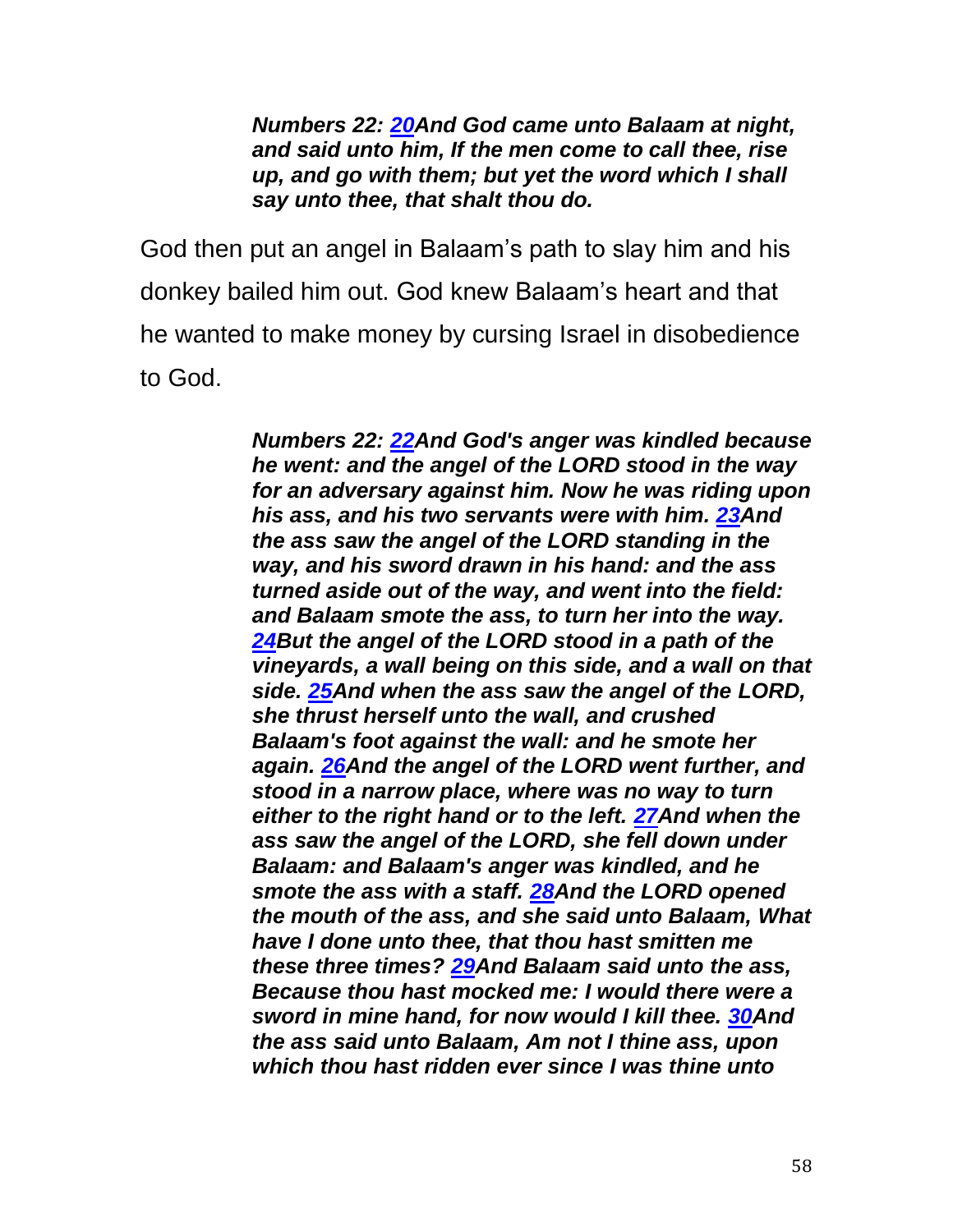***Numbers 22: 20And God came unto Balaam at night, and said unto him, If the men come to call thee, rise up, and go with them; but yet the word which I shall say unto thee, that shalt thou do.***

God then put an angel in Balaam's path to slay him and his donkey bailed him out. God knew Balaam's heart and that he wanted to make money by cursing Israel in disobedience to God.

***Numbers 22: 22And God's anger was kindled because he went: and the angel of the LORD stood in the way for an adversary against him. Now he was riding upon his ass, and his two servants were with him. 23And the ass saw the angel of the LORD standing in the way, and his sword drawn in his hand: and the ass turned aside out of the way, and went into the field: and Balaam smote the ass, to turn her into the way. 24But the angel of the LORD stood in a path of the vineyards, a wall being on this side, and a wall on that side. 25And when the ass saw the angel of the LORD, she thrust herself unto the wall, and crushed Balaam's foot against the wall: and he smote her again. 26And the angel of the LORD went further, and stood in a narrow place, where was no way to turn either to the right hand or to the left. 27And when the ass saw the angel of the LORD, she fell down under Balaam: and Balaam's anger was kindled, and he smote the ass with a staff. 28And the LORD opened the mouth of the ass, and she said unto Balaam, What have I done unto thee, that thou hast smitten me these three times? 29And Balaam said unto the ass, Because thou hast mocked me: I would there were a sword in mine hand, for now would I kill thee. 30And the ass said unto Balaam, Am not I thine ass, upon which thou hast ridden ever since I was thine unto***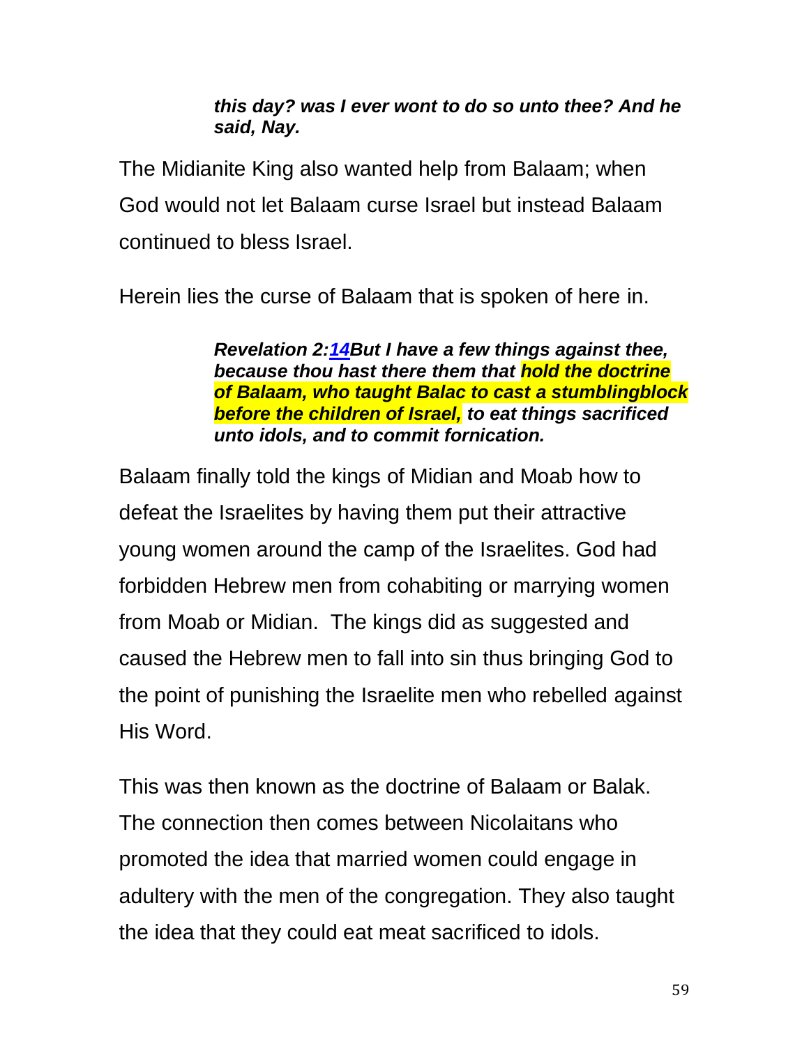> ***this day? was I ever wont to do so unto thee? And he said, Nay.***

The Midianite King also wanted help from Balaam; when God would not let Balaam curse Israel but instead Balaam continued to bless Israel.

Herein lies the curse of Balaam that is spoken of here in.

> ***Revelation 2:14But I have a few things against thee, because thou hast there them that hold the doctrine of Balaam, who taught Balac to cast a stumblingblock before the children of Israel, to eat things sacrificed unto idols, and to commit fornication.***

Balaam finally told the kings of Midian and Moab how to defeat the Israelites by having them put their attractive young women around the camp of the Israelites. God had forbidden Hebrew men from cohabiting or marrying women from Moab or Midian. The kings did as suggested and caused the Hebrew men to fall into sin thus bringing God to the point of punishing the Israelite men who rebelled against His Word.

This was then known as the doctrine of Balaam or Balak. The connection then comes between Nicolaitans who promoted the idea that married women could engage in adultery with the men of the congregation. They also taught the idea that they could eat meat sacrificed to idols.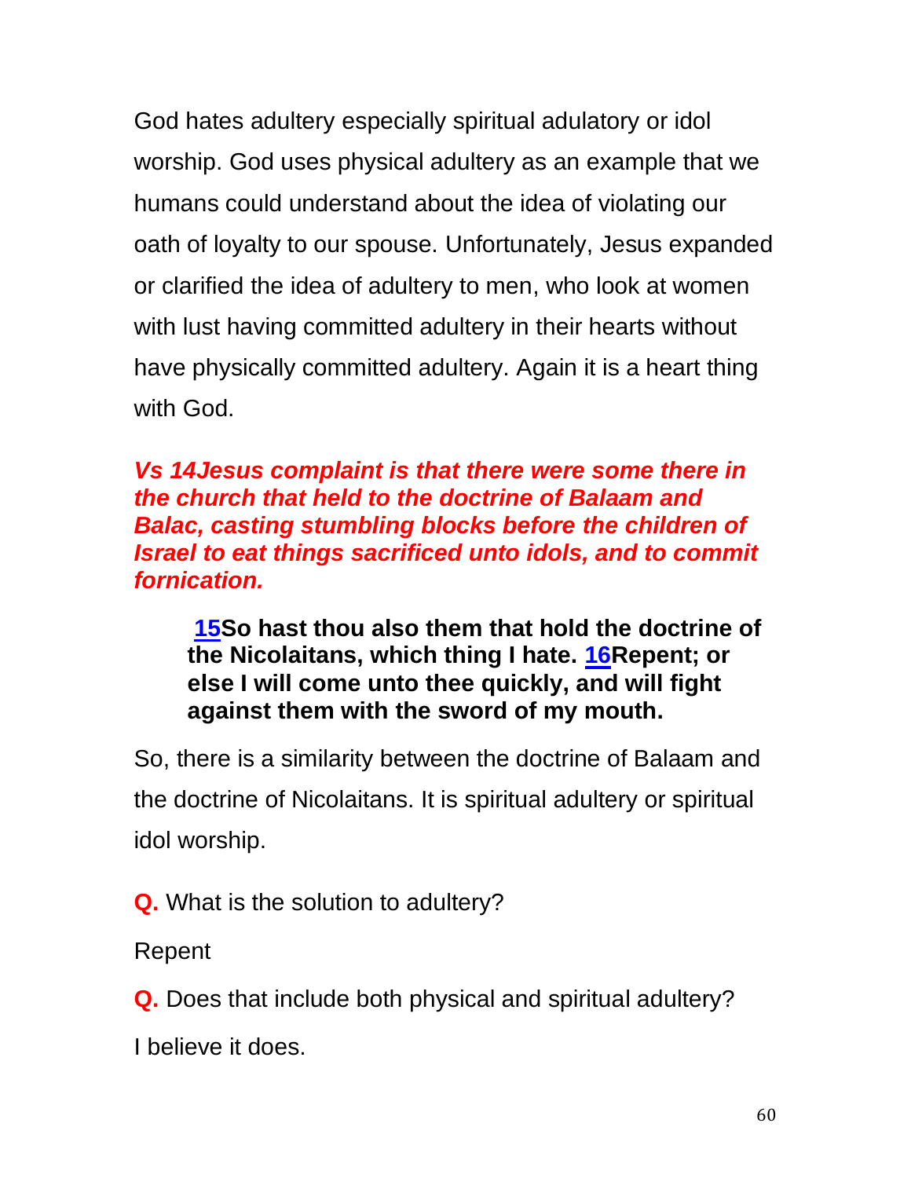God hates adultery especially spiritual adulatory or idol worship. God uses physical adultery as an example that we humans could understand about the idea of violating our oath of loyalty to our spouse. Unfortunately, Jesus expanded or clarified the idea of adultery to men, who look at women with lust having committed adultery in their hearts without have physically committed adultery. Again it is a heart thing with God.

***Vs 14Jesus complaint is that there were some there in the church that held to the doctrine of Balaam and Balac, casting stumbling blocks before the children of Israel to eat things sacrificed unto idols, and to commit fornication.***

> **15So hast thou also them that hold the doctrine of the Nicolaitans, which thing I hate. 16Repent; or else I will come unto thee quickly, and will fight against them with the sword of my mouth.**

So, there is a similarity between the doctrine of Balaam and the doctrine of Nicolaitans. It is spiritual adultery or spiritual idol worship.

**Q.** What is the solution to adultery?

Repent

**Q.** Does that include both physical and spiritual adultery?

I believe it does.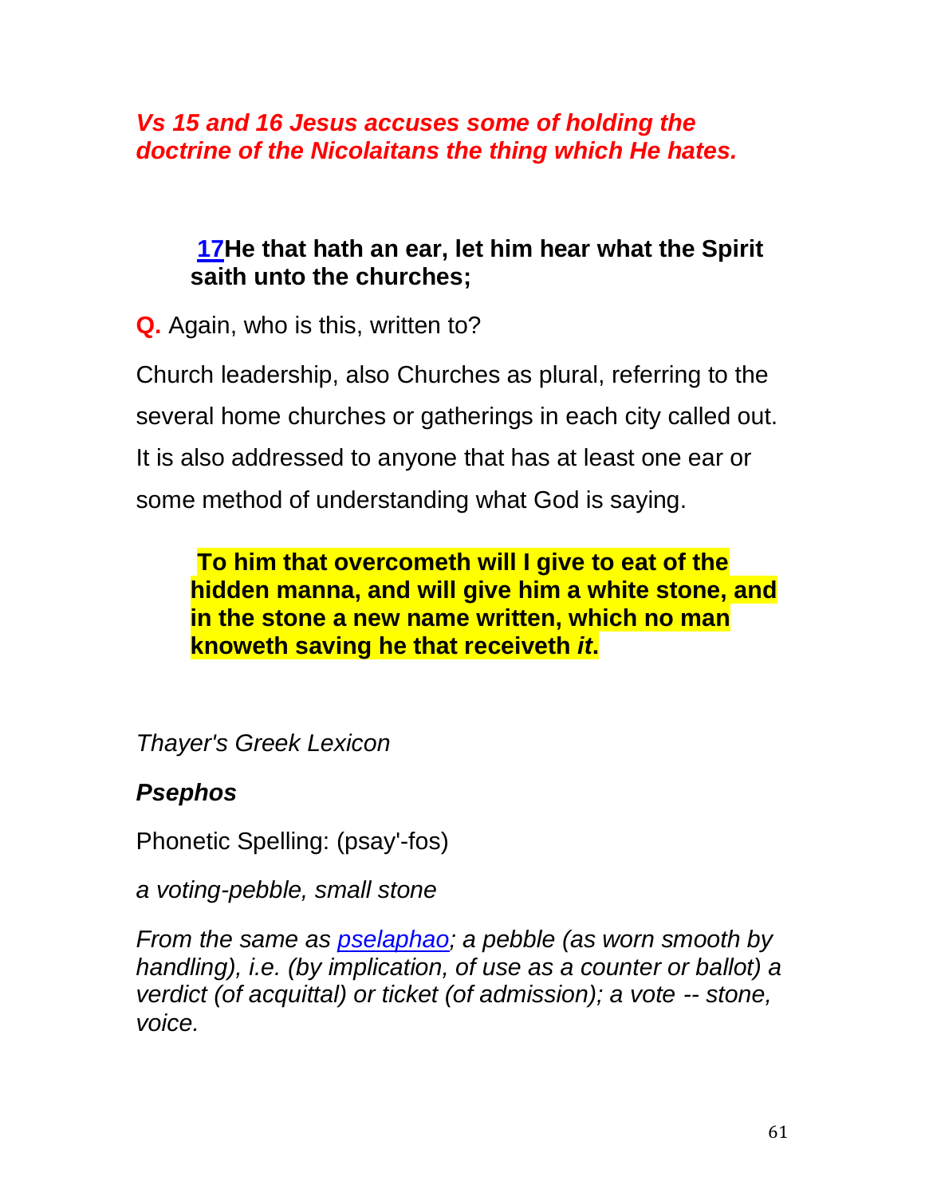***Vs 15 and 16 Jesus accuses some of holding the doctrine of the Nicolaitans the thing which He hates.***

> **17He that hath an ear, let him hear what the Spirit saith unto the churches;**

**Q.** Again, who is this, written to?

Church leadership, also Churches as plural, referring to the several home churches or gatherings in each city called out. It is also addressed to anyone that has at least one ear or some method of understanding what God is saying.

> **To him that overcometh will I give to eat of the hidden manna, and will give him a white stone, and in the stone a new name written, which no man knoweth saving he that receiveth *it*.**

*Thayer's Greek Lexicon*

***Psephos***

Phonetic Spelling: (psay'-fos)

*a voting-pebble, small stone*

*From the same as pselaphao; a pebble (as worn smooth by handling), i.e. (by implication, of use as a counter or ballot) a verdict (of acquittal) or ticket (of admission); a vote -- stone, voice.*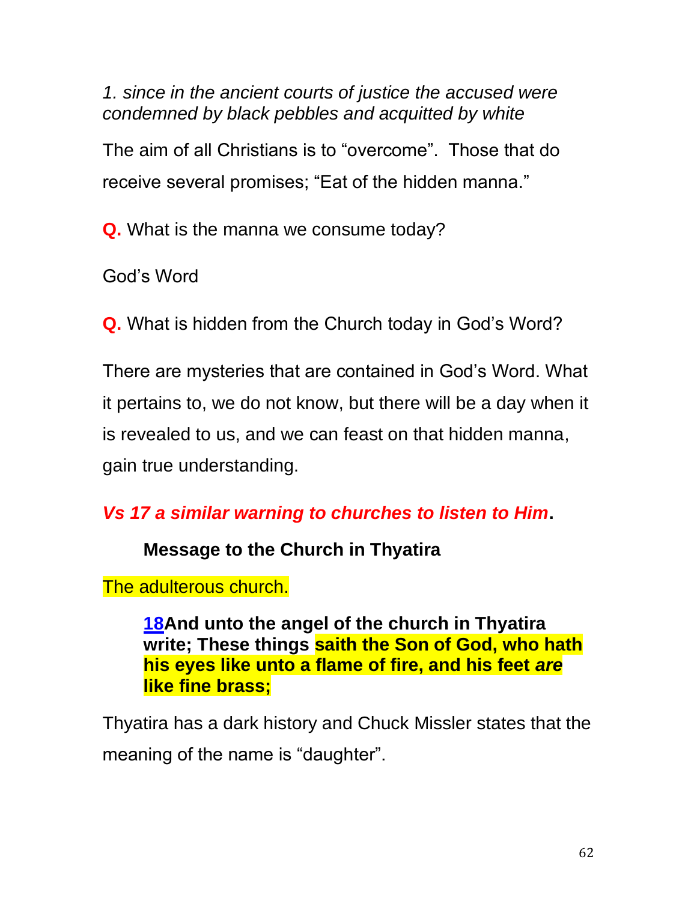*1. since in the ancient courts of justice the accused were condemned by black pebbles and acquitted by white*

The aim of all Christians is to “overcome”. Those that do receive several promises; “Eat of the hidden manna.”

**Q.** What is the manna we consume today?

God’s Word

**Q.** What is hidden from the Church today in God’s Word?

There are mysteries that are contained in God’s Word. What it pertains to, we do not know, but there will be a day when it is revealed to us, and we can feast on that hidden manna, gain true understanding.

***Vs 17 a similar warning to churches to listen to Him*.**

**Message to the Church in Thyatira**

The adulterous church.

> **18And unto the angel of the church in Thyatira write; These things saith the Son of God, who hath his eyes like unto a flame of fire, and his feet *are* like fine brass;**

Thyatira has a dark history and Chuck Missler states that the meaning of the name is “daughter”.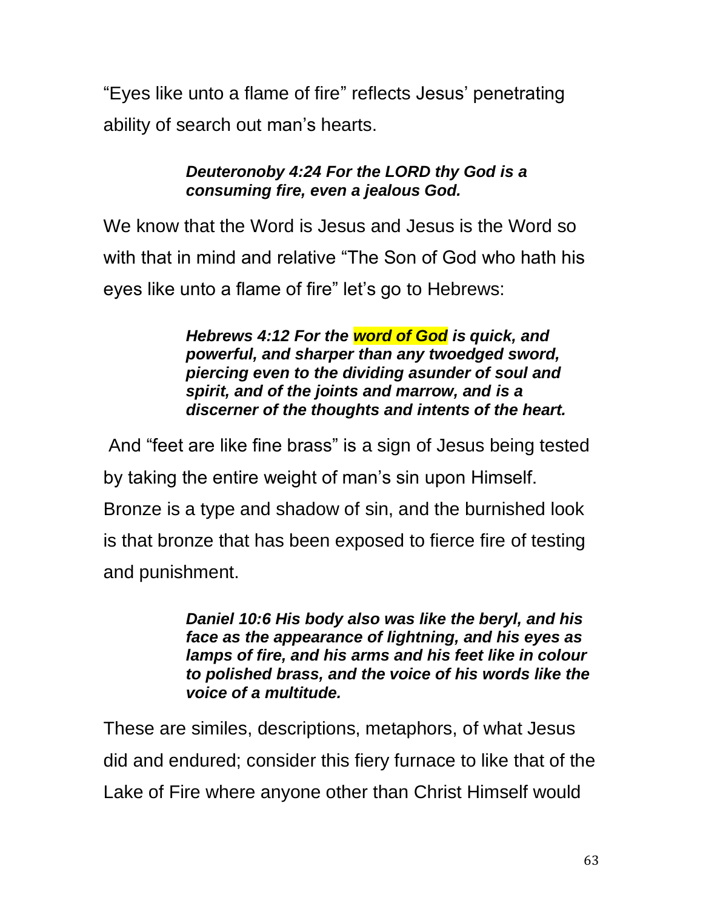"Eyes like unto a flame of fire" reflects Jesus' penetrating ability of search out man's hearts.

> ***Deuteronoby 4:24 For the LORD thy God is a consuming fire, even a jealous God.***

We know that the Word is Jesus and Jesus is the Word so with that in mind and relative "The Son of God who hath his eyes like unto a flame of fire" let's go to Hebrews:

> ***Hebrews 4:12 For the word of God is quick, and powerful, and sharper than any twoedged sword, piercing even to the dividing asunder of soul and spirit, and of the joints and marrow, and is a discerner of the thoughts and intents of the heart.***

And "feet are like fine brass" is a sign of Jesus being tested by taking the entire weight of man's sin upon Himself. Bronze is a type and shadow of sin, and the burnished look is that bronze that has been exposed to fierce fire of testing and punishment.

> ***Daniel 10:6 His body also was like the beryl, and his face as the appearance of lightning, and his eyes as lamps of fire, and his arms and his feet like in colour to polished brass, and the voice of his words like the voice of a multitude.***

These are similes, descriptions, metaphors, of what Jesus did and endured; consider this fiery furnace to like that of the Lake of Fire where anyone other than Christ Himself would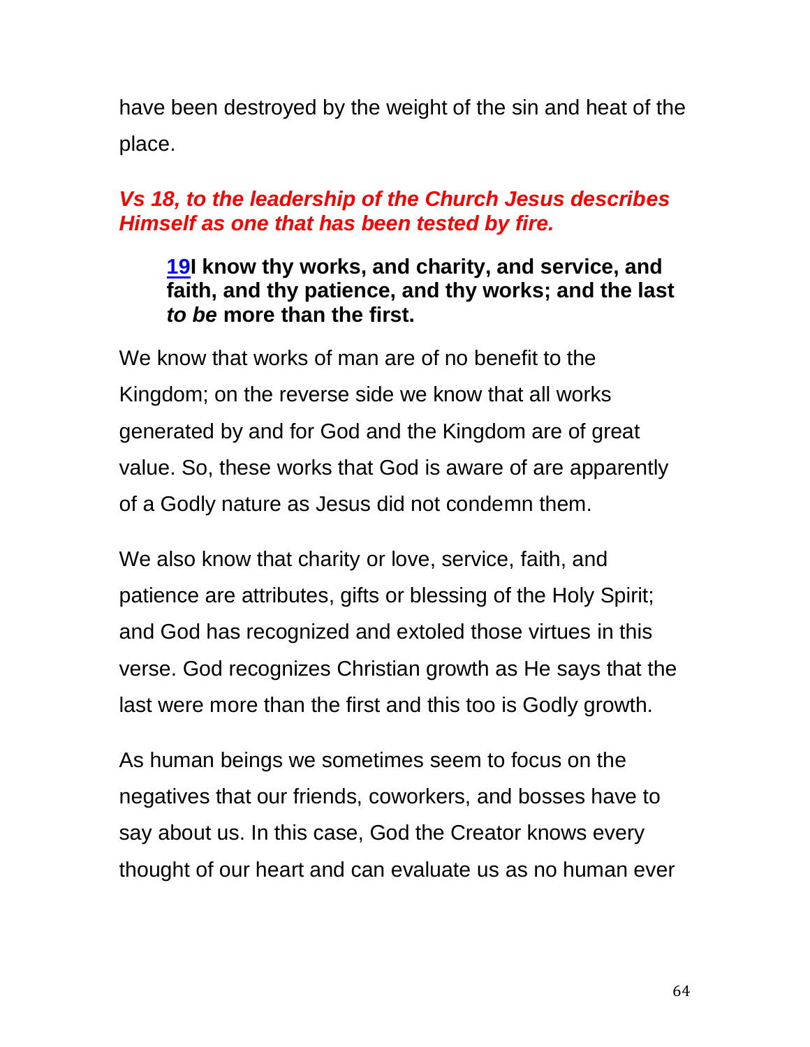have been destroyed by the weight of the sin and heat of the place.

***Vs 18, to the leadership of the Church Jesus describes Himself as one that has been tested by fire.***

> **19I know thy works, and charity, and service, and faith, and thy patience, and thy works; and the last *to be* more than the first.**

We know that works of man are of no benefit to the Kingdom; on the reverse side we know that all works generated by and for God and the Kingdom are of great value. So, these works that God is aware of are apparently of a Godly nature as Jesus did not condemn them.

We also know that charity or love, service, faith, and patience are attributes, gifts or blessing of the Holy Spirit; and God has recognized and extoled those virtues in this verse. God recognizes Christian growth as He says that the last were more than the first and this too is Godly growth.

As human beings we sometimes seem to focus on the negatives that our friends, coworkers, and bosses have to say about us. In this case, God the Creator knows every thought of our heart and can evaluate us as no human ever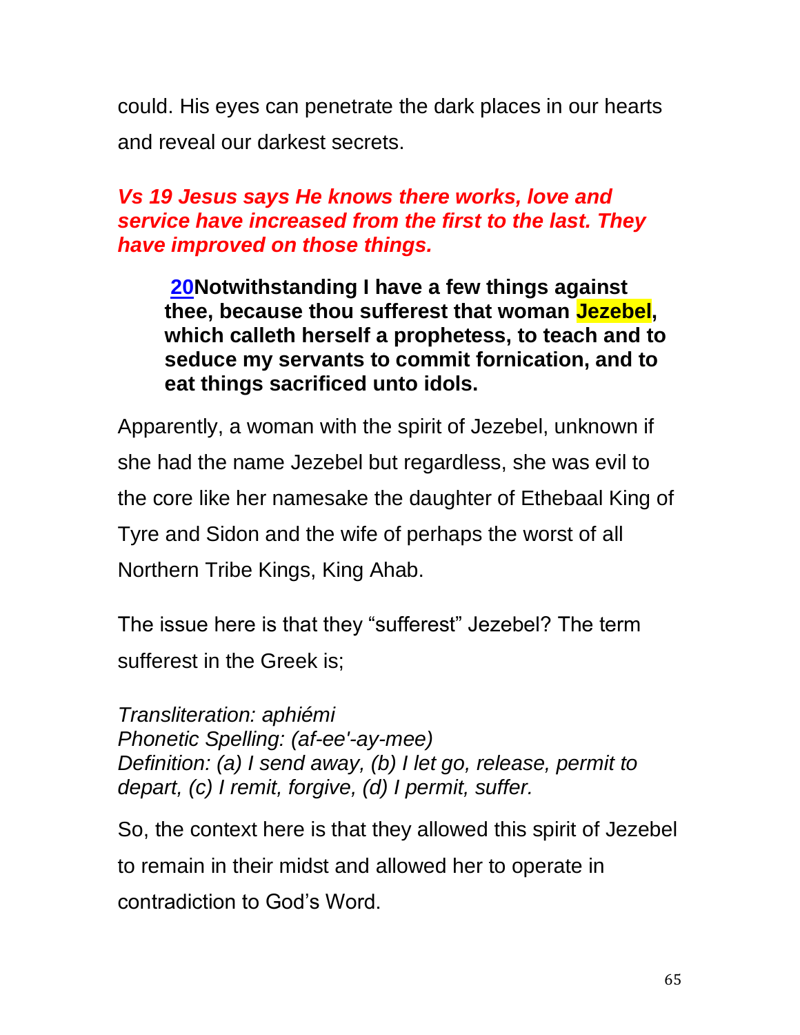could. His eyes can penetrate the dark places in our hearts and reveal our darkest secrets.

***Vs 19 Jesus says He knows there works, love and service have increased from the first to the last. They have improved on those things.***

> **20Notwithstanding I have a few things against thee, because thou sufferest that woman Jezebel, which calleth herself a prophetess, to teach and to seduce my servants to commit fornication, and to eat things sacrificed unto idols.**

Apparently, a woman with the spirit of Jezebel, unknown if she had the name Jezebel but regardless, she was evil to the core like her namesake the daughter of Ethebaal King of Tyre and Sidon and the wife of perhaps the worst of all Northern Tribe Kings, King Ahab.

The issue here is that they "sufferest" Jezebel? The term sufferest in the Greek is;

*Transliteration: aphiémi*
*Phonetic Spelling: (af-ee'-ay-mee)*
*Definition: (a) I send away, (b) I let go, release, permit to depart, (c) I remit, forgive, (d) I permit, suffer.*

So, the context here is that they allowed this spirit of Jezebel to remain in their midst and allowed her to operate in contradiction to God's Word.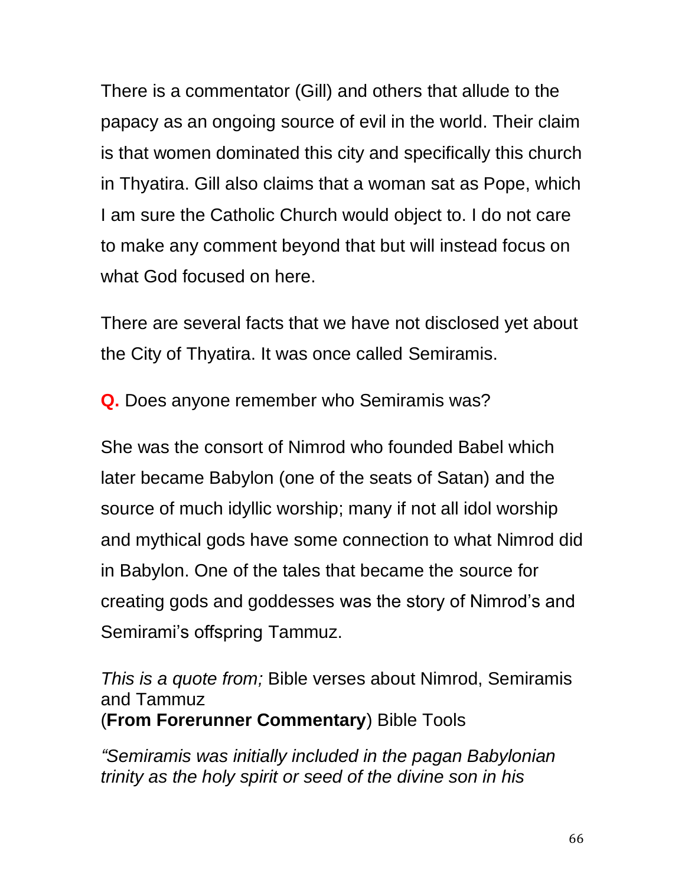There is a commentator (Gill) and others that allude to the papacy as an ongoing source of evil in the world. Their claim is that women dominated this city and specifically this church in Thyatira. Gill also claims that a woman sat as Pope, which I am sure the Catholic Church would object to. I do not care to make any comment beyond that but will instead focus on what God focused on here.

There are several facts that we have not disclosed yet about the City of Thyatira. It was once called Semiramis.

**Q.** Does anyone remember who Semiramis was?

She was the consort of Nimrod who founded Babel which later became Babylon (one of the seats of Satan) and the source of much idyllic worship; many if not all idol worship and mythical gods have some connection to what Nimrod did in Babylon. One of the tales that became the source for creating gods and goddesses was the story of Nimrod's and Semirami's offspring Tammuz.

*This is a quote from;* Bible verses about Nimrod, Semiramis and Tammuz
(**From Forerunner Commentary**) Bible Tools

*"Semiramis was initially included in the pagan Babylonian trinity as the holy spirit or seed of the divine son in his*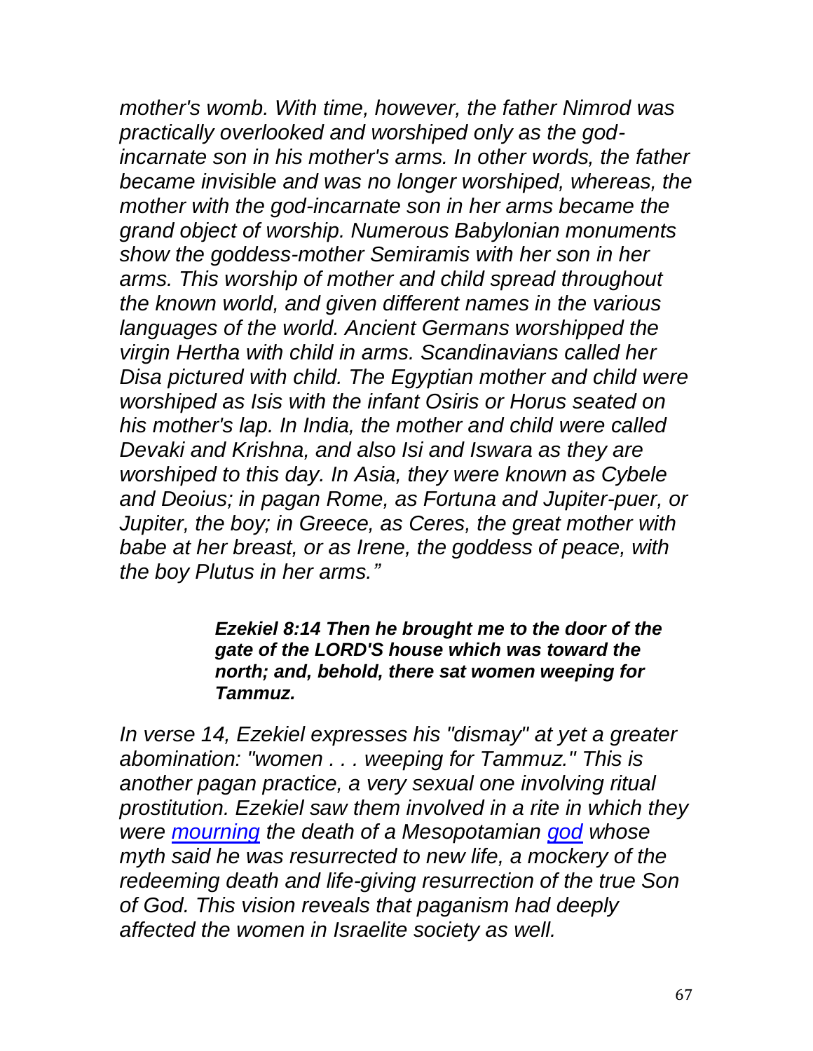*mother's womb. With time, however, the father Nimrod was practically overlooked and worshiped only as the god-incarnate son in his mother's arms. In other words, the father became invisible and was no longer worshiped, whereas, the mother with the god-incarnate son in her arms became the grand object of worship. Numerous Babylonian monuments show the goddess-mother Semiramis with her son in her arms. This worship of mother and child spread throughout the known world, and given different names in the various languages of the world. Ancient Germans worshipped the virgin Hertha with child in arms. Scandinavians called her Disa pictured with child. The Egyptian mother and child were worshiped as Isis with the infant Osiris or Horus seated on his mother's lap. In India, the mother and child were called Devaki and Krishna, and also Isi and Iswara as they are worshiped to this day. In Asia, they were known as Cybele and Deoius; in pagan Rome, as Fortuna and Jupiter-puer, or Jupiter, the boy; in Greece, as Ceres, the great mother with babe at her breast, or as Irene, the goddess of peace, with the boy Plutus in her arms."*

> ***Ezekiel 8:14 Then he brought me to the door of the gate of the LORD'S house which was toward the north; and, behold, there sat women weeping for Tammuz.***

*In verse 14, Ezekiel expresses his "dismay" at yet a greater abomination: "women . . . weeping for Tammuz." This is another pagan practice, a very sexual one involving ritual prostitution. Ezekiel saw them involved in a rite in which they were mourning the death of a Mesopotamian god whose myth said he was resurrected to new life, a mockery of the redeeming death and life-giving resurrection of the true Son of God. This vision reveals that paganism had deeply affected the women in Israelite society as well.*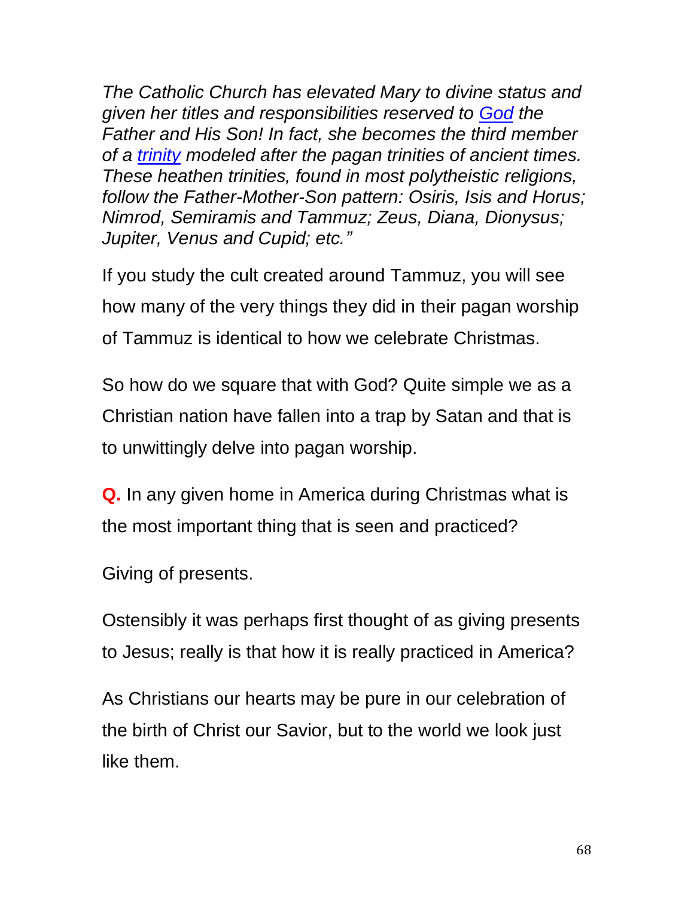*The Catholic Church has elevated Mary to divine status and given her titles and responsibilities reserved to [God](#) the Father and His Son! In fact, she becomes the third member of a [trinity](#) modeled after the pagan trinities of ancient times. These heathen trinities, found in most polytheistic religions, follow the Father-Mother-Son pattern: Osiris, Isis and Horus; Nimrod, Semiramis and Tammuz; Zeus, Diana, Dionysus; Jupiter, Venus and Cupid; etc."*

If you study the cult created around Tammuz, you will see how many of the very things they did in their pagan worship of Tammuz is identical to how we celebrate Christmas.

So how do we square that with God? Quite simple we as a Christian nation have fallen into a trap by Satan and that is to unwittingly delve into pagan worship.

**Q.** In any given home in America during Christmas what is the most important thing that is seen and practiced?

Giving of presents.

Ostensibly it was perhaps first thought of as giving presents to Jesus; really is that how it is really practiced in America?

As Christians our hearts may be pure in our celebration of the birth of Christ our Savior, but to the world we look just like them.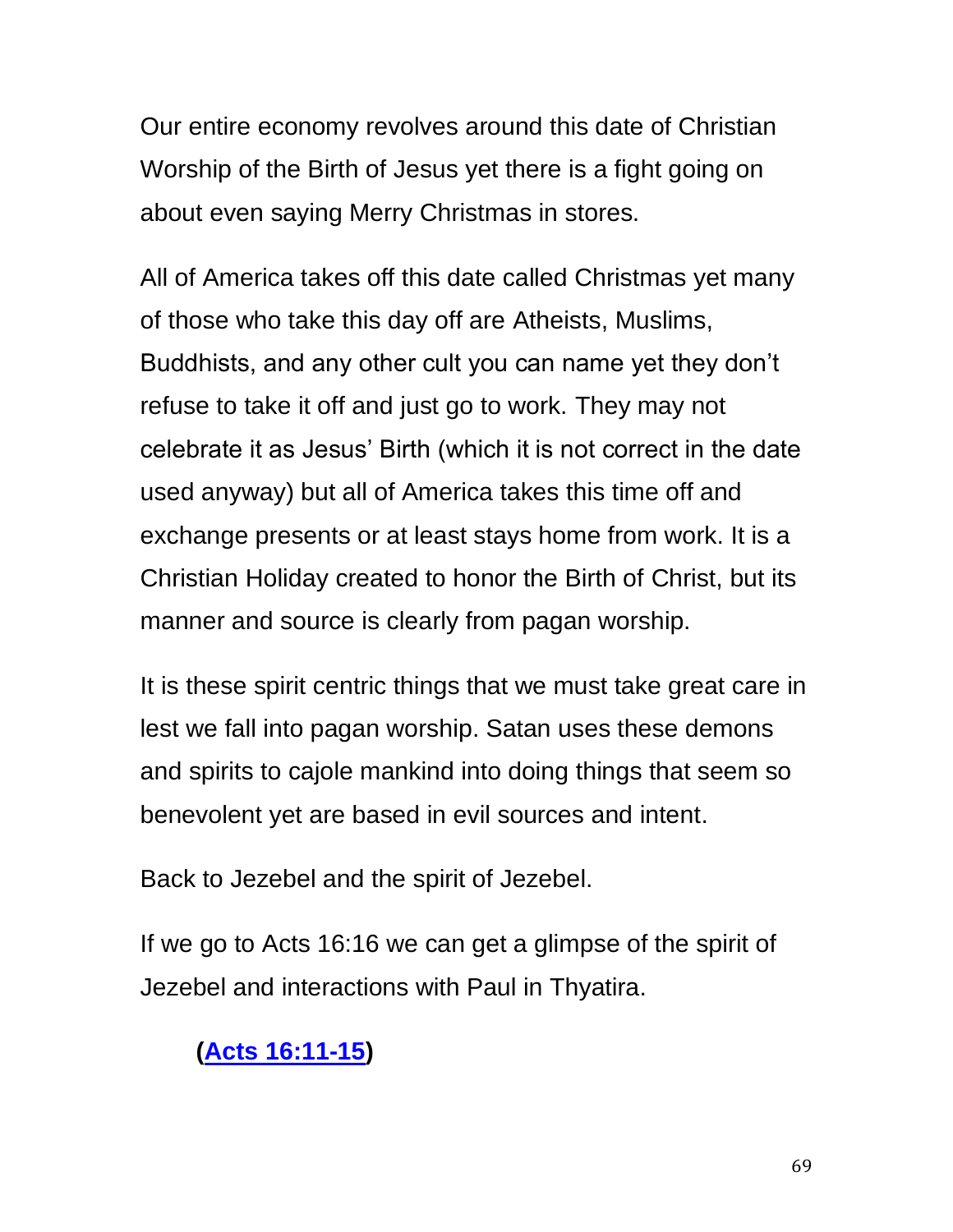Our entire economy revolves around this date of Christian Worship of the Birth of Jesus yet there is a fight going on about even saying Merry Christmas in stores.

All of America takes off this date called Christmas yet many of those who take this day off are Atheists, Muslims, Buddhists, and any other cult you can name yet they don't refuse to take it off and just go to work. They may not celebrate it as Jesus' Birth (which it is not correct in the date used anyway) but all of America takes this time off and exchange presents or at least stays home from work. It is a Christian Holiday created to honor the Birth of Christ, but its manner and source is clearly from pagan worship.

It is these spirit centric things that we must take great care in lest we fall into pagan worship. Satan uses these demons and spirits to cajole mankind into doing things that seem so benevolent yet are based in evil sources and intent.

Back to Jezebel and the spirit of Jezebel.

If we go to Acts 16:16 we can get a glimpse of the spirit of Jezebel and interactions with Paul in Thyatira.

**(Acts 16:11-15)**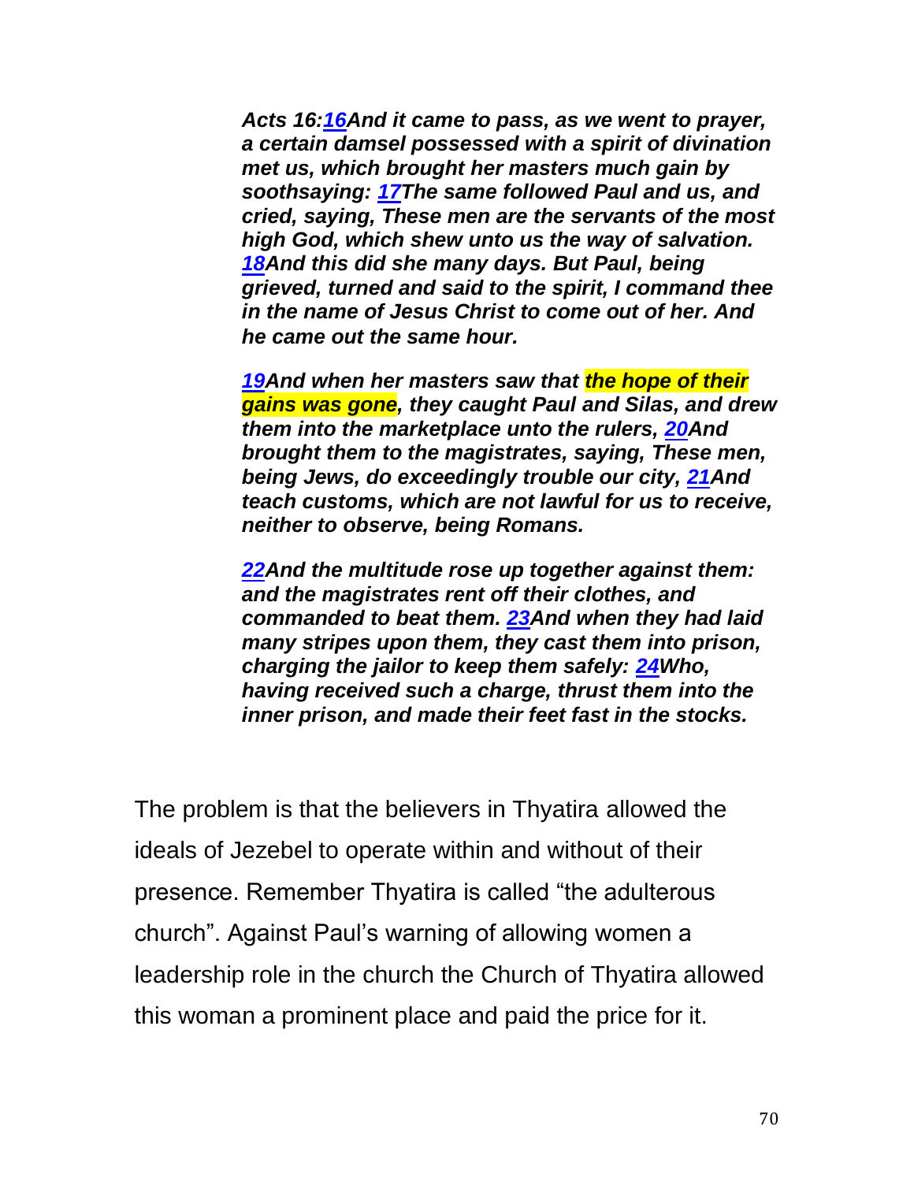***Acts 16:16And it came to pass, as we went to prayer, a certain damsel possessed with a spirit of divination met us, which brought her masters much gain by soothsaying: 17The same followed Paul and us, and cried, saying, These men are the servants of the most high God, which shew unto us the way of salvation. 18And this did she many days. But Paul, being grieved, turned and said to the spirit, I command thee in the name of Jesus Christ to come out of her. And he came out the same hour.***

***19And when her masters saw that the hope of their gains was gone, they caught Paul and Silas, and drew them into the marketplace unto the rulers, 20And brought them to the magistrates, saying, These men, being Jews, do exceedingly trouble our city, 21And teach customs, which are not lawful for us to receive, neither to observe, being Romans.***

***22And the multitude rose up together against them: and the magistrates rent off their clothes, and commanded to beat them. 23And when they had laid many stripes upon them, they cast them into prison, charging the jailor to keep them safely: 24Who, having received such a charge, thrust them into the inner prison, and made their feet fast in the stocks.***

The problem is that the believers in Thyatira allowed the ideals of Jezebel to operate within and without of their presence. Remember Thyatira is called "the adulterous church". Against Paul's warning of allowing women a leadership role in the church the Church of Thyatira allowed this woman a prominent place and paid the price for it.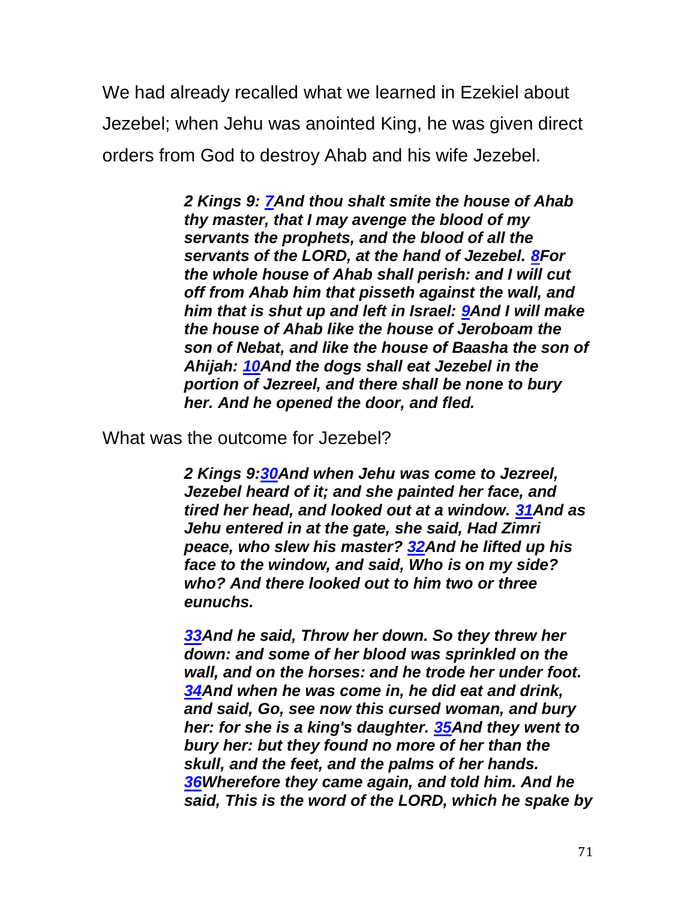We had already recalled what we learned in Ezekiel about Jezebel; when Jehu was anointed King, he was given direct orders from God to destroy Ahab and his wife Jezebel.

> ***2 Kings 9: 7And thou shalt smite the house of Ahab thy master, that I may avenge the blood of my servants the prophets, and the blood of all the servants of the LORD, at the hand of Jezebel. 8For the whole house of Ahab shall perish: and I will cut off from Ahab him that pisseth against the wall, and him that is shut up and left in Israel: 9And I will make the house of Ahab like the house of Jeroboam the son of Nebat, and like the house of Baasha the son of Ahijah: 10And the dogs shall eat Jezebel in the portion of Jezreel, and there shall be none to bury her. And he opened the door, and fled.***

What was the outcome for Jezebel?

> ***2 Kings 9:30And when Jehu was come to Jezreel, Jezebel heard of it; and she painted her face, and tired her head, and looked out at a window. 31And as Jehu entered in at the gate, she said, Had Zimri peace, who slew his master? 32And he lifted up his face to the window, and said, Who is on my side? who? And there looked out to him two or three eunuchs.***
>
> ***33And he said, Throw her down. So they threw her down: and some of her blood was sprinkled on the wall, and on the horses: and he trode her under foot. 34And when he was come in, he did eat and drink, and said, Go, see now this cursed woman, and bury her: for she is a king's daughter. 35And they went to bury her: but they found no more of her than the skull, and the feet, and the palms of her hands. 36Wherefore they came again, and told him. And he said, This is the word of the LORD, which he spake by***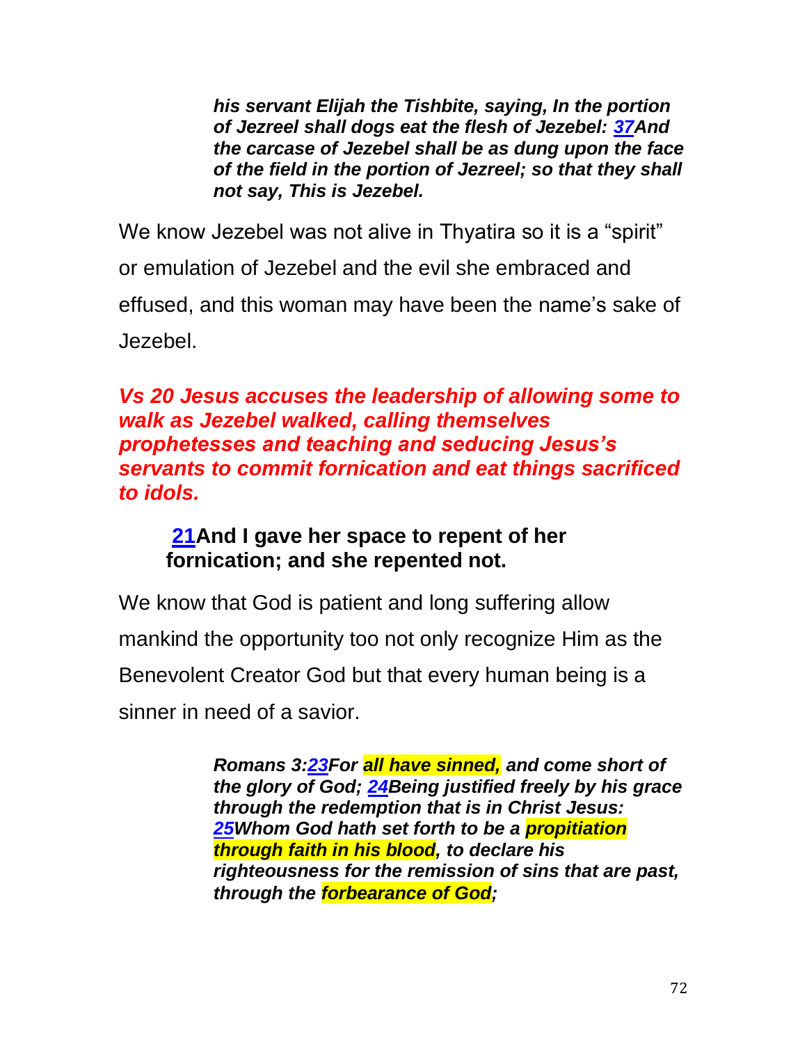> ***his servant Elijah the Tishbite, saying, In the portion of Jezreel shall dogs eat the flesh of Jezebel: 37And the carcase of Jezebel shall be as dung upon the face of the field in the portion of Jezreel; so that they shall not say, This is Jezebel.***

We know Jezebel was not alive in Thyatira so it is a "spirit" or emulation of Jezebel and the evil she embraced and effused, and this woman may have been the name's sake of Jezebel.

***Vs 20 Jesus accuses the leadership of allowing some to walk as Jezebel walked, calling themselves prophetesses and teaching and seducing Jesus's servants to commit fornication and eat things sacrificed to idols.***

> **21And I gave her space to repent of her fornication; and she repented not.**

We know that God is patient and long suffering allow mankind the opportunity too not only recognize Him as the Benevolent Creator God but that every human being is a sinner in need of a savior.

> ***Romans 3:23For all have sinned, and come short of the glory of God; 24Being justified freely by his grace through the redemption that is in Christ Jesus: 25Whom God hath set forth to be a propitiation through faith in his blood, to declare his righteousness for the remission of sins that are past, through the forbearance of God;***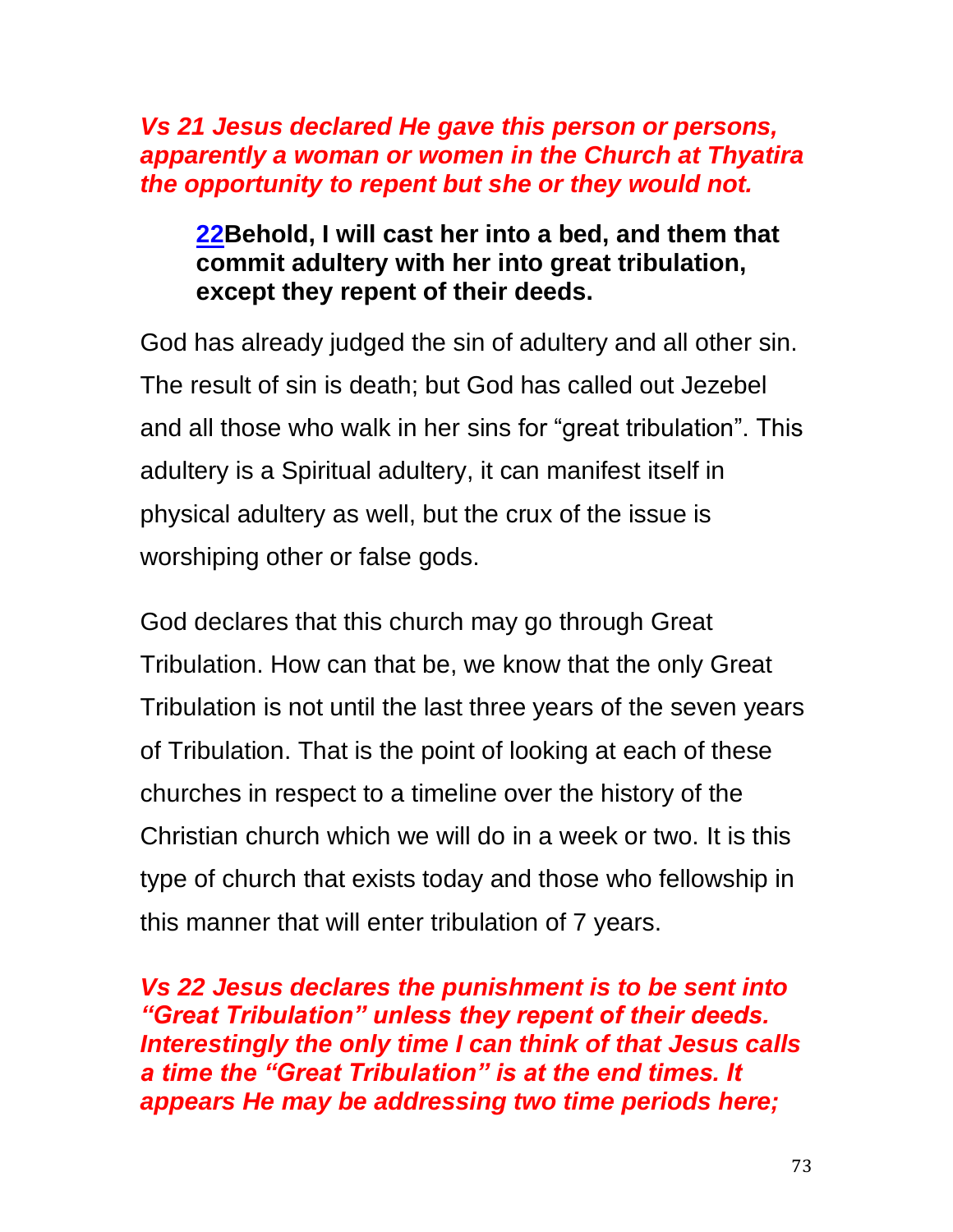***Vs 21 Jesus declared He gave this person or persons, apparently a woman or women in the Church at Thyatira the opportunity to repent but she or they would not.***

> **22Behold, I will cast her into a bed, and them that commit adultery with her into great tribulation, except they repent of their deeds.**

God has already judged the sin of adultery and all other sin. The result of sin is death; but God has called out Jezebel and all those who walk in her sins for "great tribulation". This adultery is a Spiritual adultery, it can manifest itself in physical adultery as well, but the crux of the issue is worshiping other or false gods.

God declares that this church may go through Great Tribulation. How can that be, we know that the only Great Tribulation is not until the last three years of the seven years of Tribulation. That is the point of looking at each of these churches in respect to a timeline over the history of the Christian church which we will do in a week or two. It is this type of church that exists today and those who fellowship in this manner that will enter tribulation of 7 years.

***Vs 22 Jesus declares the punishment is to be sent into "Great Tribulation" unless they repent of their deeds. Interestingly the only time I can think of that Jesus calls a time the "Great Tribulation" is at the end times. It appears He may be addressing two time periods here;***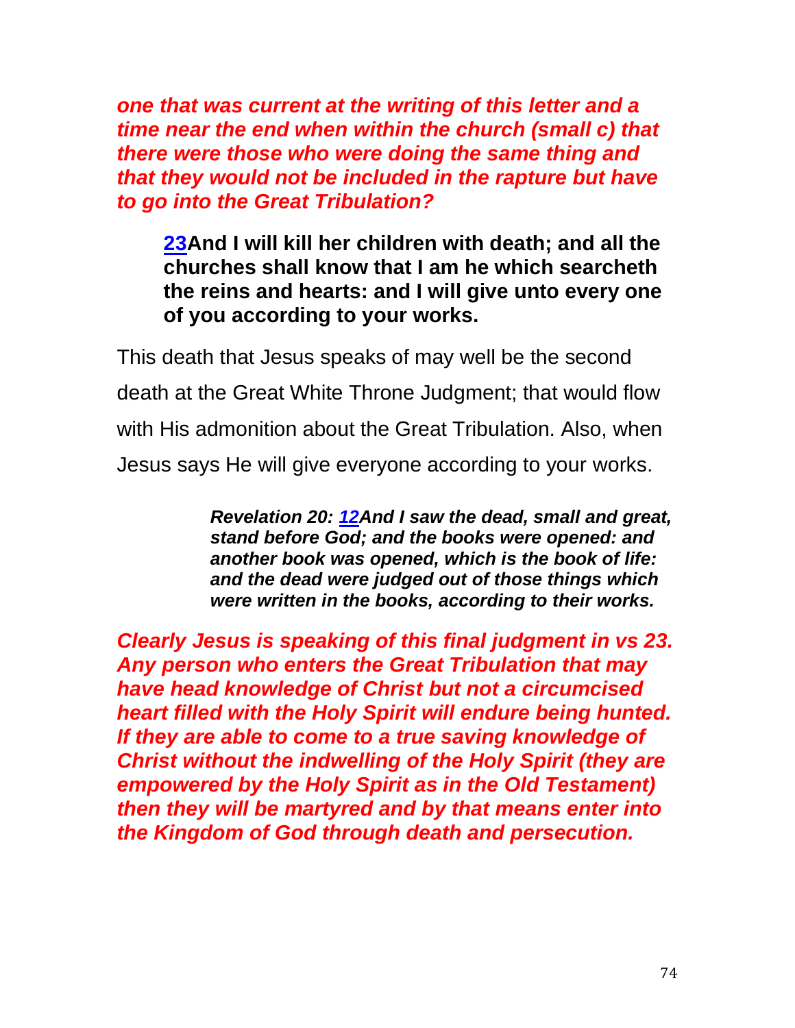***one that was current at the writing of this letter and a time near the end when within the church (small c) that there were those who were doing the same thing and that they would not be included in the rapture but have to go into the Great Tribulation?***

> **[23](#)And I will kill her children with death; and all the churches shall know that I am he which searcheth the reins and hearts: and I will give unto every one of you according to your works.**

This death that Jesus speaks of may well be the second death at the Great White Throne Judgment; that would flow with His admonition about the Great Tribulation. Also, when Jesus says He will give everyone according to your works.

> ***Revelation 20: [12](#)And I saw the dead, small and great, stand before God; and the books were opened: and another book was opened, which is the book of life: and the dead were judged out of those things which were written in the books, according to their works.***

***Clearly Jesus is speaking of this final judgment in vs 23. Any person who enters the Great Tribulation that may have head knowledge of Christ but not a circumcised heart filled with the Holy Spirit will endure being hunted. If they are able to come to a true saving knowledge of Christ without the indwelling of the Holy Spirit (they are empowered by the Holy Spirit as in the Old Testament) then they will be martyred and by that means enter into the Kingdom of God through death and persecution.***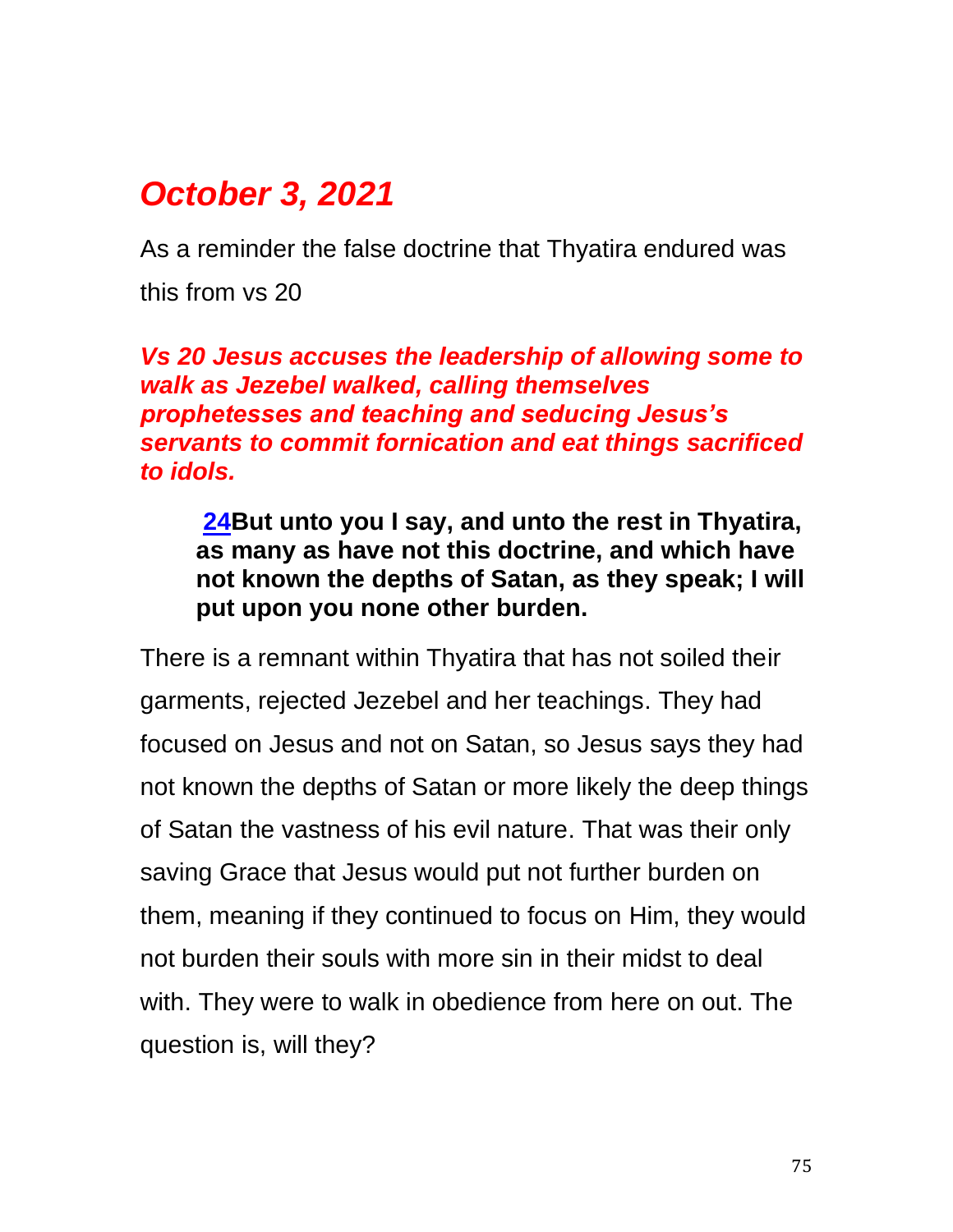## *October 3, 2021*

As a reminder the false doctrine that Thyatira endured was this from vs 20

***Vs 20 Jesus accuses the leadership of allowing some to walk as Jezebel walked, calling themselves prophetesses and teaching and seducing Jesus's servants to commit fornication and eat things sacrificed to idols.***

> **24But unto you I say, and unto the rest in Thyatira, as many as have not this doctrine, and which have not known the depths of Satan, as they speak; I will put upon you none other burden.**

There is a remnant within Thyatira that has not soiled their garments, rejected Jezebel and her teachings. They had focused on Jesus and not on Satan, so Jesus says they had not known the depths of Satan or more likely the deep things of Satan the vastness of his evil nature. That was their only saving Grace that Jesus would put not further burden on them, meaning if they continued to focus on Him, they would not burden their souls with more sin in their midst to deal with. They were to walk in obedience from here on out. The question is, will they?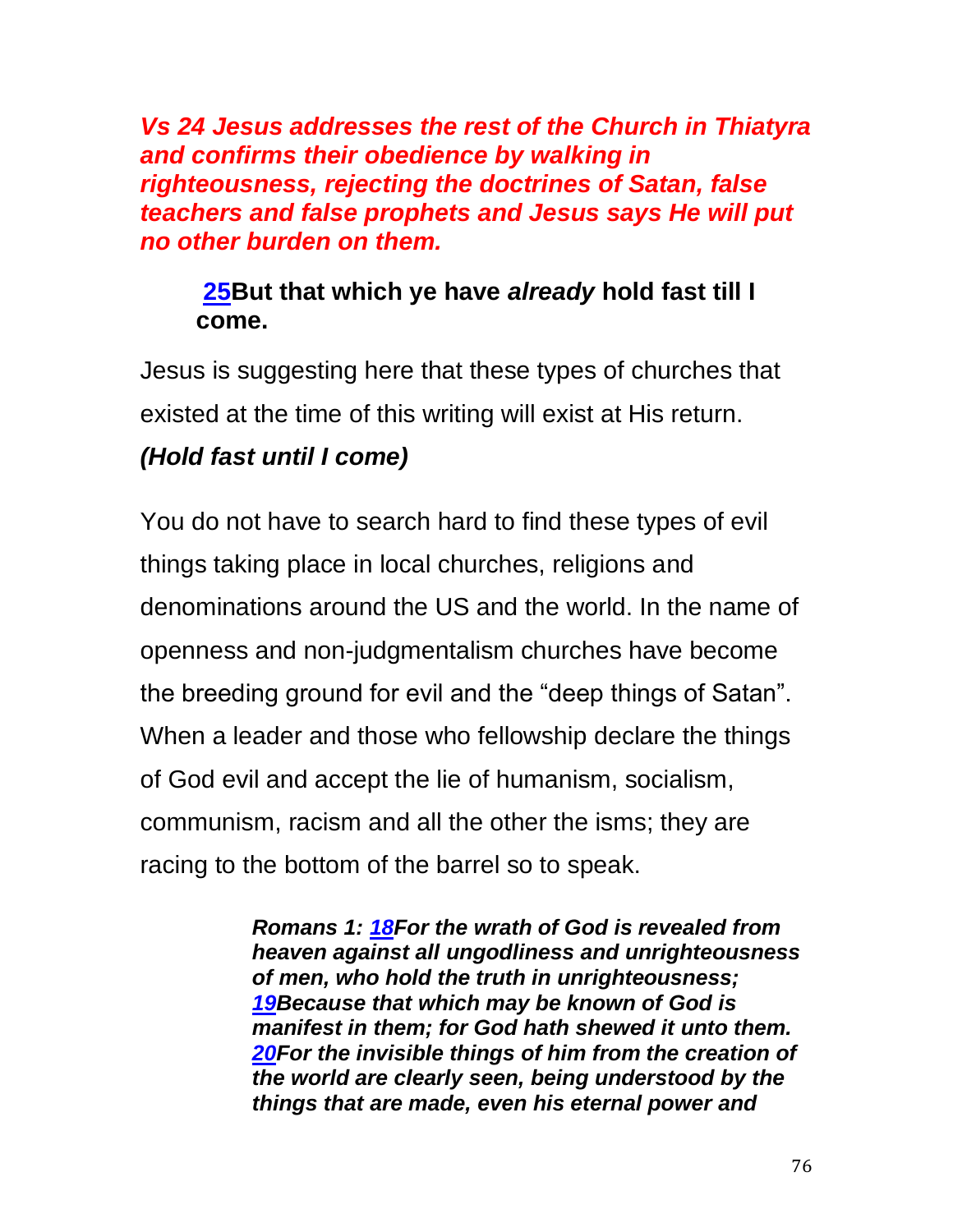***Vs 24 Jesus addresses the rest of the Church in Thiatyra and confirms their obedience by walking in righteousness, rejecting the doctrines of Satan, false teachers and false prophets and Jesus says He will put no other burden on them.***

> **25But that which ye have *already* hold fast till I come.**

Jesus is suggesting here that these types of churches that existed at the time of this writing will exist at His return.

***(Hold fast until I come)***

You do not have to search hard to find these types of evil things taking place in local churches, religions and denominations around the US and the world. In the name of openness and non-judgmentalism churches have become the breeding ground for evil and the "deep things of Satan". When a leader and those who fellowship declare the things of God evil and accept the lie of humanism, socialism, communism, racism and all the other the isms; they are racing to the bottom of the barrel so to speak.

> ***Romans 1: 18For the wrath of God is revealed from heaven against all ungodliness and unrighteousness of men, who hold the truth in unrighteousness; 19Because that which may be known of God is manifest in them; for God hath shewed it unto them. 20For the invisible things of him from the creation of the world are clearly seen, being understood by the things that are made, even his eternal power and***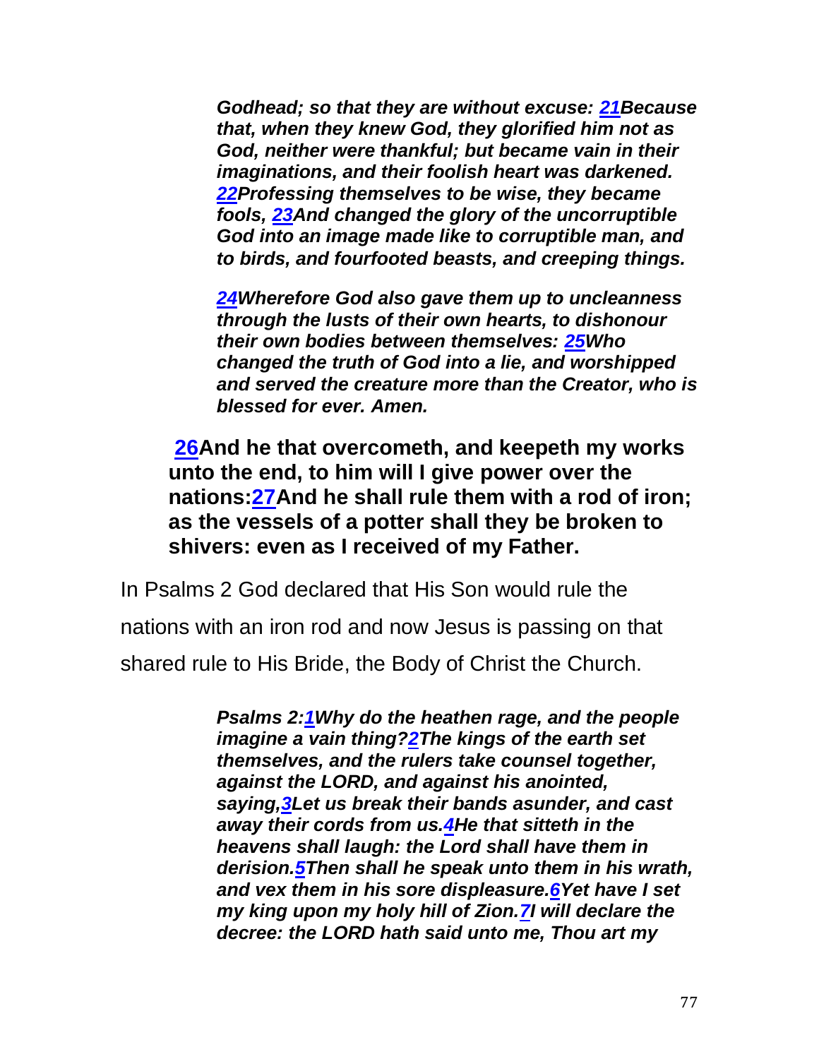> ***Godhead; so that they are without excuse: 21Because that, when they knew God, they glorified him not as God, neither were thankful; but became vain in their imaginations, and their foolish heart was darkened. 22Professing themselves to be wise, they became fools, 23And changed the glory of the uncorruptible God into an image made like to corruptible man, and to birds, and fourfooted beasts, and creeping things.***
>
> ***24Wherefore God also gave them up to uncleanness through the lusts of their own hearts, to dishonour their own bodies between themselves: 25Who changed the truth of God into a lie, and worshipped and served the creature more than the Creator, who is blessed for ever. Amen.***

**26And he that overcometh, and keepeth my works unto the end, to him will I give power over the nations:27And he shall rule them with a rod of iron; as the vessels of a potter shall they be broken to shivers: even as I received of my Father.**

In Psalms 2 God declared that His Son would rule the nations with an iron rod and now Jesus is passing on that shared rule to His Bride, the Body of Christ the Church.

> ***Psalms 2:1Why do the heathen rage, and the people imagine a vain thing?2The kings of the earth set themselves, and the rulers take counsel together, against the LORD, and against his anointed, saying,3Let us break their bands asunder, and cast away their cords from us.4He that sitteth in the heavens shall laugh: the Lord shall have them in derision.5Then shall he speak unto them in his wrath, and vex them in his sore displeasure.6Yet have I set my king upon my holy hill of Zion.7I will declare the decree: the LORD hath said unto me, Thou art my***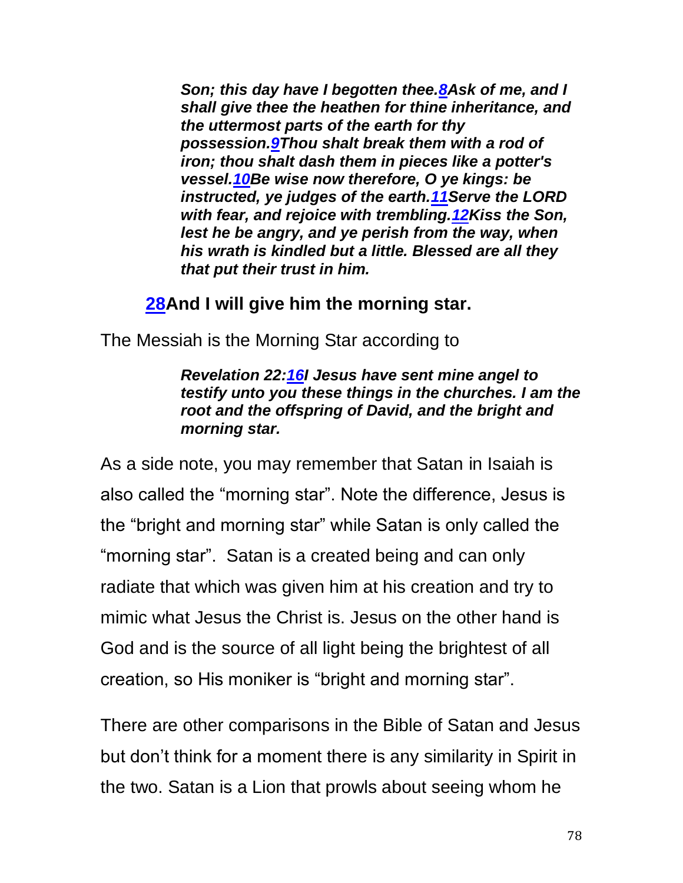> ***Son; this day have I begotten thee.8Ask of me, and I shall give thee the heathen for thine inheritance, and the uttermost parts of the earth for thy possession.9Thou shalt break them with a rod of iron; thou shalt dash them in pieces like a potter's vessel.10Be wise now therefore, O ye kings: be instructed, ye judges of the earth.11Serve the LORD with fear, and rejoice with trembling.12Kiss the Son, lest he be angry, and ye perish from the way, when his wrath is kindled but a little. Blessed are all they that put their trust in him.***

**28And I will give him the morning star.**

The Messiah is the Morning Star according to

> ***Revelation 22:16I Jesus have sent mine angel to testify unto you these things in the churches. I am the root and the offspring of David, and the bright and morning star.***

As a side note, you may remember that Satan in Isaiah is also called the "morning star". Note the difference, Jesus is the "bright and morning star" while Satan is only called the "morning star". Satan is a created being and can only radiate that which was given him at his creation and try to mimic what Jesus the Christ is. Jesus on the other hand is God and is the source of all light being the brightest of all creation, so His moniker is "bright and morning star".

There are other comparisons in the Bible of Satan and Jesus but don't think for a moment there is any similarity in Spirit in the two. Satan is a Lion that prowls about seeing whom he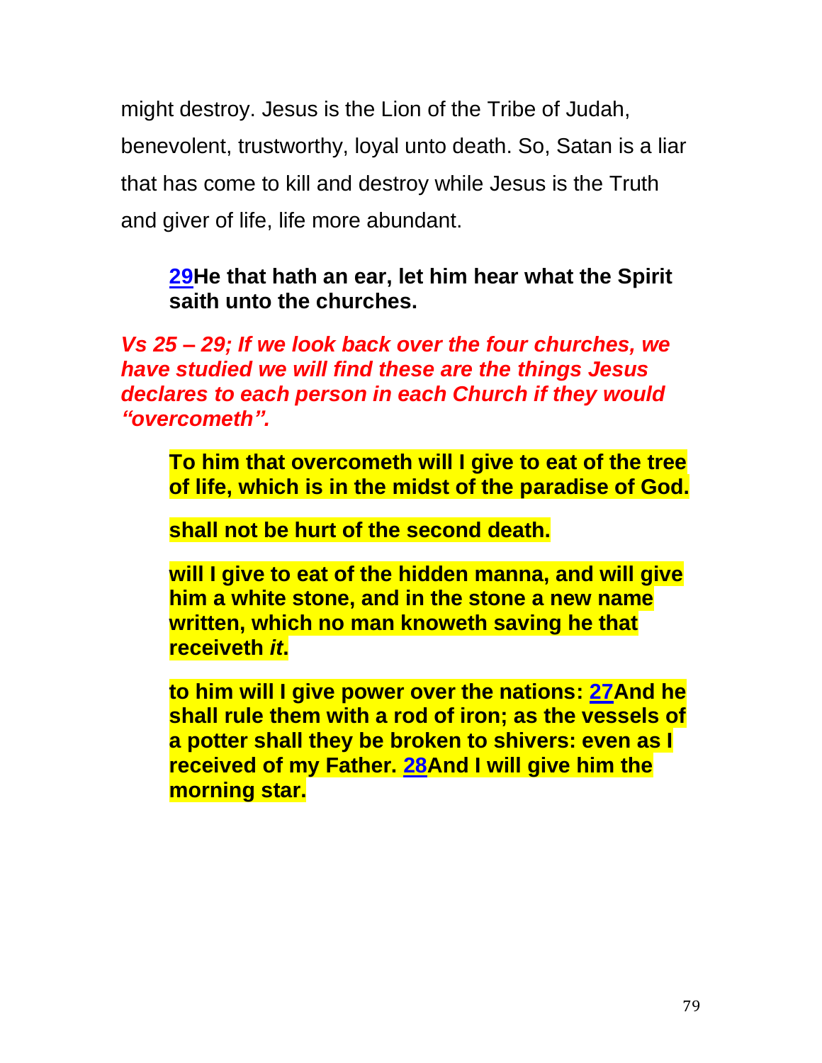might destroy. Jesus is the Lion of the Tribe of Judah, benevolent, trustworthy, loyal unto death. So, Satan is a liar that has come to kill and destroy while Jesus is the Truth and giver of life, life more abundant.

> **29He that hath an ear, let him hear what the Spirit saith unto the churches.**

***Vs 25 – 29; If we look back over the four churches, we have studied we will find these are the things Jesus declares to each person in each Church if they would "overcometh".***

> **To him that overcometh will I give to eat of the tree of life, which is in the midst of the paradise of God.**
>
> **shall not be hurt of the second death.**
>
> **will I give to eat of the hidden manna, and will give him a white stone, and in the stone a new name written, which no man knoweth saving he that receiveth *it*.**
>
> **to him will I give power over the nations: 27And he shall rule them with a rod of iron; as the vessels of a potter shall they be broken to shivers: even as I received of my Father. 28And I will give him the morning star.**